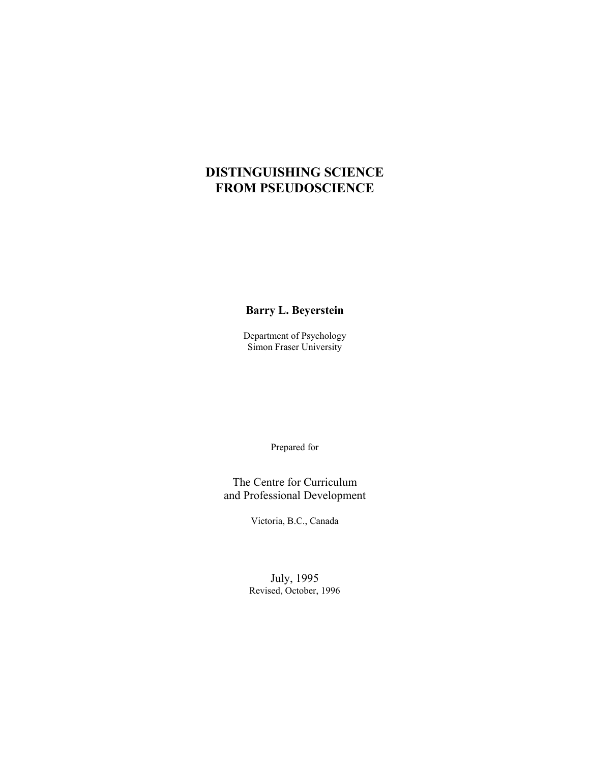# DISTINGUISHING SCIENCE FROM PSEUDOSCIENCE

**Barry L. Beyerstein**

Department of Psychology
Simon Fraser University

Prepared for

The Centre for Curriculum
and Professional Development

Victoria, B.C., Canada

July, 1995
Revised, October, 1996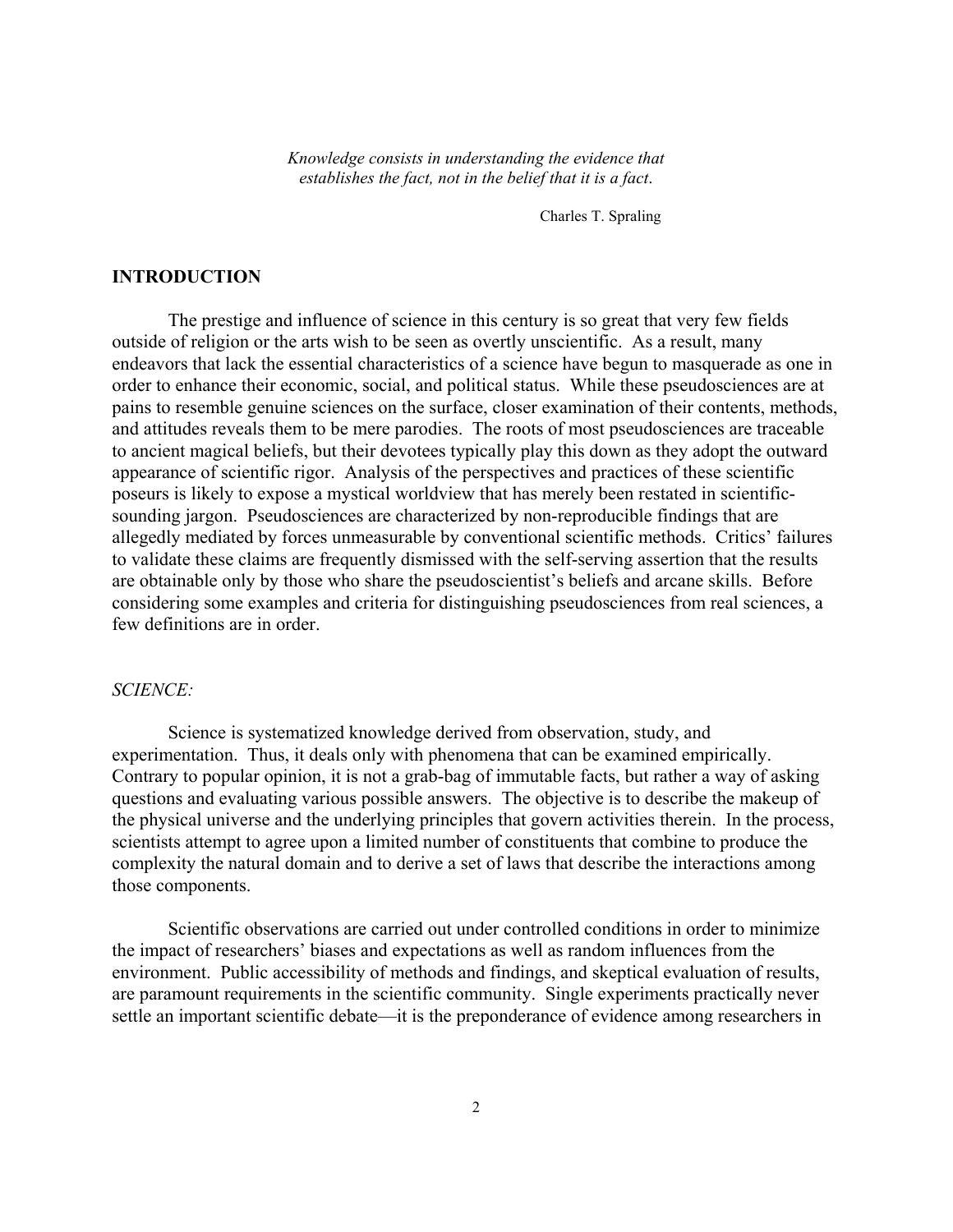*Knowledge consists in understanding the evidence that establishes the fact, not in the belief that it is a fact.*

Charles T. Spraling

## INTRODUCTION

The prestige and influence of science in this century is so great that very few fields outside of religion or the arts wish to be seen as overtly unscientific. As a result, many endeavors that lack the essential characteristics of a science have begun to masquerade as one in order to enhance their economic, social, and political status. While these pseudosciences are at pains to resemble genuine sciences on the surface, closer examination of their contents, methods, and attitudes reveals them to be mere parodies. The roots of most pseudosciences are traceable to ancient magical beliefs, but their devotees typically play this down as they adopt the outward appearance of scientific rigor. Analysis of the perspectives and practices of these scientific poseurs is likely to expose a mystical worldview that has merely been restated in scientific-sounding jargon. Pseudosciences are characterized by non-reproducible findings that are allegedly mediated by forces unmeasurable by conventional scientific methods. Critics' failures to validate these claims are frequently dismissed with the self-serving assertion that the results are obtainable only by those who share the pseudoscientist's beliefs and arcane skills. Before considering some examples and criteria for distinguishing pseudosciences from real sciences, a few definitions are in order.

### *SCIENCE:*

Science is systematized knowledge derived from observation, study, and experimentation. Thus, it deals only with phenomena that can be examined empirically. Contrary to popular opinion, it is not a grab-bag of immutable facts, but rather a way of asking questions and evaluating various possible answers. The objective is to describe the makeup of the physical universe and the underlying principles that govern activities therein. In the process, scientists attempt to agree upon a limited number of constituents that combine to produce the complexity the natural domain and to derive a set of laws that describe the interactions among those components.

Scientific observations are carried out under controlled conditions in order to minimize the impact of researchers' biases and expectations as well as random influences from the environment. Public accessibility of methods and findings, and skeptical evaluation of results, are paramount requirements in the scientific community. Single experiments practically never settle an important scientific debate—it is the preponderance of evidence among researchers in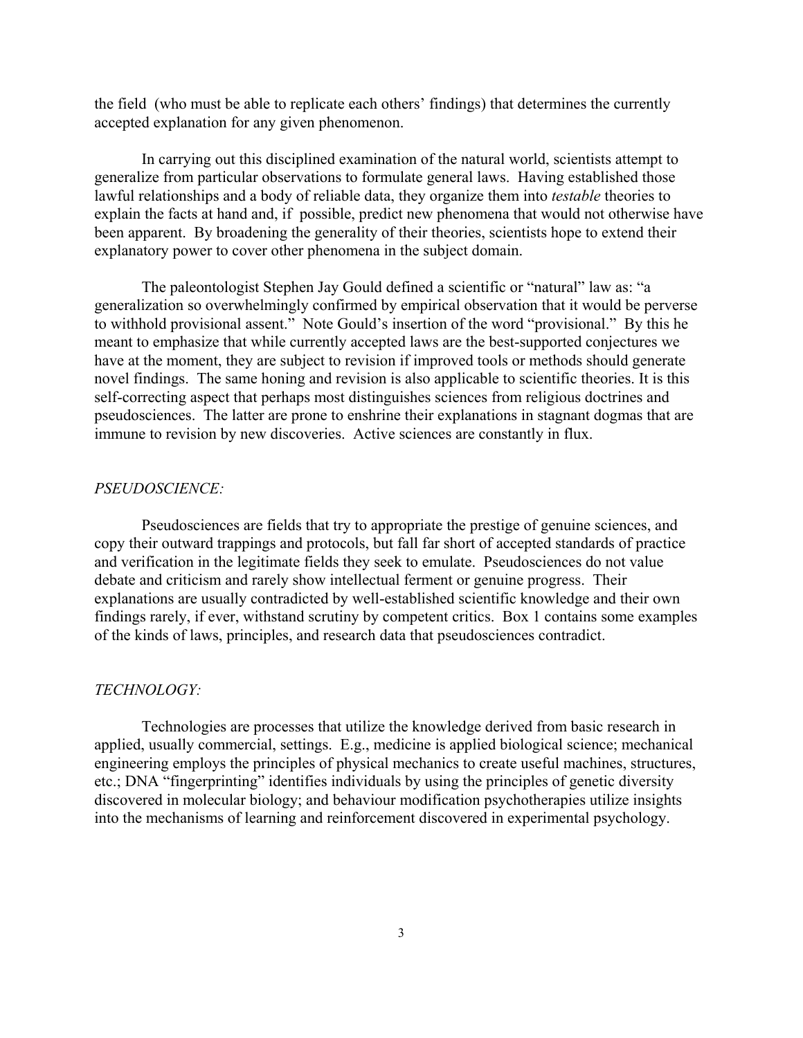the field (who must be able to replicate each others' findings) that determines the currently accepted explanation for any given phenomenon.

In carrying out this disciplined examination of the natural world, scientists attempt to generalize from particular observations to formulate general laws. Having established those lawful relationships and a body of reliable data, they organize them into *testable* theories to explain the facts at hand and, if possible, predict new phenomena that would not otherwise have been apparent. By broadening the generality of their theories, scientists hope to extend their explanatory power to cover other phenomena in the subject domain.

The paleontologist Stephen Jay Gould defined a scientific or "natural" law as: "a generalization so overwhelmingly confirmed by empirical observation that it would be perverse to withhold provisional assent." Note Gould's insertion of the word "provisional." By this he meant to emphasize that while currently accepted laws are the best-supported conjectures we have at the moment, they are subject to revision if improved tools or methods should generate novel findings. The same honing and revision is also applicable to scientific theories. It is this self-correcting aspect that perhaps most distinguishes sciences from religious doctrines and pseudosciences. The latter are prone to enshrine their explanations in stagnant dogmas that are immune to revision by new discoveries. Active sciences are constantly in flux.

*PSEUDOSCIENCE:*

Pseudosciences are fields that try to appropriate the prestige of genuine sciences, and copy their outward trappings and protocols, but fall far short of accepted standards of practice and verification in the legitimate fields they seek to emulate. Pseudosciences do not value debate and criticism and rarely show intellectual ferment or genuine progress. Their explanations are usually contradicted by well-established scientific knowledge and their own findings rarely, if ever, withstand scrutiny by competent critics. Box 1 contains some examples of the kinds of laws, principles, and research data that pseudosciences contradict.

*TECHNOLOGY:*

Technologies are processes that utilize the knowledge derived from basic research in applied, usually commercial, settings. E.g., medicine is applied biological science; mechanical engineering employs the principles of physical mechanics to create useful machines, structures, etc.; DNA "fingerprinting" identifies individuals by using the principles of genetic diversity discovered in molecular biology; and behaviour modification psychotherapies utilize insights into the mechanisms of learning and reinforcement discovered in experimental psychology.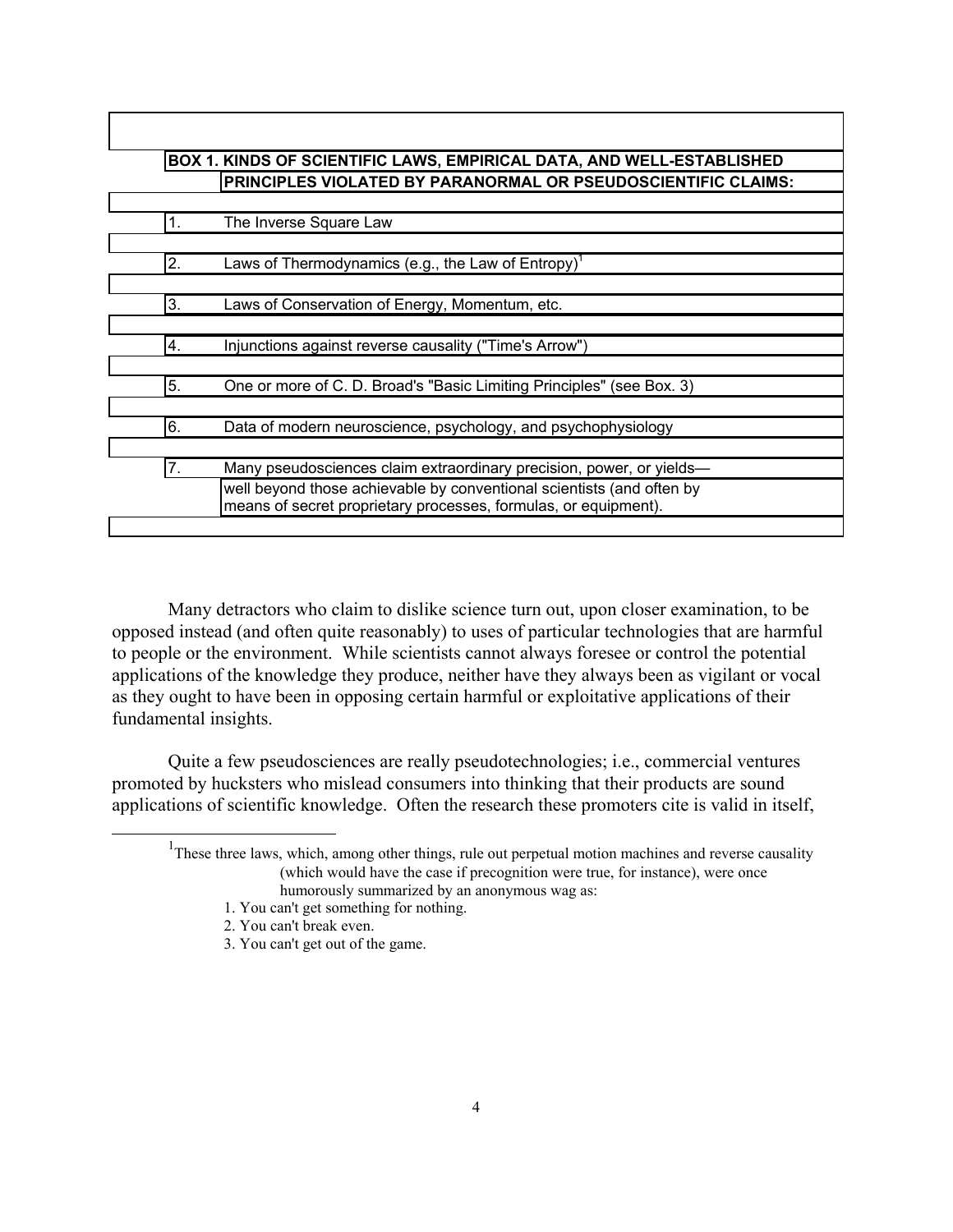**BOX 1. KINDS OF SCIENTIFIC LAWS, EMPIRICAL DATA, AND WELL-ESTABLISHED PRINCIPLES VIOLATED BY PARANORMAL OR PSEUDOSCIENTIFIC CLAIMS:**

1. The Inverse Square Law
2. Laws of Thermodynamics (e.g., the Law of Entropy)[1]
3. Laws of Conservation of Energy, Momentum, etc.
4. Injunctions against reverse causality ("Time's Arrow")
5. One or more of C. D. Broad's "Basic Limiting Principles" (see Box. 3)
6. Data of modern neuroscience, psychology, and psychophysiology
7. Many pseudosciences claim extraordinary precision, power, or yields—well beyond those achievable by conventional scientists (and often by means of secret proprietary processes, formulas, or equipment).

Many detractors who claim to dislike science turn out, upon closer examination, to be opposed instead (and often quite reasonably) to uses of particular technologies that are harmful to people or the environment. While scientists cannot always foresee or control the potential applications of the knowledge they produce, neither have they always been as vigilant or vocal as they ought to have been in opposing certain harmful or exploitative applications of their fundamental insights.

Quite a few pseudosciences are really pseudotechnologies; i.e., commercial ventures promoted by hucksters who mislead consumers into thinking that their products are sound applications of scientific knowledge. Often the research these promoters cite is valid in itself,

---

[1] These three laws, which, among other things, rule out perpetual motion machines and reverse causality (which would have the case if precognition were true, for instance), were once humorously summarized by an anonymous wag as:

1. You can't get something for nothing.
2. You can't break even.
3. You can't get out of the game.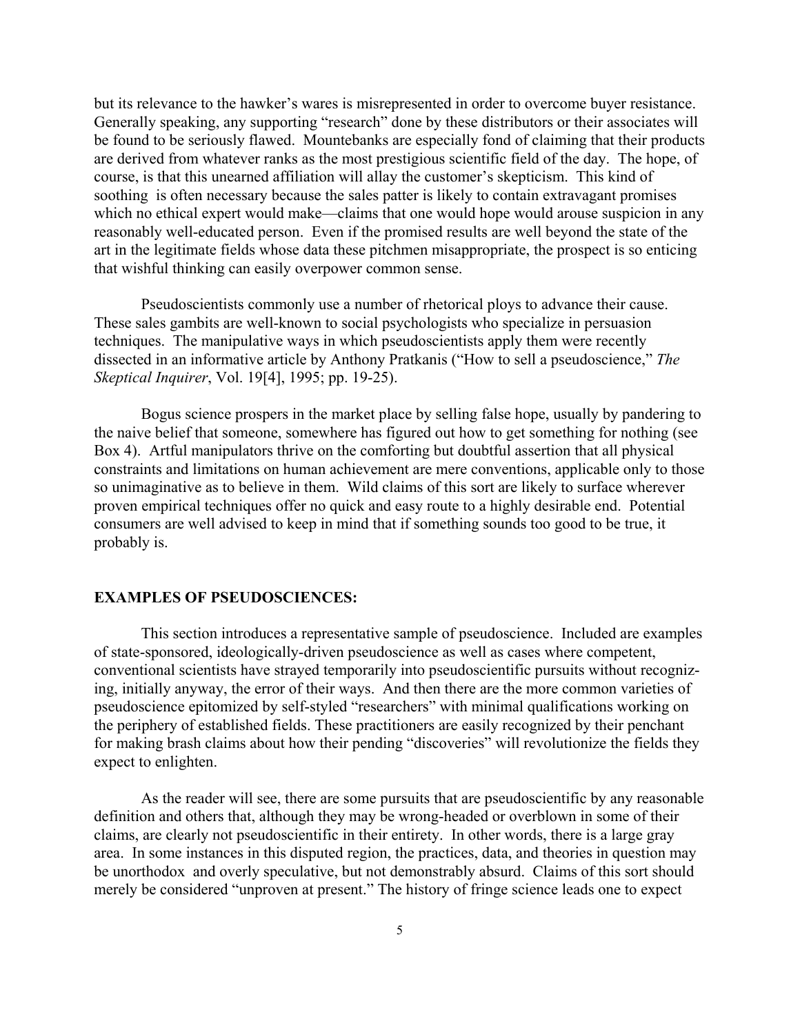but its relevance to the hawker's wares is misrepresented in order to overcome buyer resistance. Generally speaking, any supporting "research" done by these distributors or their associates will be found to be seriously flawed. Mountebanks are especially fond of claiming that their products are derived from whatever ranks as the most prestigious scientific field of the day. The hope, of course, is that this unearned affiliation will allay the customer's skepticism. This kind of soothing is often necessary because the sales patter is likely to contain extravagant promises which no ethical expert would make—claims that one would hope would arouse suspicion in any reasonably well-educated person. Even if the promised results are well beyond the state of the art in the legitimate fields whose data these pitchmen misappropriate, the prospect is so enticing that wishful thinking can easily overpower common sense.

Pseudoscientists commonly use a number of rhetorical ploys to advance their cause. These sales gambits are well-known to social psychologists who specialize in persuasion techniques. The manipulative ways in which pseudoscientists apply them were recently dissected in an informative article by Anthony Pratkanis ("How to sell a pseudoscience," *The Skeptical Inquirer*, Vol. 19[4], 1995; pp. 19-25).

Bogus science prospers in the market place by selling false hope, usually by pandering to the naive belief that someone, somewhere has figured out how to get something for nothing (see Box 4). Artful manipulators thrive on the comforting but doubtful assertion that all physical constraints and limitations on human achievement are mere conventions, applicable only to those so unimaginative as to believe in them. Wild claims of this sort are likely to surface wherever proven empirical techniques offer no quick and easy route to a highly desirable end. Potential consumers are well advised to keep in mind that if something sounds too good to be true, it probably is.

## EXAMPLES OF PSEUDOSCIENCES:

This section introduces a representative sample of pseudoscience. Included are examples of state-sponsored, ideologically-driven pseudoscience as well as cases where competent, conventional scientists have strayed temporarily into pseudoscientific pursuits without recognizing, initially anyway, the error of their ways. And then there are the more common varieties of pseudoscience epitomized by self-styled "researchers" with minimal qualifications working on the periphery of established fields. These practitioners are easily recognized by their penchant for making brash claims about how their pending "discoveries" will revolutionize the fields they expect to enlighten.

As the reader will see, there are some pursuits that are pseudoscientific by any reasonable definition and others that, although they may be wrong-headed or overblown in some of their claims, are clearly not pseudoscientific in their entirety. In other words, there is a large gray area. In some instances in this disputed region, the practices, data, and theories in question may be unorthodox and overly speculative, but not demonstrably absurd. Claims of this sort should merely be considered "unproven at present." The history of fringe science leads one to expect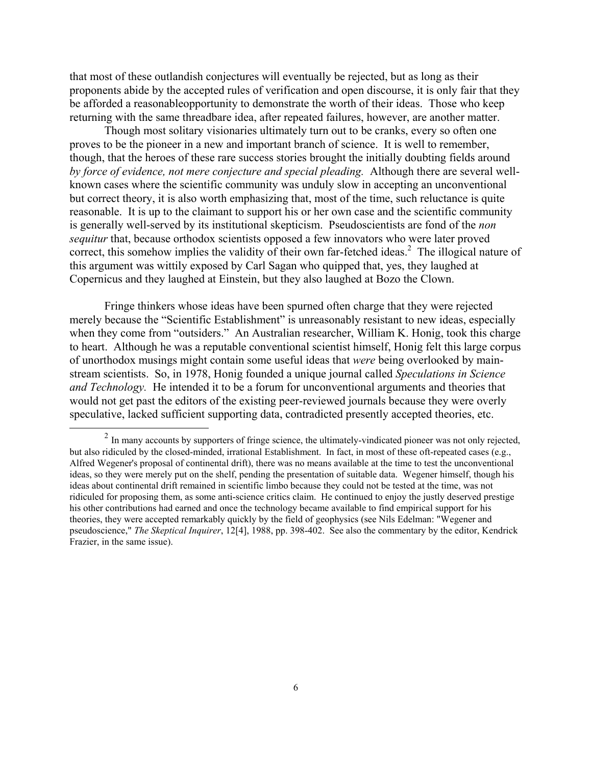that most of these outlandish conjectures will eventually be rejected, but as long as their proponents abide by the accepted rules of verification and open discourse, it is only fair that they be afforded a reasonableopportunity to demonstrate the worth of their ideas. Those who keep returning with the same threadbare idea, after repeated failures, however, are another matter.

Though most solitary visionaries ultimately turn out to be cranks, every so often one proves to be the pioneer in a new and important branch of science. It is well to remember, though, that the heroes of these rare success stories brought the initially doubting fields around *by force of evidence, not mere conjecture and special pleading.* Although there are several well-known cases where the scientific community was unduly slow in accepting an unconventional but correct theory, it is also worth emphasizing that, most of the time, such reluctance is quite reasonable. It is up to the claimant to support his or her own case and the scientific community is generally well-served by its institutional skepticism. Pseudoscientists are fond of the *non sequitur* that, because orthodox scientists opposed a few innovators who were later proved correct, this somehow implies the validity of their own far-fetched ideas.[2] The illogical nature of this argument was wittily exposed by Carl Sagan who quipped that, yes, they laughed at Copernicus and they laughed at Einstein, but they also laughed at Bozo the Clown.

Fringe thinkers whose ideas have been spurned often charge that they were rejected merely because the "Scientific Establishment" is unreasonably resistant to new ideas, especially when they come from "outsiders." An Australian researcher, William K. Honig, took this charge to heart. Although he was a reputable conventional scientist himself, Honig felt this large corpus of unorthodox musings might contain some useful ideas that *were* being overlooked by main-stream scientists. So, in 1978, Honig founded a unique journal called *Speculations in Science and Technology.* He intended it to be a forum for unconventional arguments and theories that would not get past the editors of the existing peer-reviewed journals because they were overly speculative, lacked sufficient supporting data, contradicted presently accepted theories, etc.

---

[2] In many accounts by supporters of fringe science, the ultimately-vindicated pioneer was not only rejected, but also ridiculed by the closed-minded, irrational Establishment. In fact, in most of these oft-repeated cases (e.g., Alfred Wegener's proposal of continental drift), there was no means available at the time to test the unconventional ideas, so they were merely put on the shelf, pending the presentation of suitable data. Wegener himself, though his ideas about continental drift remained in scientific limbo because they could not be tested at the time, was not ridiculed for proposing them, as some anti-science critics claim. He continued to enjoy the justly deserved prestige his other contributions had earned and once the technology became available to find empirical support for his theories, they were accepted remarkably quickly by the field of geophysics (see Nils Edelman: "Wegener and pseudoscience," *The Skeptical Inquirer*, 12[4], 1988, pp. 398-402. See also the commentary by the editor, Kendrick Frazier, in the same issue).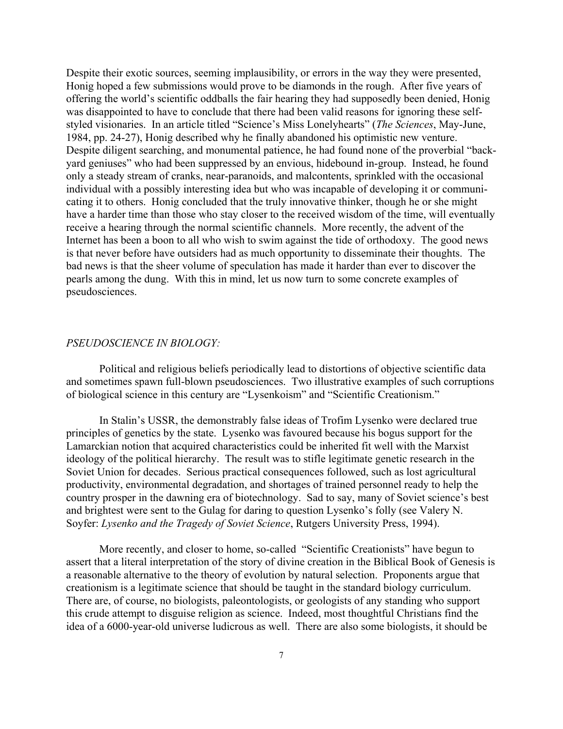Despite their exotic sources, seeming implausibility, or errors in the way they were presented, Honig hoped a few submissions would prove to be diamonds in the rough. After five years of offering the world's scientific oddballs the fair hearing they had supposedly been denied, Honig was disappointed to have to conclude that there had been valid reasons for ignoring these self-styled visionaries. In an article titled "Science's Miss Lonelyhearts" (*The Sciences*, May-June, 1984, pp. 24-27), Honig described why he finally abandoned his optimistic new venture. Despite diligent searching, and monumental patience, he had found none of the proverbial "back-yard geniuses" who had been suppressed by an envious, hidebound in-group. Instead, he found only a steady stream of cranks, near-paranoids, and malcontents, sprinkled with the occasional individual with a possibly interesting idea but who was incapable of developing it or communicating it to others. Honig concluded that the truly innovative thinker, though he or she might have a harder time than those who stay closer to the received wisdom of the time, will eventually receive a hearing through the normal scientific channels. More recently, the advent of the Internet has been a boon to all who wish to swim against the tide of orthodoxy. The good news is that never before have outsiders had as much opportunity to disseminate their thoughts. The bad news is that the sheer volume of speculation has made it harder than ever to discover the pearls among the dung. With this in mind, let us now turn to some concrete examples of pseudosciences.

## *PSEUDOSCIENCE IN BIOLOGY:*

Political and religious beliefs periodically lead to distortions of objective scientific data and sometimes spawn full-blown pseudosciences. Two illustrative examples of such corruptions of biological science in this century are "Lysenkoism" and "Scientific Creationism."

In Stalin's USSR, the demonstrably false ideas of Trofim Lysenko were declared true principles of genetics by the state. Lysenko was favoured because his bogus support for the Lamarckian notion that acquired characteristics could be inherited fit well with the Marxist ideology of the political hierarchy. The result was to stifle legitimate genetic research in the Soviet Union for decades. Serious practical consequences followed, such as lost agricultural productivity, environmental degradation, and shortages of trained personnel ready to help the country prosper in the dawning era of biotechnology. Sad to say, many of Soviet science's best and brightest were sent to the Gulag for daring to question Lysenko's folly (see Valery N. Soyfer: *Lysenko and the Tragedy of Soviet Science*, Rutgers University Press, 1994).

More recently, and closer to home, so-called "Scientific Creationists" have begun to assert that a literal interpretation of the story of divine creation in the Biblical Book of Genesis is a reasonable alternative to the theory of evolution by natural selection. Proponents argue that creationism is a legitimate science that should be taught in the standard biology curriculum. There are, of course, no biologists, paleontologists, or geologists of any standing who support this crude attempt to disguise religion as science. Indeed, most thoughtful Christians find the idea of a 6000-year-old universe ludicrous as well. There are also some biologists, it should be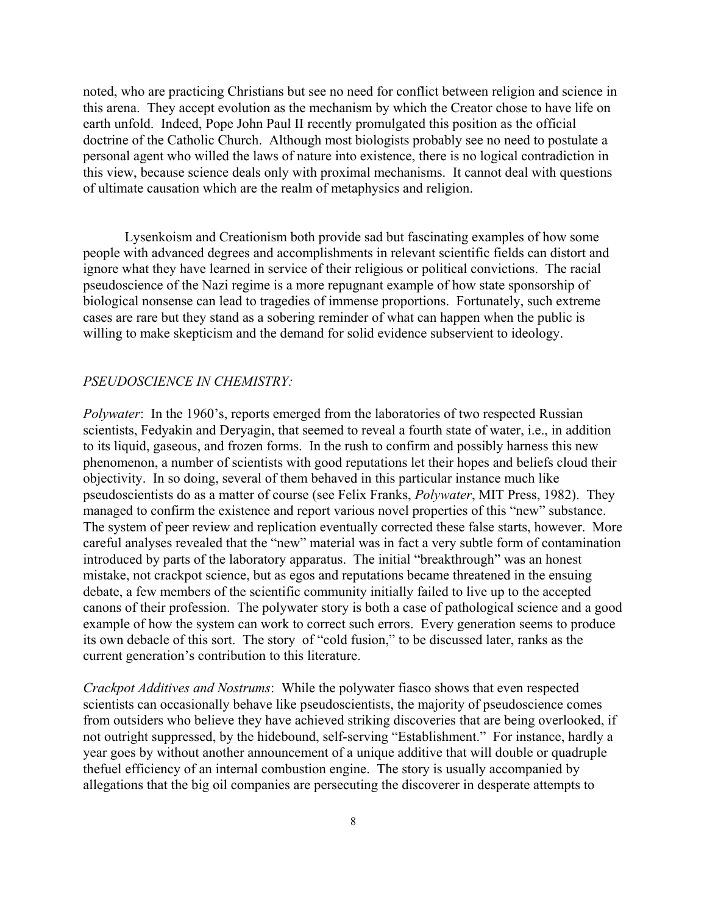noted, who are practicing Christians but see no need for conflict between religion and science in this arena. They accept evolution as the mechanism by which the Creator chose to have life on earth unfold. Indeed, Pope John Paul II recently promulgated this position as the official doctrine of the Catholic Church. Although most biologists probably see no need to postulate a personal agent who willed the laws of nature into existence, there is no logical contradiction in this view, because science deals only with proximal mechanisms. It cannot deal with questions of ultimate causation which are the realm of metaphysics and religion.

Lysenkoism and Creationism both provide sad but fascinating examples of how some people with advanced degrees and accomplishments in relevant scientific fields can distort and ignore what they have learned in service of their religious or political convictions. The racial pseudoscience of the Nazi regime is a more repugnant example of how state sponsorship of biological nonsense can lead to tragedies of immense proportions. Fortunately, such extreme cases are rare but they stand as a sobering reminder of what can happen when the public is willing to make skepticism and the demand for solid evidence subservient to ideology.

*PSEUDOSCIENCE IN CHEMISTRY:*

*Polywater*: In the 1960's, reports emerged from the laboratories of two respected Russian scientists, Fedyakin and Deryagin, that seemed to reveal a fourth state of water, i.e., in addition to its liquid, gaseous, and frozen forms. In the rush to confirm and possibly harness this new phenomenon, a number of scientists with good reputations let their hopes and beliefs cloud their objectivity. In so doing, several of them behaved in this particular instance much like pseudoscientists do as a matter of course (see Felix Franks, *Polywater*, MIT Press, 1982). They managed to confirm the existence and report various novel properties of this "new" substance. The system of peer review and replication eventually corrected these false starts, however. More careful analyses revealed that the "new" material was in fact a very subtle form of contamination introduced by parts of the laboratory apparatus. The initial "breakthrough" was an honest mistake, not crackpot science, but as egos and reputations became threatened in the ensuing debate, a few members of the scientific community initially failed to live up to the accepted canons of their profession. The polywater story is both a case of pathological science and a good example of how the system can work to correct such errors. Every generation seems to produce its own debacle of this sort. The story of "cold fusion," to be discussed later, ranks as the current generation's contribution to this literature.

*Crackpot Additives and Nostrums*: While the polywater fiasco shows that even respected scientists can occasionally behave like pseudoscientists, the majority of pseudoscience comes from outsiders who believe they have achieved striking discoveries that are being overlooked, if not outright suppressed, by the hidebound, self-serving "Establishment." For instance, hardly a year goes by without another announcement of a unique additive that will double or quadruple thefuel efficiency of an internal combustion engine. The story is usually accompanied by allegations that the big oil companies are persecuting the discoverer in desperate attempts to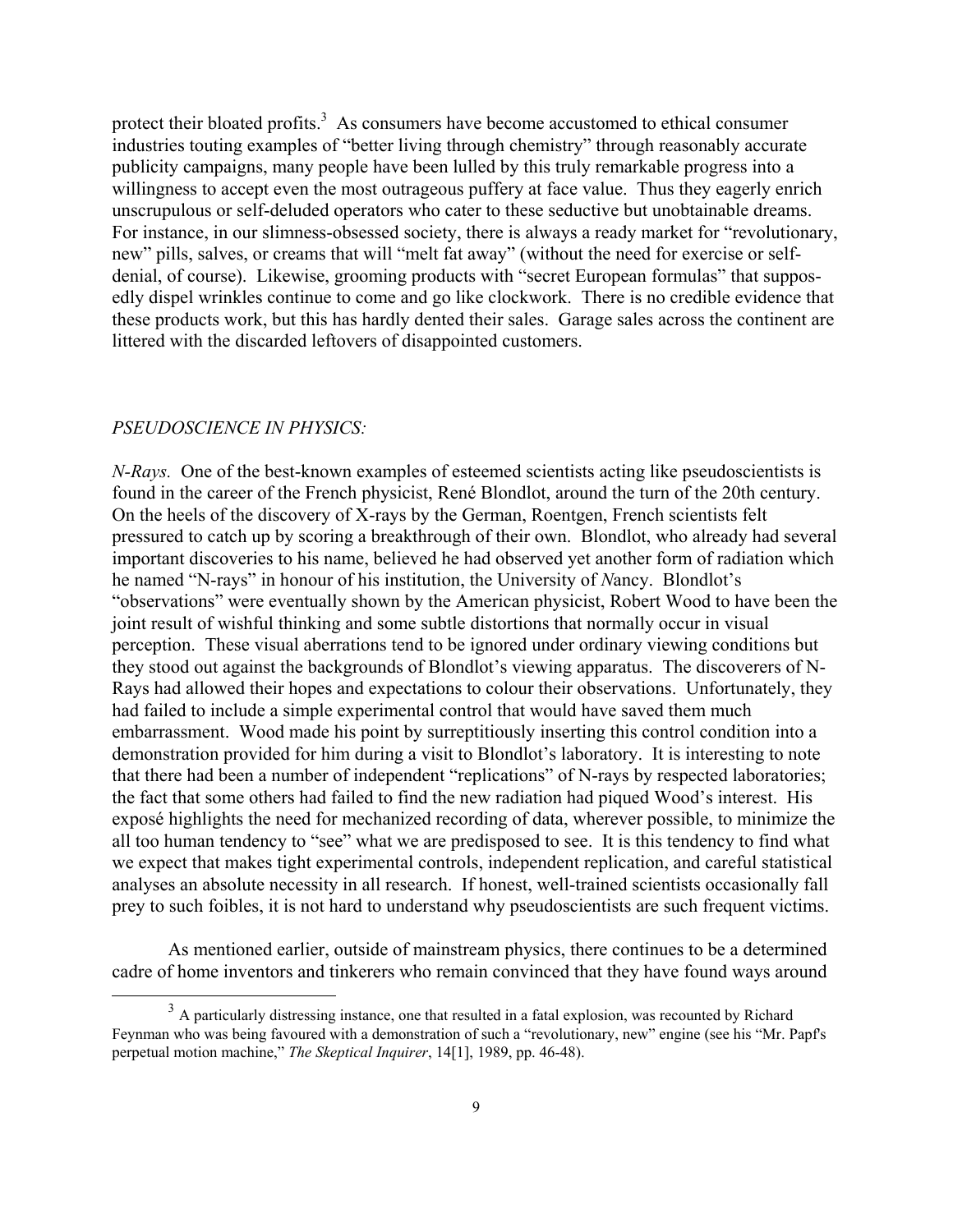protect their bloated profits.[3] As consumers have become accustomed to ethical consumer industries touting examples of "better living through chemistry" through reasonably accurate publicity campaigns, many people have been lulled by this truly remarkable progress into a willingness to accept even the most outrageous puffery at face value. Thus they eagerly enrich unscrupulous or self-deluded operators who cater to these seductive but unobtainable dreams. For instance, in our slimness-obsessed society, there is always a ready market for "revolutionary, new" pills, salves, or creams that will "melt fat away" (without the need for exercise or self-denial, of course). Likewise, grooming products with "secret European formulas" that supposedly dispel wrinkles continue to come and go like clockwork. There is no credible evidence that these products work, but this has hardly dented their sales. Garage sales across the continent are littered with the discarded leftovers of disappointed customers.

*PSEUDOSCIENCE IN PHYSICS:*

*N-Rays*. One of the best-known examples of esteemed scientists acting like pseudoscientists is found in the career of the French physicist, René Blondlot, around the turn of the 20th century. On the heels of the discovery of X-rays by the German, Roentgen, French scientists felt pressured to catch up by scoring a breakthrough of their own. Blondlot, who already had several important discoveries to his name, believed he had observed yet another form of radiation which he named "N-rays" in honour of his institution, the University of *N*ancy. Blondlot's "observations" were eventually shown by the American physicist, Robert Wood to have been the joint result of wishful thinking and some subtle distortions that normally occur in visual perception. These visual aberrations tend to be ignored under ordinary viewing conditions but they stood out against the backgrounds of Blondlot's viewing apparatus. The discoverers of N-Rays had allowed their hopes and expectations to colour their observations. Unfortunately, they had failed to include a simple experimental control that would have saved them much embarrassment. Wood made his point by surreptitiously inserting this control condition into a demonstration provided for him during a visit to Blondlot's laboratory. It is interesting to note that there had been a number of independent "replications" of N-rays by respected laboratories; the fact that some others had failed to find the new radiation had piqued Wood's interest. His exposé highlights the need for mechanized recording of data, wherever possible, to minimize the all too human tendency to "see" what we are predisposed to see. It is this tendency to find what we expect that makes tight experimental controls, independent replication, and careful statistical analyses an absolute necessity in all research. If honest, well-trained scientists occasionally fall prey to such foibles, it is not hard to understand why pseudoscientists are such frequent victims.

As mentioned earlier, outside of mainstream physics, there continues to be a determined cadre of home inventors and tinkerers who remain convinced that they have found ways around

---

[3] A particularly distressing instance, one that resulted in a fatal explosion, was recounted by Richard Feynman who was being favoured with a demonstration of such a "revolutionary, new" engine (see his "Mr. Papf's perpetual motion machine," *The Skeptical Inquirer*, 14[1], 1989, pp. 46-48).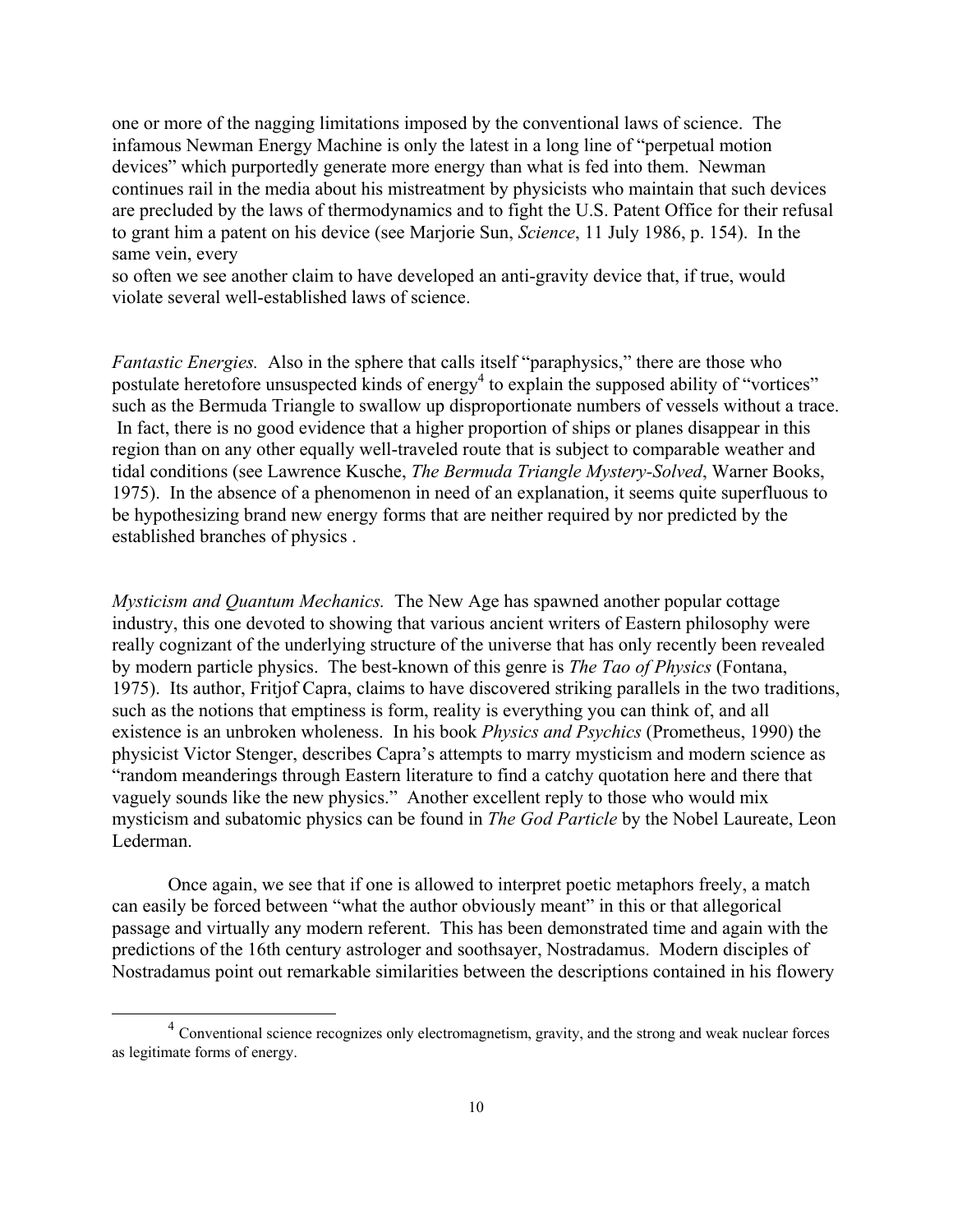one or more of the nagging limitations imposed by the conventional laws of science. The infamous Newman Energy Machine is only the latest in a long line of "perpetual motion devices" which purportedly generate more energy than what is fed into them. Newman continues rail in the media about his mistreatment by physicists who maintain that such devices are precluded by the laws of thermodynamics and to fight the U.S. Patent Office for their refusal to grant him a patent on his device (see Marjorie Sun, *Science*, 11 July 1986, p. 154). In the same vein, every so often we see another claim to have developed an anti-gravity device that, if true, would violate several well-established laws of science.

*Fantastic Energies.* Also in the sphere that calls itself "paraphysics," there are those who postulate heretofore unsuspected kinds of energy[4] to explain the supposed ability of "vortices" such as the Bermuda Triangle to swallow up disproportionate numbers of vessels without a trace. In fact, there is no good evidence that a higher proportion of ships or planes disappear in this region than on any other equally well-traveled route that is subject to comparable weather and tidal conditions (see Lawrence Kusche, *The Bermuda Triangle Mystery-Solved*, Warner Books, 1975). In the absence of a phenomenon in need of an explanation, it seems quite superfluous to be hypothesizing brand new energy forms that are neither required by nor predicted by the established branches of physics .

*Mysticism and Quantum Mechanics.* The New Age has spawned another popular cottage industry, this one devoted to showing that various ancient writers of Eastern philosophy were really cognizant of the underlying structure of the universe that has only recently been revealed by modern particle physics. The best-known of this genre is *The Tao of Physics* (Fontana, 1975). Its author, Fritjof Capra, claims to have discovered striking parallels in the two traditions, such as the notions that emptiness is form, reality is everything you can think of, and all existence is an unbroken wholeness. In his book *Physics and Psychics* (Prometheus, 1990) the physicist Victor Stenger, describes Capra's attempts to marry mysticism and modern science as "random meanderings through Eastern literature to find a catchy quotation here and there that vaguely sounds like the new physics." Another excellent reply to those who would mix mysticism and subatomic physics can be found in *The God Particle* by the Nobel Laureate, Leon Lederman.

Once again, we see that if one is allowed to interpret poetic metaphors freely, a match can easily be forced between "what the author obviously meant" in this or that allegorical passage and virtually any modern referent. This has been demonstrated time and again with the predictions of the 16th century astrologer and soothsayer, Nostradamus. Modern disciples of Nostradamus point out remarkable similarities between the descriptions contained in his flowery

---

[4] Conventional science recognizes only electromagnetism, gravity, and the strong and weak nuclear forces as legitimate forms of energy.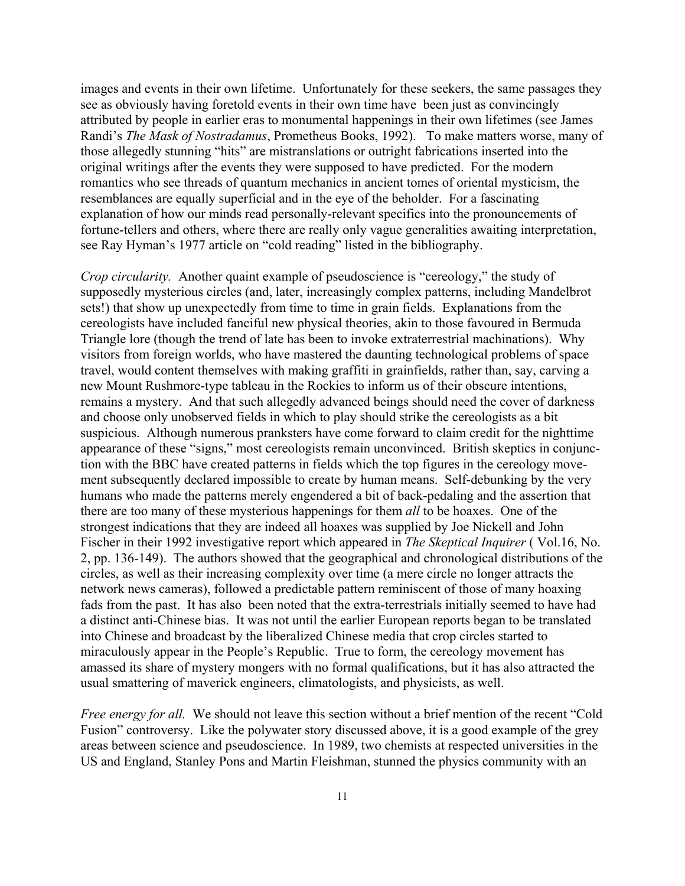images and events in their own lifetime. Unfortunately for these seekers, the same passages they see as obviously having foretold events in their own time have been just as convincingly attributed by people in earlier eras to monumental happenings in their own lifetimes (see James Randi's *The Mask of Nostradamus*, Prometheus Books, 1992). To make matters worse, many of those allegedly stunning "hits" are mistranslations or outright fabrications inserted into the original writings after the events they were supposed to have predicted. For the modern romantics who see threads of quantum mechanics in ancient tomes of oriental mysticism, the resemblances are equally superficial and in the eye of the beholder. For a fascinating explanation of how our minds read personally-relevant specifics into the pronouncements of fortune-tellers and others, where there are really only vague generalities awaiting interpretation, see Ray Hyman's 1977 article on "cold reading" listed in the bibliography.

*Crop circularity.* Another quaint example of pseudoscience is "cereology," the study of supposedly mysterious circles (and, later, increasingly complex patterns, including Mandelbrot sets!) that show up unexpectedly from time to time in grain fields. Explanations from the cereologists have included fanciful new physical theories, akin to those favoured in Bermuda Triangle lore (though the trend of late has been to invoke extraterrestrial machinations). Why visitors from foreign worlds, who have mastered the daunting technological problems of space travel, would content themselves with making graffiti in grainfields, rather than, say, carving a new Mount Rushmore-type tableau in the Rockies to inform us of their obscure intentions, remains a mystery. And that such allegedly advanced beings should need the cover of darkness and choose only unobserved fields in which to play should strike the cereologists as a bit suspicious. Although numerous pranksters have come forward to claim credit for the nighttime appearance of these "signs," most cereologists remain unconvinced. British skeptics in conjunction with the BBC have created patterns in fields which the top figures in the cereology movement subsequently declared impossible to create by human means. Self-debunking by the very humans who made the patterns merely engendered a bit of back-pedaling and the assertion that there are too many of these mysterious happenings for them *all* to be hoaxes. One of the strongest indications that they are indeed all hoaxes was supplied by Joe Nickell and John Fischer in their 1992 investigative report which appeared in *The Skeptical Inquirer* ( Vol.16, No. 2, pp. 136-149). The authors showed that the geographical and chronological distributions of the circles, as well as their increasing complexity over time (a mere circle no longer attracts the network news cameras), followed a predictable pattern reminiscent of those of many hoaxing fads from the past. It has also been noted that the extra-terrestrials initially seemed to have had a distinct anti-Chinese bias. It was not until the earlier European reports began to be translated into Chinese and broadcast by the liberalized Chinese media that crop circles started to miraculously appear in the People's Republic. True to form, the cereology movement has amassed its share of mystery mongers with no formal qualifications, but it has also attracted the usual smattering of maverick engineers, climatologists, and physicists, as well.

*Free energy for all.* We should not leave this section without a brief mention of the recent "Cold Fusion" controversy. Like the polywater story discussed above, it is a good example of the grey areas between science and pseudoscience. In 1989, two chemists at respected universities in the US and England, Stanley Pons and Martin Fleishman, stunned the physics community with an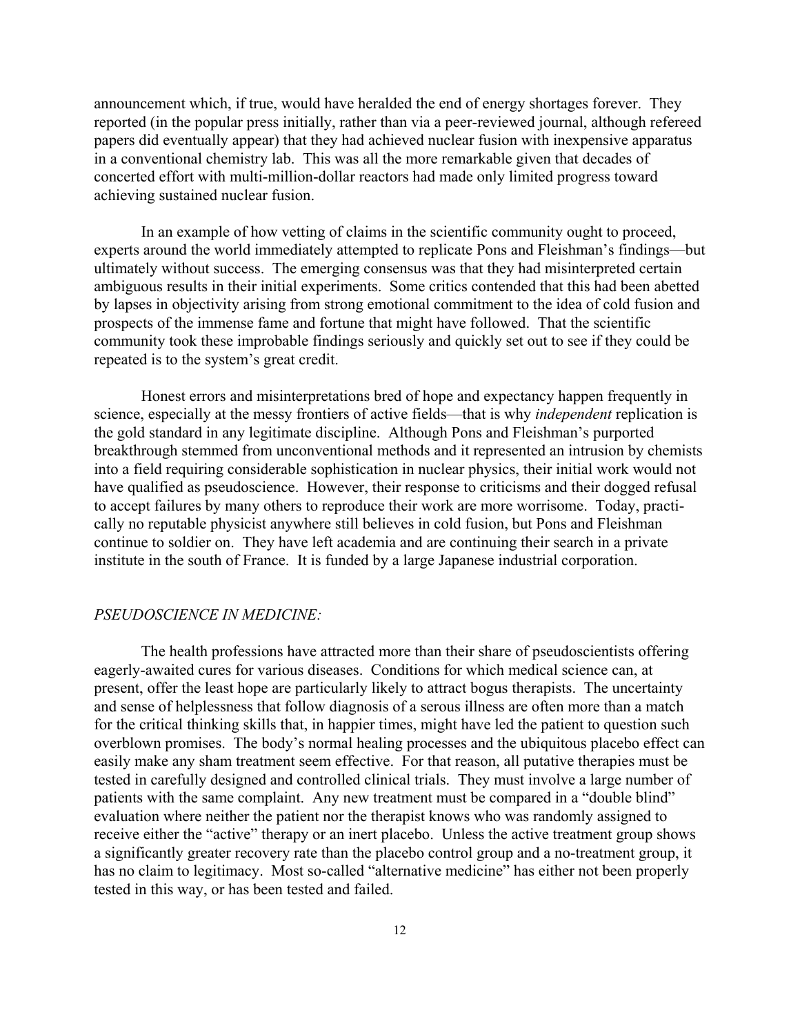announcement which, if true, would have heralded the end of energy shortages forever. They reported (in the popular press initially, rather than via a peer-reviewed journal, although refereed papers did eventually appear) that they had achieved nuclear fusion with inexpensive apparatus in a conventional chemistry lab. This was all the more remarkable given that decades of concerted effort with multi-million-dollar reactors had made only limited progress toward achieving sustained nuclear fusion.

In an example of how vetting of claims in the scientific community ought to proceed, experts around the world immediately attempted to replicate Pons and Fleishman's findings—but ultimately without success. The emerging consensus was that they had misinterpreted certain ambiguous results in their initial experiments. Some critics contended that this had been abetted by lapses in objectivity arising from strong emotional commitment to the idea of cold fusion and prospects of the immense fame and fortune that might have followed. That the scientific community took these improbable findings seriously and quickly set out to see if they could be repeated is to the system's great credit.

Honest errors and misinterpretations bred of hope and expectancy happen frequently in science, especially at the messy frontiers of active fields—that is why *independent* replication is the gold standard in any legitimate discipline. Although Pons and Fleishman's purported breakthrough stemmed from unconventional methods and it represented an intrusion by chemists into a field requiring considerable sophistication in nuclear physics, their initial work would not have qualified as pseudoscience. However, their response to criticisms and their dogged refusal to accept failures by many others to reproduce their work are more worrisome. Today, practically no reputable physicist anywhere still believes in cold fusion, but Pons and Fleishman continue to soldier on. They have left academia and are continuing their search in a private institute in the south of France. It is funded by a large Japanese industrial corporation.

*PSEUDOSCIENCE IN MEDICINE:*

The health professions have attracted more than their share of pseudoscientists offering eagerly-awaited cures for various diseases. Conditions for which medical science can, at present, offer the least hope are particularly likely to attract bogus therapists. The uncertainty and sense of helplessness that follow diagnosis of a serous illness are often more than a match for the critical thinking skills that, in happier times, might have led the patient to question such overblown promises. The body's normal healing processes and the ubiquitous placebo effect can easily make any sham treatment seem effective. For that reason, all putative therapies must be tested in carefully designed and controlled clinical trials. They must involve a large number of patients with the same complaint. Any new treatment must be compared in a "double blind" evaluation where neither the patient nor the therapist knows who was randomly assigned to receive either the "active" therapy or an inert placebo. Unless the active treatment shows a significantly greater recovery rate than the placebo control group and a no-treatment group, it has no claim to legitimacy. Most so-called "alternative medicine" has either not been properly tested in this way, or has been tested and failed.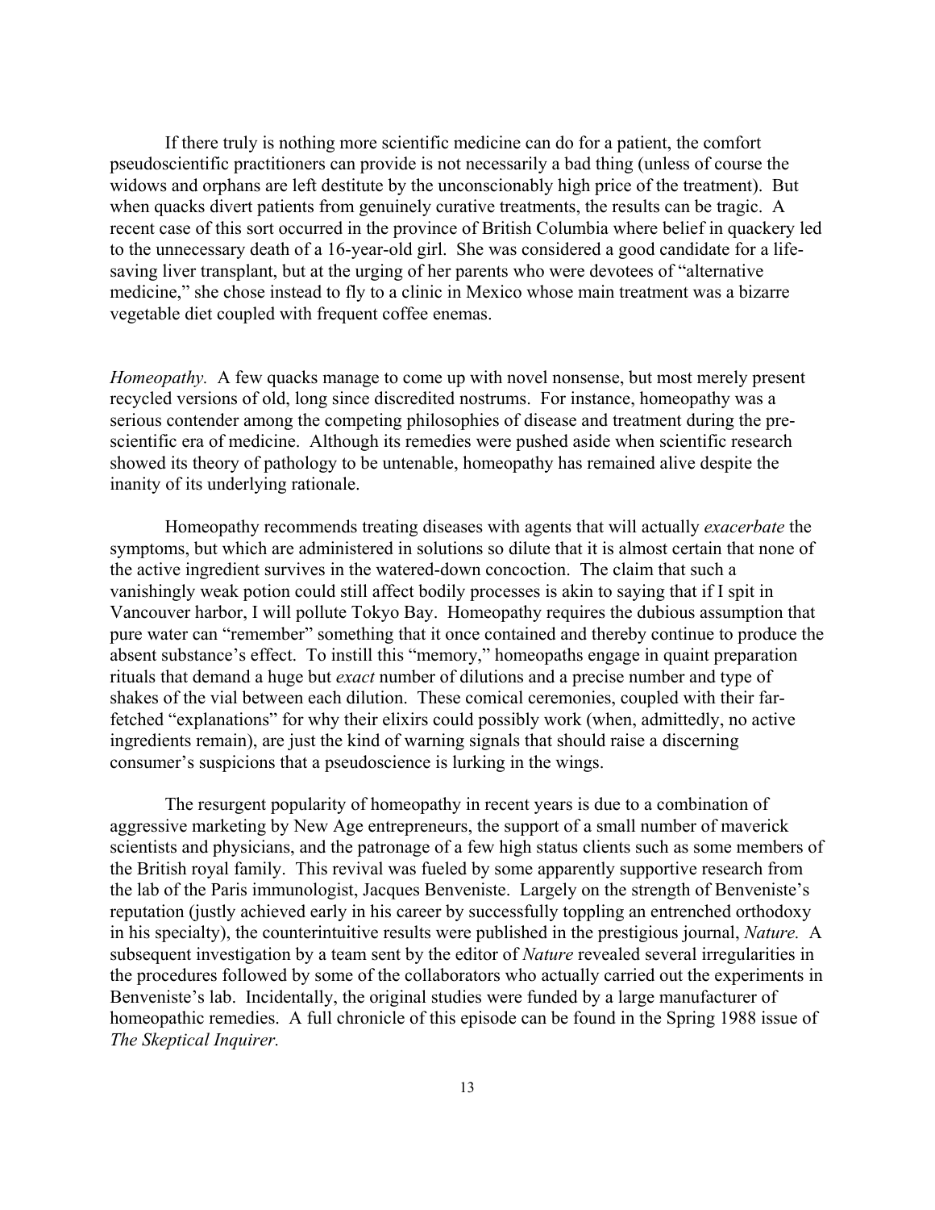If there truly is nothing more scientific medicine can do for a patient, the comfort pseudoscientific practitioners can provide is not necessarily a bad thing (unless of course the widows and orphans are left destitute by the unconscionably high price of the treatment). But when quacks divert patients from genuinely curative treatments, the results can be tragic. A recent case of this sort occurred in the province of British Columbia where belief in quackery led to the unnecessary death of a 16-year-old girl. She was considered a good candidate for a life-saving liver transplant, but at the urging of her parents who were devotees of "alternative medicine," she chose instead to fly to a clinic in Mexico whose main treatment was a bizarre vegetable diet coupled with frequent coffee enemas.

*Homeopathy.* A few quacks manage to come up with novel nonsense, but most merely present recycled versions of old, long since discredited nostrums. For instance, homeopathy was a serious contender among the competing philosophies of disease and treatment during the pre-scientific era of medicine. Although its remedies were pushed aside when scientific research showed its theory of pathology to be untenable, homeopathy has remained alive despite the inanity of its underlying rationale.

Homeopathy recommends treating diseases with agents that will actually *exacerbate* the symptoms, but which are administered in solutions so dilute that it is almost certain that none of the active ingredient survives in the watered-down concoction. The claim that such a vanishingly weak potion could still affect bodily processes is akin to saying that if I spit in Vancouver harbor, I will pollute Tokyo Bay. Homeopathy requires the dubious assumption that pure water can "remember" something that it once contained and thereby continue to produce the absent substance's effect. To instill this "memory," homeopaths engage in quaint preparation rituals that demand a huge but *exact* number of dilutions and a precise number and type of shakes of the vial between each dilution. These comical ceremonies, coupled with their far-fetched "explanations" for why their elixirs could possibly work (when, admittedly, no active ingredients remain), are just the kind of warning signals that should raise a discerning consumer's suspicions that a pseudoscience is lurking in the wings.

The resurgent popularity of homeopathy in recent years is due to a combination of aggressive marketing by New Age entrepreneurs, the support of a small number of maverick scientists and physicians, and the patronage of a few high status clients such as some members of the British royal family. This revival was fueled by some apparently supportive research from the lab of the Paris immunologist, Jacques Benveniste. Largely on the strength of Benveniste's reputation (justly achieved early in his career by successfully toppling an entrenched orthodoxy in his specialty), the counterintuitive results were published in the prestigious journal, *Nature.* A subsequent investigation by a team sent by the editor of *Nature* revealed several irregularities in the procedures followed by some of the collaborators who actually carried out the experiments in Benveniste's lab. Incidentally, the original studies were funded by a large manufacturer of homeopathic remedies. A full chronicle of this episode can be found in the Spring 1988 issue of *The Skeptical Inquirer.*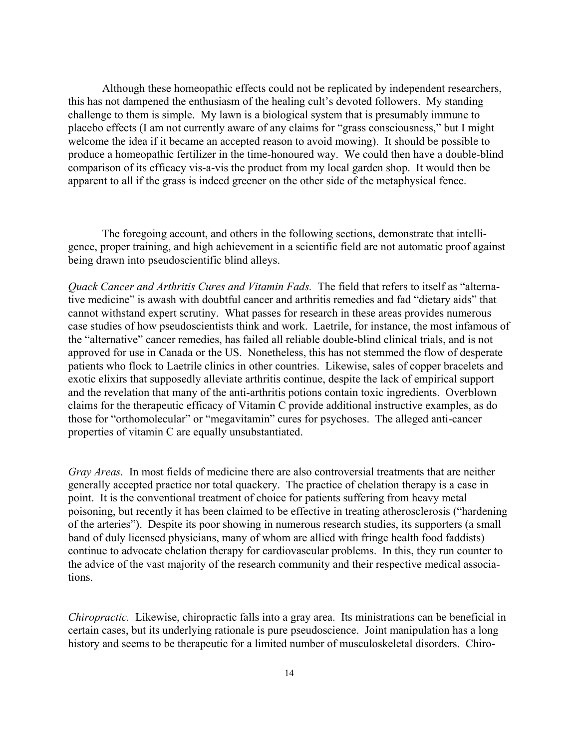Although these homeopathic effects could not be replicated by independent researchers, this has not dampened the enthusiasm of the healing cult's devoted followers. My standing challenge to them is simple. My lawn is a biological system that is presumably immune to placebo effects (I am not currently aware of any claims for "grass consciousness," but I might welcome the idea if it became an accepted reason to avoid mowing). It should be possible to produce a homeopathic fertilizer in the time-honoured way. We could then have a double-blind comparison of its efficacy vis-a-vis the product from my local garden shop. It would then be apparent to all if the grass is indeed greener on the other side of the metaphysical fence.

The foregoing account, and others in the following sections, demonstrate that intelligence, proper training, and high achievement in a scientific field are not automatic proof against being drawn into pseudoscientific blind alleys.

*Quack Cancer and Arthritis Cures and Vitamin Fads.* The field that refers to itself as "alternative medicine" is awash with doubtful cancer and arthritis remedies and fad "dietary aids" that cannot withstand expert scrutiny. What passes for research in these areas provides numerous case studies of how pseudoscientists think and work. Laetrile, for instance, the most infamous of the "alternative" cancer remedies, has failed all reliable double-blind clinical trials, and is not approved for use in Canada or the US. Nonetheless, this has not stemmed the flow of desperate patients who flock to Laetrile clinics in other countries. Likewise, sales of copper bracelets and exotic elixirs that supposedly alleviate arthritis continue, despite the lack of empirical support and the revelation that many of the anti-arthritis potions contain toxic ingredients. Overblown claims for the therapeutic efficacy of Vitamin C provide additional instructive examples, as do those for "orthomolecular" or "megavitamin" cures for psychoses. The alleged anti-cancer properties of vitamin C are equally unsubstantiated.

*Gray Areas.* In most fields of medicine there are also controversial treatments that are neither generally accepted practice nor total quackery. The practice of chelation therapy is a case in point. It is the conventional treatment of choice for patients suffering from heavy metal poisoning, but recently it has been claimed to be effective in treating atherosclerosis ("hardening of the arteries"). Despite its poor showing in numerous research studies, its supporters (a small band of duly licensed physicians, many of whom are allied with fringe health food faddists) continue to advocate chelation therapy for cardiovascular problems. In this, they run counter to the advice of the vast majority of the research community and their respective medical associations.

*Chiropractic.* Likewise, chiropractic falls into a gray area. Its ministrations can be beneficial in certain cases, but its underlying rationale is pure pseudoscience. Joint manipulation has a long history and seems to be therapeutic for a limited number of musculoskeletal disorders. Chiro-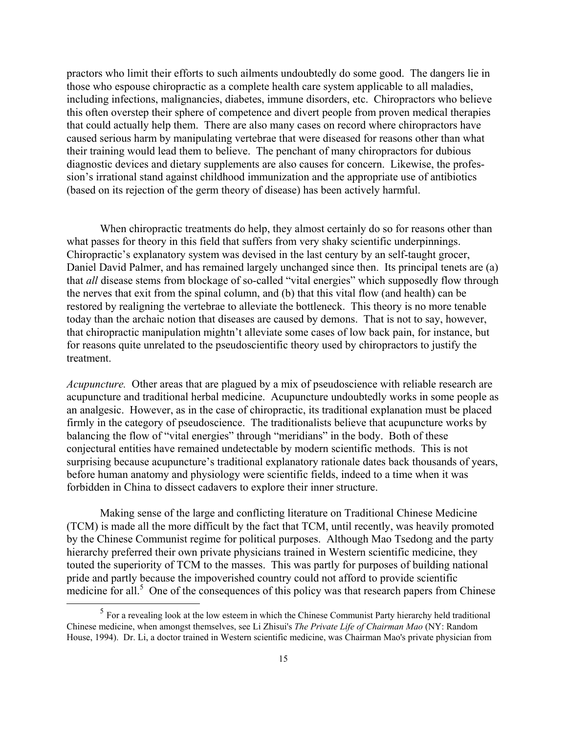practors who limit their efforts to such ailments undoubtedly do some good. The dangers lie in those who espouse chiropractic as a complete health care system applicable to all maladies, including infections, malignancies, diabetes, immune disorders, etc. Chiropractors who believe this often overstep their sphere of competence and divert people from proven medical therapies that could actually help them. There are also many cases on record where chiropractors have caused serious harm by manipulating vertebrae that were diseased for reasons other than what their training would lead them to believe. The penchant of many chiropractors for dubious diagnostic devices and dietary supplements are also causes for concern. Likewise, the profession's irrational stand against childhood immunization and the appropriate use of antibiotics (based on its rejection of the germ theory of disease) has been actively harmful.

When chiropractic treatments do help, they almost certainly do so for reasons other than what passes for theory in this field that suffers from very shaky scientific underpinnings. Chiropractic's explanatory system was devised in the last century by an self-taught grocer, Daniel David Palmer, and has remained largely unchanged since then. Its principal tenets are (a) that *all* disease stems from blockage of so-called "vital energies" which supposedly flow through the nerves that exit from the spinal column, and (b) that this vital flow (and health) can be restored by realigning the vertebrae to alleviate the bottleneck. This theory is no more tenable today than the archaic notion that diseases are caused by demons. That is not to say, however, that chiropractic manipulation mightn't alleviate some cases of low back pain, for instance, but for reasons quite unrelated to the pseudoscientific theory used by chiropractors to justify the treatment.

*Acupuncture.* Other areas that are plagued by a mix of pseudoscience with reliable research are acupuncture and traditional herbal medicine. Acupuncture undoubtedly works in some people as an analgesic. However, as in the case of chiropractic, its traditional explanation must be placed firmly in the category of pseudoscience. The traditionalists believe that acupuncture works by balancing the flow of "vital energies" through "meridians" in the body. Both of these conjectural entities have remained undetectable by modern scientific methods. This is not surprising because acupuncture's traditional explanatory rationale dates back thousands of years, before human anatomy and physiology were scientific fields, indeed to a time when it was forbidden in China to dissect cadavers to explore their inner structure.

Making sense of the large and conflicting literature on Traditional Chinese Medicine (TCM) is made all the more difficult by the fact that TCM, until recently, was heavily promoted by the Chinese Communist regime for political purposes. Although Mao Tsedong and the party hierarchy preferred their own private physicians trained in Western scientific medicine, they touted the superiority of TCM to the masses. This was partly for purposes of building national pride and partly because the impoverished country could not afford to provide scientific medicine for all.[5] One of the consequences of this policy was that research papers from Chinese

[5] For a revealing look at the low esteem in which the Chinese Communist Party hierarchy held traditional Chinese medicine, when amongst themselves, see Li Zhisui's *The Private Life of Chairman Mao* (NY: Random House, 1994). Dr. Li, a doctor trained in Western scientific medicine, was Chairman Mao's private physician from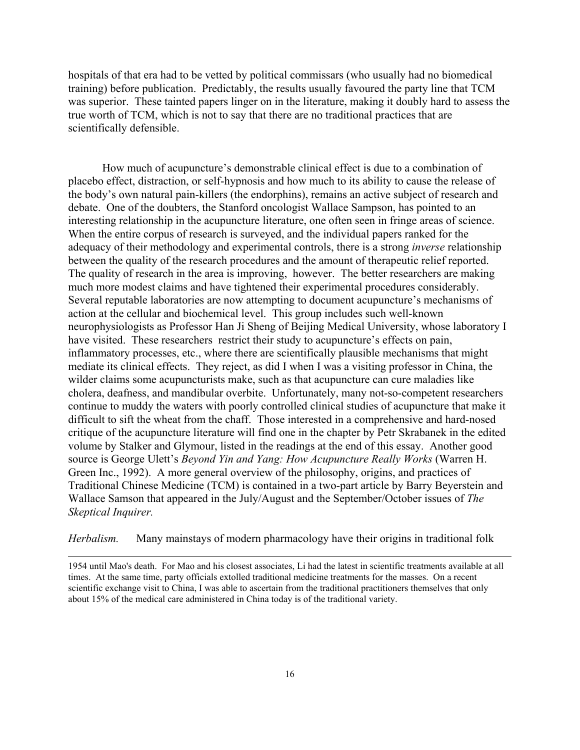hospitals of that era had to be vetted by political commissars (who usually had no biomedical training) before publication. Predictably, the results usually favoured the party line that TCM was superior. These tainted papers linger on in the literature, making it doubly hard to assess the true worth of TCM, which is not to say that there are no traditional practices that are scientifically defensible.

How much of acupuncture's demonstrable clinical effect is due to a combination of placebo effect, distraction, or self-hypnosis and how much to its ability to cause the release of the body's own natural pain-killers (the endorphins), remains an active subject of research and debate. One of the doubters, the Stanford oncologist Wallace Sampson, has pointed to an interesting relationship in the acupuncture literature, one often seen in fringe areas of science. When the entire corpus of research is surveyed, and the individual papers ranked for the adequacy of their methodology and experimental controls, there is a strong *inverse* relationship between the quality of the research procedures and the amount of therapeutic relief reported. The quality of research in the area is improving, however. The better researchers are making much more modest claims and have tightened their experimental procedures considerably. Several reputable laboratories are now attempting to document acupuncture's mechanisms of action at the cellular and biochemical level. This group includes such well-known neurophysiologists as Professor Han Ji Sheng of Beijing Medical University, whose laboratory I have visited. These researchers restrict their study to acupuncture's effects on pain, inflammatory processes, etc., where there are scientifically plausible mechanisms that might mediate its clinical effects. They reject, as did I when I was a visiting professor in China, the wilder claims some acupuncturists make, such as that acupuncture can cure maladies like cholera, deafness, and mandibular overbite. Unfortunately, many not-so-competent researchers continue to muddy the waters with poorly controlled clinical studies of acupuncture that make it difficult to sift the wheat from the chaff. Those interested in a comprehensive and hard-nosed critique of the acupuncture literature will find one in the chapter by Petr Skrabanek in the edited volume by Stalker and Glymour, listed in the readings at the end of this essay. Another good source is George Ulett's *Beyond Yin and Yang: How Acupuncture Really Works* (Warren H. Green Inc., 1992). A more general overview of the philosophy, origins, and practices of Traditional Chinese Medicine (TCM) is contained in a two-part article by Barry Beyerstein and Wallace Samson that appeared in the July/August and the September/October issues of *The Skeptical Inquirer.*

*Herbalism.* Many mainstays of modern pharmacology have their origins in traditional folk

---

1954 until Mao's death. For Mao and his closest associates, Li had the latest in scientific treatments available at all times. At the same time, party officials extolled traditional medicine treatments for the masses. On a recent scientific exchange visit to China, I was able to ascertain from the traditional practitioners themselves that only about 15% of the medical care administered in China today is of the traditional variety.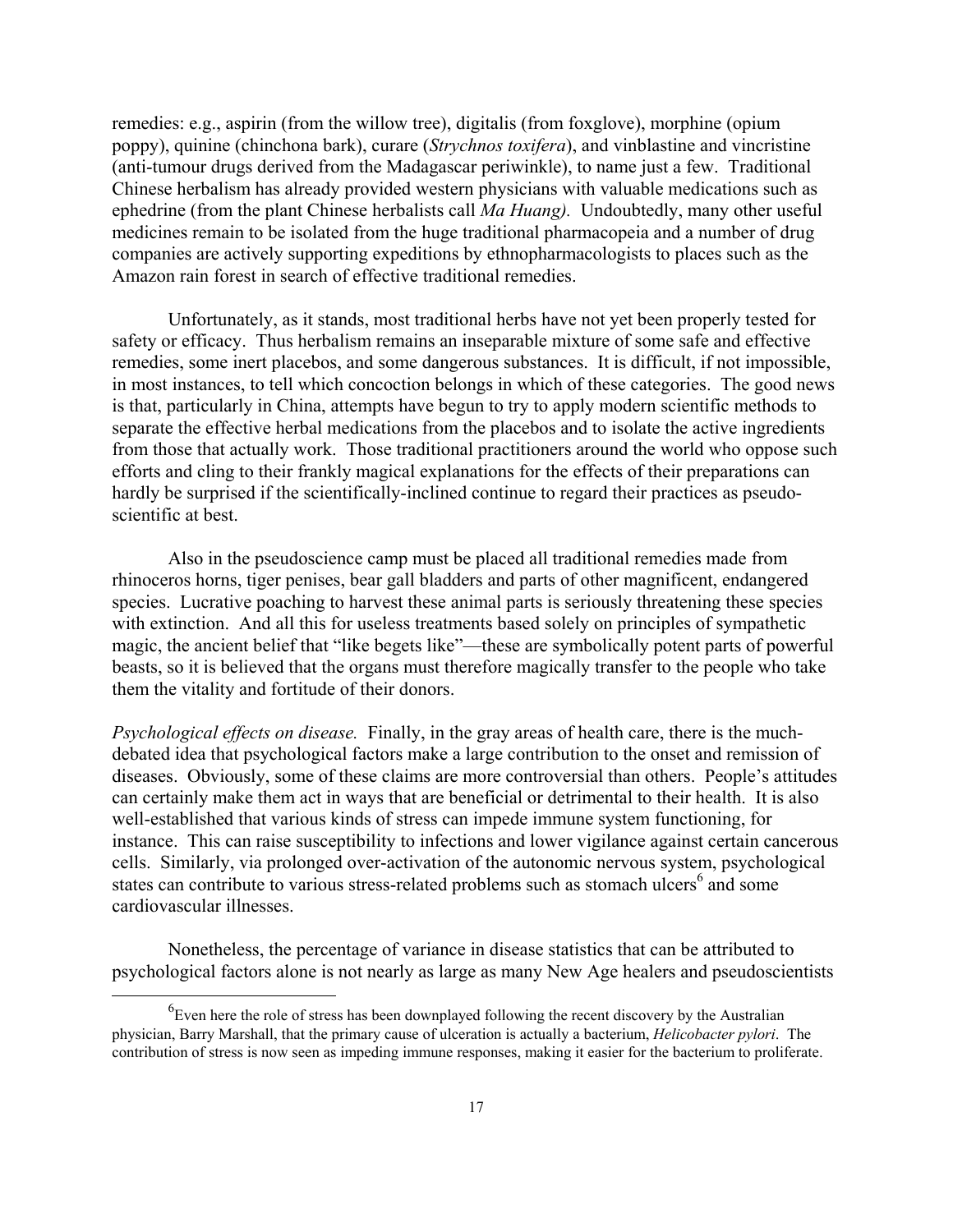remedies: e.g., aspirin (from the willow tree), digitalis (from foxglove), morphine (opium poppy), quinine (chinchona bark), curare (*Strychnos toxifera*), and vinblastine and vincristine (anti-tumour drugs derived from the Madagascar periwinkle), to name just a few. Traditional Chinese herbalism has already provided western physicians with valuable medications such as ephedrine (from the plant Chinese herbalists call *Ma Huang).* Undoubtedly, many other useful medicines remain to be isolated from the huge traditional pharmacopeia and a number of drug companies are actively supporting expeditions by ethnopharmacologists to places such as the Amazon rain forest in search of effective traditional remedies.

Unfortunately, as it stands, most traditional herbs have not yet been properly tested for safety or efficacy. Thus herbalism remains an inseparable mixture of some safe and effective remedies, some inert placebos, and some dangerous substances. It is difficult, if not impossible, in most instances, to tell which concoction belongs in which of these categories. The good news is that, particularly in China, attempts have begun to try to apply modern scientific methods to separate the effective herbal medications from the placebos and to isolate the active ingredients from those that actually work. Those traditional practitioners around the world who oppose such efforts and cling to their frankly magical explanations for the effects of their preparations can hardly be surprised if the scientifically-inclined continue to regard their practices as pseudo-scientific at best.

Also in the pseudoscience camp must be placed all traditional remedies made from rhinoceros horns, tiger penises, bear gall bladders and parts of other magnificent, endangered species. Lucrative poaching to harvest these animal parts is seriously threatening these species with extinction. And all this for useless treatments based solely on principles of sympathetic magic, the ancient belief that "like begets like"—these are symbolically potent parts of powerful beasts, so it is believed that the organs must therefore magically transfer to the people who take them the vitality and fortitude of their donors.

*Psychological effects on disease.* Finally, in the gray areas of health care, there is the much-debated idea that psychological factors make a large contribution to the onset and remission of diseases. Obviously, some of these claims are more controversial than others. People's attitudes can certainly make them act in ways that are beneficial or detrimental to their health. It is also well-established that various kinds of stress can impede immune system functioning, for instance. This can raise susceptibility to infections and lower vigilance against certain cancerous cells. Similarly, via prolonged over-activation of the autonomic nervous system, psychological states can contribute to various stress-related problems such as stomach ulcers[6] and some cardiovascular illnesses.

Nonetheless, the percentage of variance in disease statistics that can be attributed to psychological factors alone is not nearly as large as many New Age healers and pseudoscientists

[6] Even here the role of stress has been downplayed following the recent discovery by the Australian physician, Barry Marshall, that the primary cause of ulceration is actually a bacterium, *Helicobacter pylori*. The contribution of stress is now seen as impeding immune responses, making it easier for the bacterium to proliferate.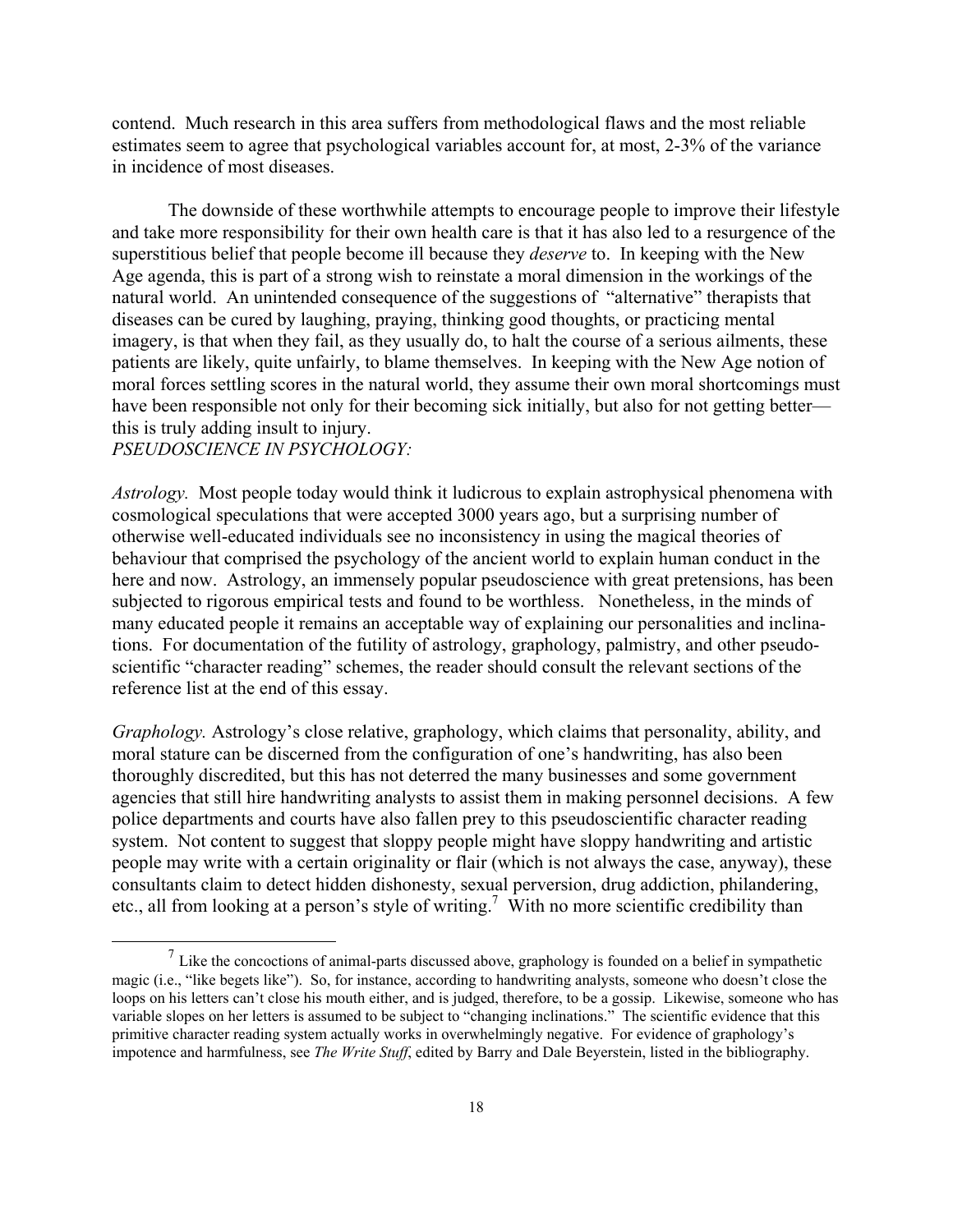contend. Much research in this area suffers from methodological flaws and the most reliable estimates seem to agree that psychological variables account for, at most, 2-3% of the variance in incidence of most diseases.

The downside of these worthwhile attempts to encourage people to improve their lifestyle and take more responsibility for their own health care is that it has also led to a resurgence of the superstitious belief that people become ill because they *deserve* to. In keeping with the New Age agenda, this is part of a strong wish to reinstate a moral dimension in the workings of the natural world. An unintended consequence of the suggestions of "alternative" therapists that diseases can be cured by laughing, praying, thinking good thoughts, or practicing mental imagery, is that when they fail, as they usually do, to halt the course of a serious ailments, these patients are likely, quite unfairly, to blame themselves. In keeping with the New Age notion of moral forces settling scores in the natural world, they assume their own moral shortcomings must have been responsible not only for their becoming sick initially, but also for not getting better—this is truly adding insult to injury.

*PSEUDOSCIENCE IN PSYCHOLOGY:*

*Astrology.* Most people today would think it ludicrous to explain astrophysical phenomena with cosmological speculations that were accepted 3000 years ago, but a surprising number of otherwise well-educated individuals see no inconsistency in using the magical theories of behaviour that comprised the psychology of the ancient world to explain human conduct in the here and now. Astrology, an immensely popular pseudoscience with great pretensions, has been subjected to rigorous empirical tests and found to be worthless. Nonetheless, in the minds of many educated people it remains an acceptable way of explaining our personalities and inclinations. For documentation of the futility of astrology, graphology, palmistry, and other pseudoscientific "character reading" schemes, the reader should consult the relevant sections of the reference list at the end of this essay.

*Graphology.* Astrology's close relative, graphology, which claims that personality, ability, and moral stature can be discerned from the configuration of one's handwriting, has also been thoroughly discredited, but this has not deterred the many businesses and some government agencies that still hire handwriting analysts to assist them in making personnel decisions. A few police departments and courts have also fallen prey to this pseudoscientific character reading system. Not content to suggest that sloppy people might have sloppy handwriting and artistic people may write with a certain originality or flair (which is not always the case, anyway), these consultants claim to detect hidden dishonesty, sexual perversion, drug addiction, philandering, etc., all from looking at a person's style of writing.[7] With no more scientific credibility than

[7] Like the concoctions of animal-parts discussed above, graphology is founded on a belief in sympathetic magic (i.e., "like begets like"). So, for instance, according to handwriting analysts, someone who doesn't close the loops on his letters can't close his mouth either, and is judged, therefore, to be a gossip. Likewise, someone who has variable slopes on her letters is assumed to be subject to "changing inclinations." The scientific evidence that this primitive character reading system actually works in overwhelmingly negative. For evidence of graphology's impotence and harmfulness, see *The Write Stuff*, edited by Barry and Dale Beyerstein, listed in the bibliography.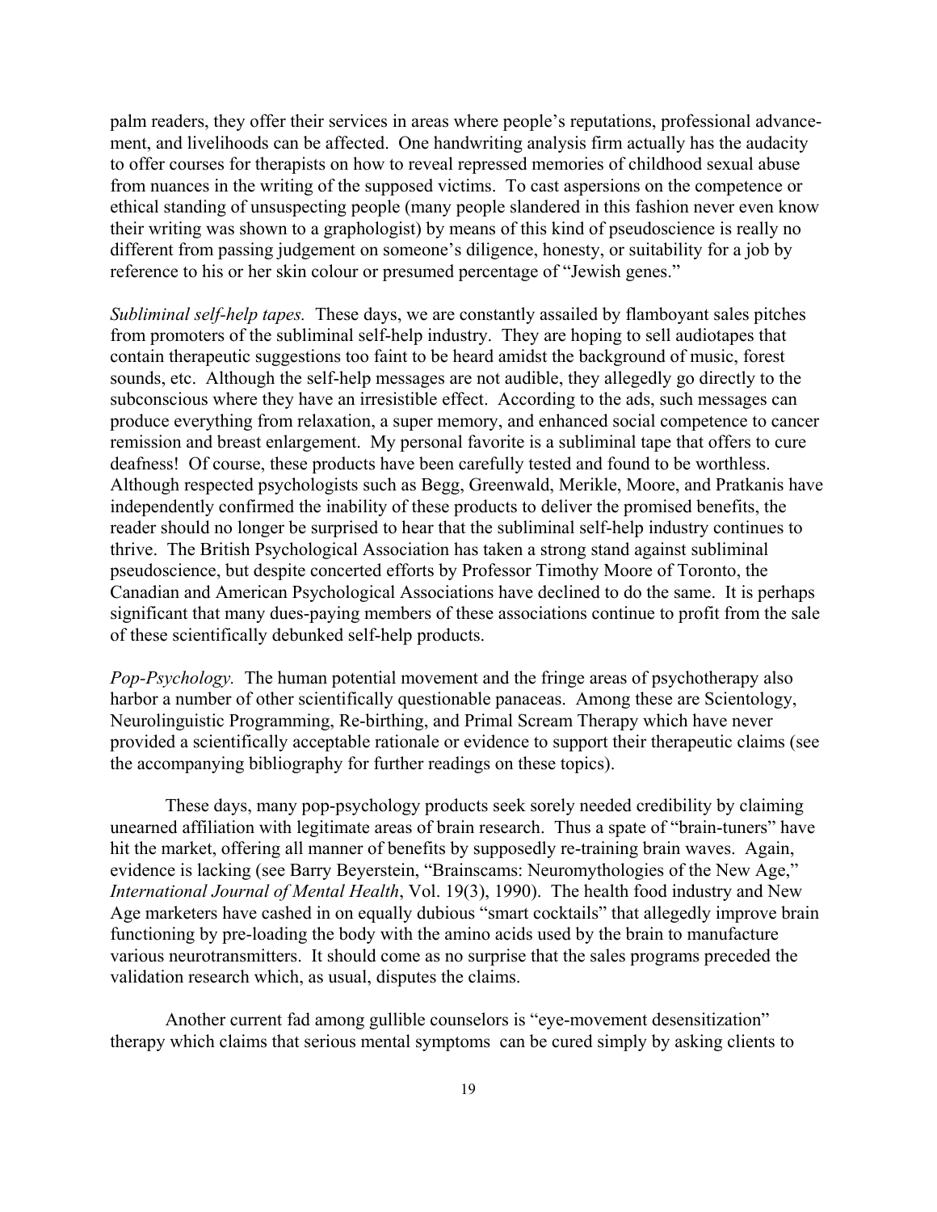palm readers, they offer their services in areas where people's reputations, professional advancement, and livelihoods can be affected. One handwriting analysis firm actually has the audacity to offer courses for therapists on how to reveal repressed memories of childhood sexual abuse from nuances in the writing of the supposed victims. To cast aspersions on the competence or ethical standing of unsuspecting people (many people slandered in this fashion never even know their writing was shown to a graphologist) by means of this kind of pseudoscience is really no different from passing judgement on someone's diligence, honesty, or suitability for a job by reference to his or her skin colour or presumed percentage of "Jewish genes."

*Subliminal self-help tapes.* These days, we are constantly assailed by flamboyant sales pitches from promoters of the subliminal self-help industry. They are hoping to sell audiotapes that contain therapeutic suggestions too faint to be heard amidst the background of music, forest sounds, etc. Although the self-help messages are not audible, they allegedly go directly to the subconscious where they have an irresistible effect. According to the ads, such messages can produce everything from relaxation, a super memory, and enhanced social competence to cancer remission and breast enlargement. My personal favorite is a subliminal tape that offers to cure deafness! Of course, these products have been carefully tested and found to be worthless. Although respected psychologists such as Begg, Greenwald, Merikle, Moore, and Pratkanis have independently confirmed the inability of these products to deliver the promised benefits, the reader should no longer be surprised to hear that the subliminal self-help industry continues to thrive. The British Psychological Association has taken a strong stand against subliminal pseudoscience, but despite concerted efforts by Professor Timothy Moore of Toronto, the Canadian and American Psychological Associations have declined to do the same. It is perhaps significant that many dues-paying members of these associations continue to profit from the sale of these scientifically debunked self-help products.

*Pop-Psychology.* The human potential movement and the fringe areas of psychotherapy also harbor a number of other scientifically questionable panaceas. Among these are Scientology, Neurolinguistic Programming, Re-birthing, and Primal Scream Therapy which have never provided a scientifically acceptable rationale or evidence to support their therapeutic claims (see the accompanying bibliography for further readings on these topics).

These days, many pop-psychology products seek sorely needed credibility by claiming unearned affiliation with legitimate areas of brain research. Thus a spate of "brain-tuners" have hit the market, offering all manner of benefits by supposedly re-training brain waves. Again, evidence is lacking (see Barry Beyerstein, "Brainscams: Neuromythologies of the New Age," *International Journal of Mental Health*, Vol. 19(3), 1990). The health food industry and New Age marketers have cashed in on equally dubious "smart cocktails" that allegedly improve brain functioning by pre-loading the body with the amino acids used by the brain to manufacture various neurotransmitters. It should come as no surprise that the sales programs preceded the validation research which, as usual, disputes the claims.

Another current fad among gullible counselors is "eye-movement desensitization" therapy which claims that serious mental symptoms can be cured simply by asking clients to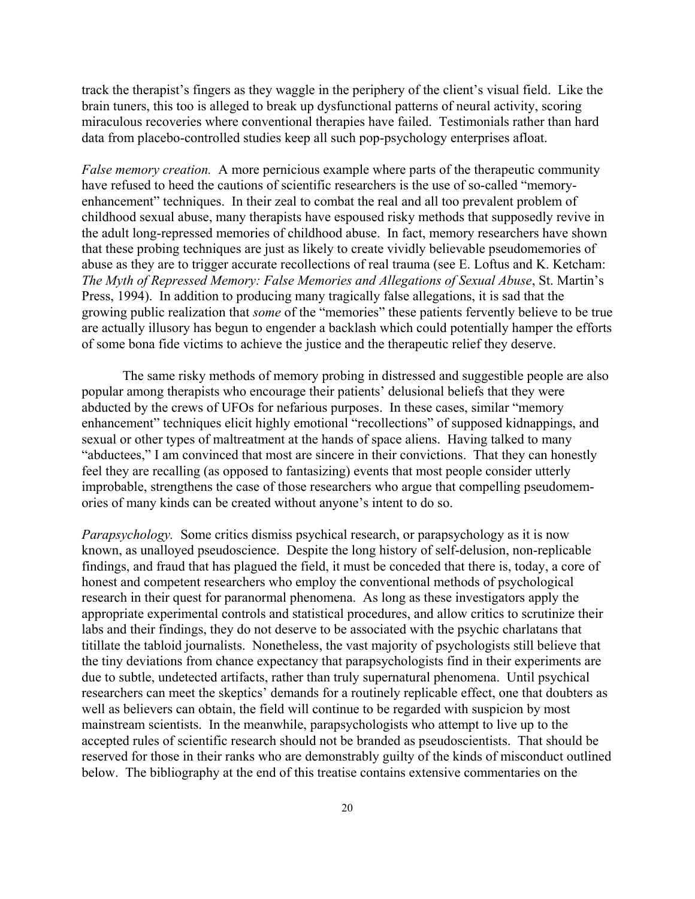track the therapist's fingers as they waggle in the periphery of the client's visual field. Like the brain tuners, this too is alleged to break up dysfunctional patterns of neural activity, scoring miraculous recoveries where conventional therapies have failed. Testimonials rather than hard data from placebo-controlled studies keep all such pop-psychology enterprises afloat.

*False memory creation.* A more pernicious example where parts of the therapeutic community have refused to heed the cautions of scientific researchers is the use of so-called "memory-enhancement" techniques. In their zeal to combat the real and all too prevalent problem of childhood sexual abuse, many therapists have espoused risky methods that supposedly revive in the adult long-repressed memories of childhood abuse. In fact, memory researchers have shown that these probing techniques are just as likely to create vividly believable pseudomemories of abuse as they are to trigger accurate recollections of real trauma (see E. Loftus and K. Ketcham: *The Myth of Repressed Memory: False Memories and Allegations of Sexual Abuse*, St. Martin's Press, 1994). In addition to producing many tragically false allegations, it is sad that the growing public realization that *some* of the "memories" these patients fervently believe to be true are actually illusory has begun to engender a backlash which could potentially hamper the efforts of some bona fide victims to achieve the justice and the therapeutic relief they deserve.

The same risky methods of memory probing in distressed and suggestible people are also popular among therapists who encourage their patients' delusional beliefs that they were abducted by the crews of UFOs for nefarious purposes. In these cases, similar "memory enhancement" techniques elicit highly emotional "recollections" of supposed kidnappings, and sexual or other types of maltreatment at the hands of space aliens. Having talked to many "abductees," I am convinced that most are sincere in their convictions. That they can honestly feel they are recalling (as opposed to fantasizing) events that most people consider utterly improbable, strengthens the case of those researchers who argue that compelling pseudomemories of many kinds can be created without anyone's intent to do so.

*Parapsychology.* Some critics dismiss psychical research, or parapsychology as it is now known, as unalloyed pseudoscience. Despite the long history of self-delusion, non-replicable findings, and fraud that has plagued the field, it must be conceded that there is, today, a core of honest and competent researchers who employ the conventional methods of psychological research in their quest for paranormal phenomena. As long as these investigators apply the appropriate experimental controls and statistical procedures, and allow critics to scrutinize their labs and their findings, they do not deserve to be associated with the psychic charlatans that titillate the tabloid journalists. Nonetheless, the vast majority of psychologists still believe that the tiny deviations from chance expectancy that parapsychologists find in their experiments are due to subtle, undetected artifacts, rather than truly supernatural phenomena. Until psychical researchers can meet the skeptics' demands for a routinely replicable effect, one that doubters as well as believers can obtain, the field will continue to be regarded with suspicion by most mainstream scientists. In the meanwhile, parapsychologists who attempt to live up to the accepted rules of scientific research should not be branded as pseudoscientists. That should be reserved for those in their ranks who are demonstrably guilty of the kinds of misconduct outlined below. The bibliography at the end of this treatise contains extensive commentaries on the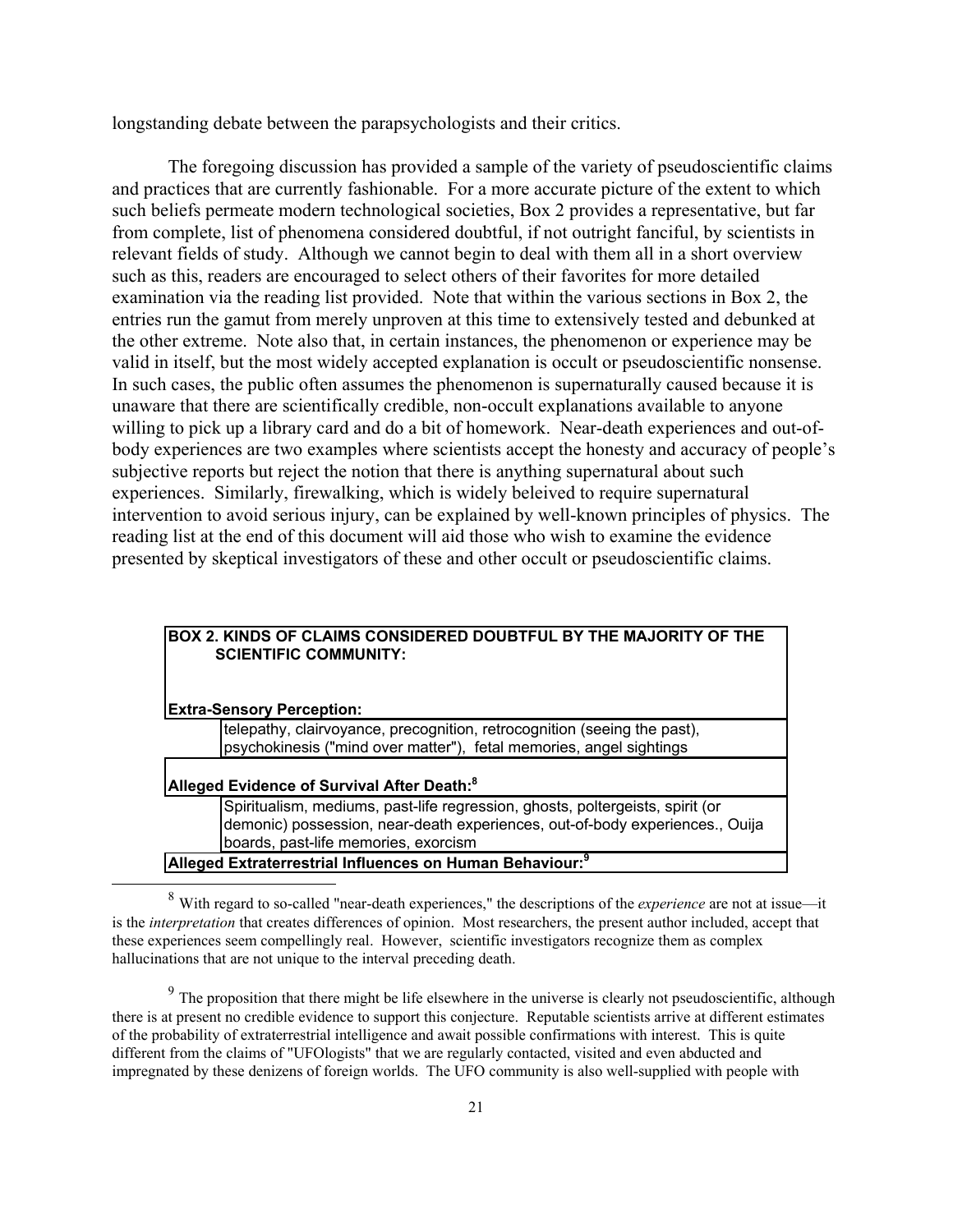longstanding debate between the parapsychologists and their critics.

The foregoing discussion has provided a sample of the variety of pseudoscientific claims and practices that are currently fashionable. For a more accurate picture of the extent to which such beliefs permeate modern technological societies, Box 2 provides a representative, but far from complete, list of phenomena considered doubtful, if not outright fanciful, by scientists in relevant fields of study. Although we cannot begin to deal with them all in a short overview such as this, readers are encouraged to select others of their favorites for more detailed examination via the reading list provided. Note that within the various sections in Box 2, the entries run the gamut from merely unproven at this time to extensively tested and debunked at the other extreme. Note also that, in certain instances, the phenomenon or experience may be valid in itself, but the most widely accepted explanation is occult or pseudoscientific nonsense. In such cases, the public often assumes the phenomenon is supernaturally caused because it is unaware that there are scientifically credible, non-occult explanations available to anyone willing to pick up a library card and do a bit of homework. Near-death experiences and out-of-body experiences are two examples where scientists accept the honesty and accuracy of people's subjective reports but reject the notion that there is anything supernatural about such experiences. Similarly, firewalking, which is widely beleived to require supernatural intervention to avoid serious injury, can be explained by well-known principles of physics. The reading list at the end of this document will aid those who wish to examine the evidence presented by skeptical investigators of these and other occult or pseudoscientific claims.

| **BOX 2. KINDS OF CLAIMS CONSIDERED DOUBTFUL BY THE MAJORITY OF THE SCIENTIFIC COMMUNITY:** | |
|---|---|
| **Extra-Sensory Perception:** | |
| | telepathy, clairvoyance, precognition, retrocognition (seeing the past), psychokinesis ("mind over matter"), fetal memories, angel sightings |
| **Alleged Evidence of Survival After Death:**[8] | |
| | Spiritualism, mediums, past-life regression, ghosts, poltergeists, spirit (or demonic) possession, near-death experiences, out-of-body experiences., Ouija boards, past-life memories, exorcism |
| **Alleged Extraterrestrial Influences on Human Behaviour:**[9] | |

[8] With regard to so-called "near-death experiences," the descriptions of the *experience* are not at issue—it is the *interpretation* that creates differences of opinion. Most researchers, the present author included, accept that these experiences seem compellingly real. However, scientific investigators recognize them as complex hallucinations that are not unique to the interval preceding death.

[9] The proposition that there might be life elsewhere in the universe is clearly not pseudoscientific, although there is at present no credible evidence to support this conjecture. Reputable scientists arrive at different estimates of the probability of extraterrestrial intelligence and await possible confirmations with interest. This is quite different from the claims of "UFOlogists" that we are regularly contacted, visited and even abducted and impregnated by these denizens of foreign worlds. The UFO community is also well-supplied with people with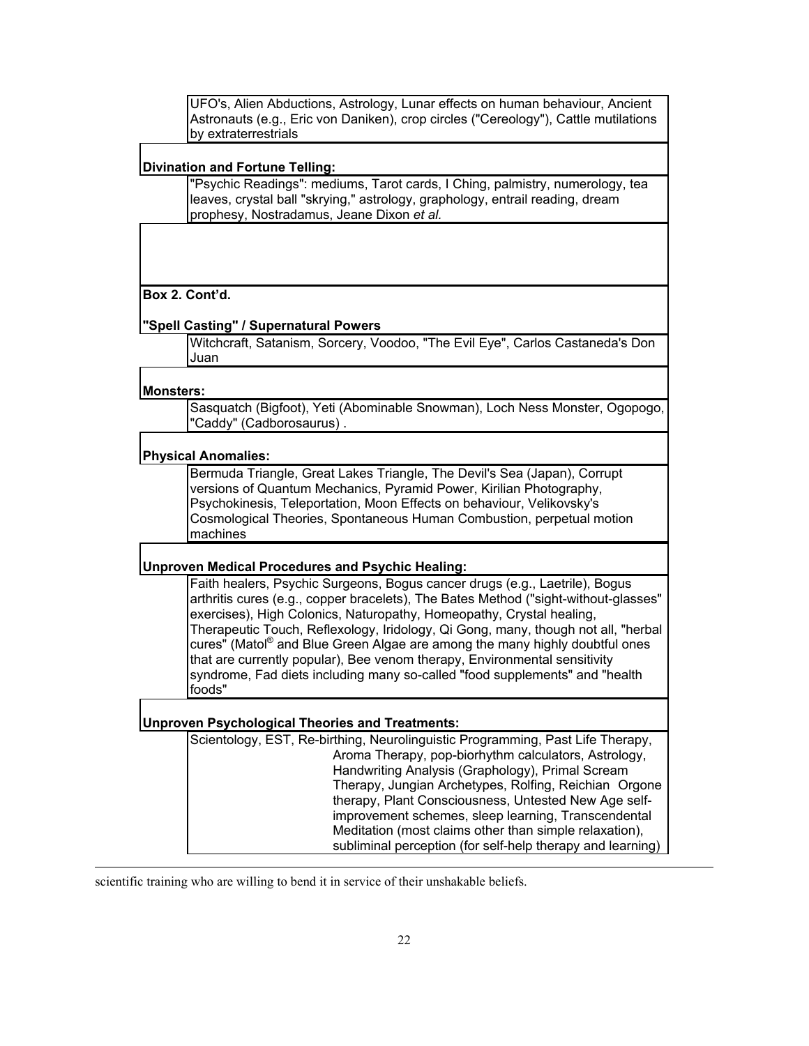UFO's, Alien Abductions, Astrology, Lunar effects on human behaviour, Ancient Astronauts (e.g., Eric von Daniken), crop circles ("Cereology"), Cattle mutilations by extraterrestrials

**Divination and Fortune Telling:**

"Psychic Readings": mediums, Tarot cards, I Ching, palmistry, numerology, tea leaves, crystal ball "skrying," astrology, graphology, entrail reading, dream prophesy, Nostradamus, Jeane Dixon *et al.*

**Box 2. Cont'd.**

**"Spell Casting" / Supernatural Powers**

Witchcraft, Satanism, Sorcery, Voodoo, "The Evil Eye", Carlos Castaneda's Don Juan

**Monsters:**

Sasquatch (Bigfoot), Yeti (Abominable Snowman), Loch Ness Monster, Ogopogo, "Caddy" (Cadborosaurus) .

**Physical Anomalies:**

Bermuda Triangle, Great Lakes Triangle, The Devil's Sea (Japan), Corrupt versions of Quantum Mechanics, Pyramid Power, Kirilian Photography, Psychokinesis, Teleportation, Moon Effects on behaviour, Velikovsky's Cosmological Theories, Spontaneous Human Combustion, perpetual motion machines

**Unproven Medical Procedures and Psychic Healing:**

Faith healers, Psychic Surgeons, Bogus cancer drugs (e.g., Laetrile), Bogus arthritis cures (e.g., copper bracelets), The Bates Method ("sight-without-glasses" exercises), High Colonics, Naturopathy, Homeopathy, Crystal healing, Therapeutic Touch, Reflexology, Iridology, Qi Gong, many, though not all, "herbal cures" (Matol® and Blue Green Algae are among the many highly doubtful ones that are currently popular), Bee venom therapy, Environmental sensitivity syndrome, Fad diets including many so-called "food supplements" and "health foods"

**Unproven Psychological Theories and Treatments:**

Scientology, EST, Re-birthing, Neurolinguistic Programming, Past Life Therapy, Aroma Therapy, pop-biorhythm calculators, Astrology, Handwriting Analysis (Graphology), Primal Scream Therapy, Jungian Archetypes, Rolfing, Reichian Orgone therapy, Plant Consciousness, Untested New Age self-improvement schemes, sleep learning, Transcendental Meditation (most claims other than simple relaxation), subliminal perception (for self-help therapy and learning)

---

scientific training who are willing to bend it in service of their unshakable beliefs.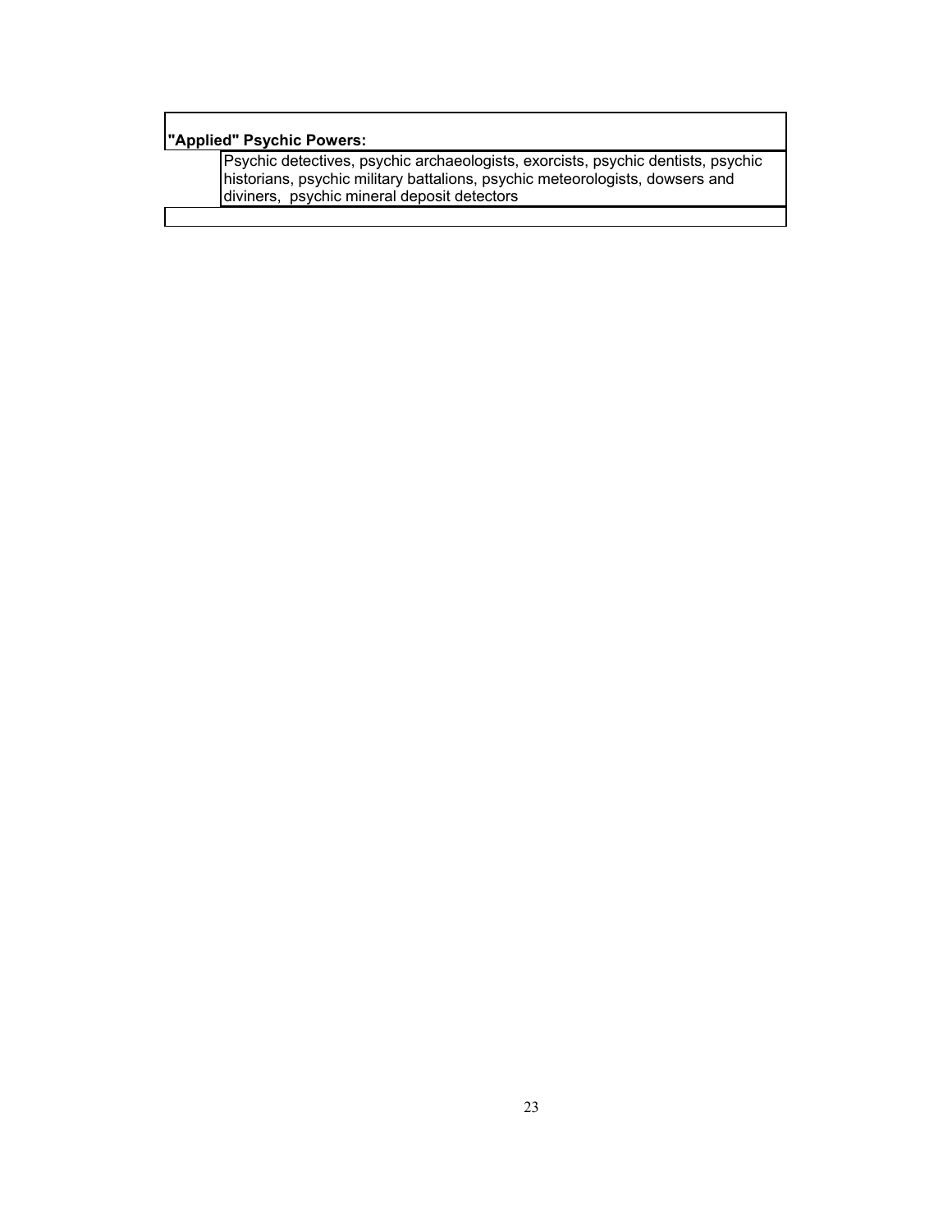**"Applied" Psychic Powers:**

Psychic detectives, psychic archaeologists, exorcists, psychic dentists, psychic historians, psychic military battalions, psychic meteorologists, dowsers and diviners, psychic mineral deposit detectors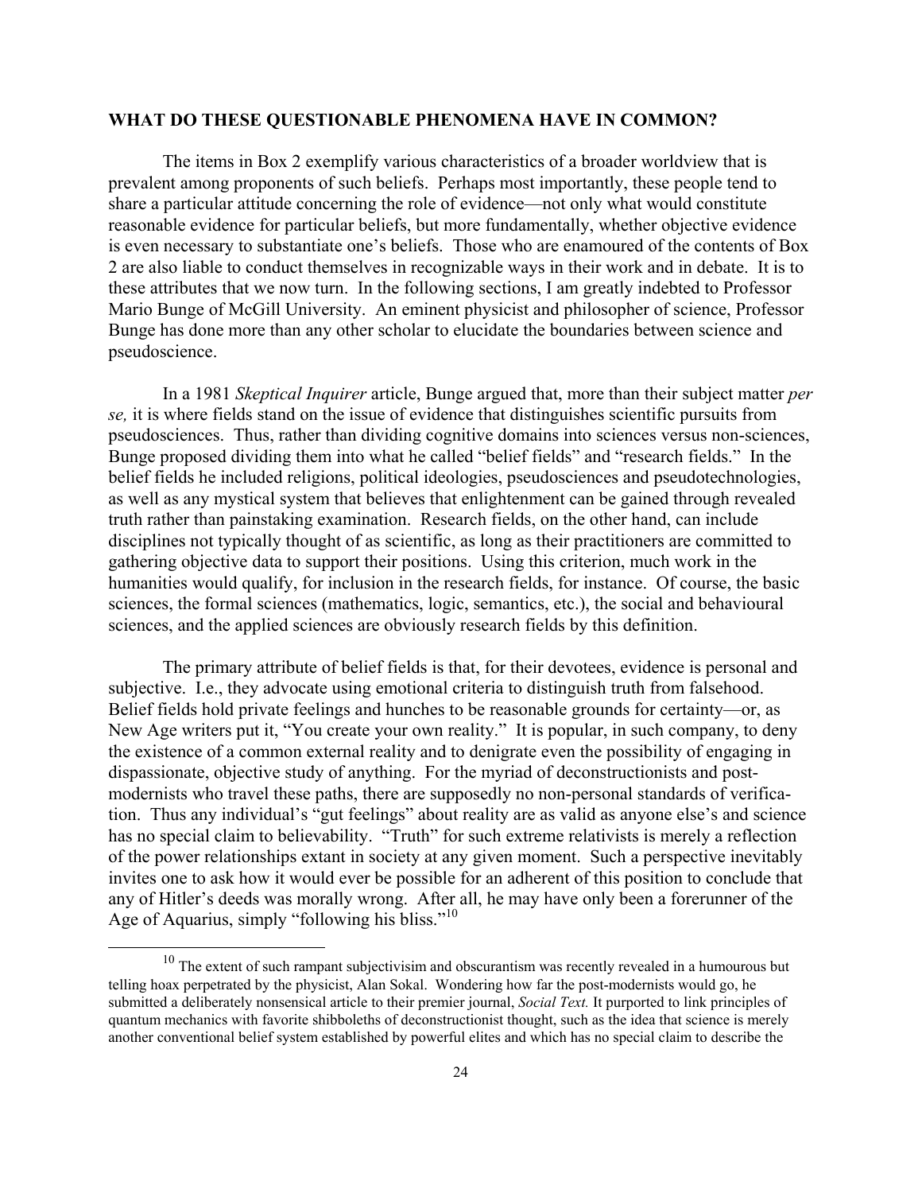## WHAT DO THESE QUESTIONABLE PHENOMENA HAVE IN COMMON?

The items in Box 2 exemplify various characteristics of a broader worldview that is prevalent among proponents of such beliefs. Perhaps most importantly, these people tend to share a particular attitude concerning the role of evidence—not only what would constitute reasonable evidence for particular beliefs, but more fundamentally, whether objective evidence is even necessary to substantiate one's beliefs. Those who are enamoured of the contents of Box 2 are also liable to conduct themselves in recognizable ways in their work and in debate. It is to these attributes that we now turn. In the following sections, I am greatly indebted to Professor Mario Bunge of McGill University. An eminent physicist and philosopher of science, Professor Bunge has done more than any other scholar to elucidate the boundaries between science and pseudoscience.

In a 1981 *Skeptical Inquirer* article, Bunge argued that, more than their subject matter *per se,* it is where fields stand on the issue of evidence that distinguishes scientific pursuits from pseudosciences. Thus, rather than dividing cognitive domains into sciences versus non-sciences, Bunge proposed dividing them into what he called "belief fields" and "research fields." In the belief fields he included religions, political ideologies, pseudosciences and pseudotechnologies, as well as any mystical system that believes that enlightenment can be gained through revealed truth rather than painstaking examination. Research fields, on the other hand, can include disciplines not typically thought of as scientific, as long as their practitioners are committed to gathering objective data to support their positions. Using this criterion, much work in the humanities would qualify, for inclusion in the research fields, for instance. Of course, the basic sciences, the formal sciences (mathematics, logic, semantics, etc.), the social and behavioural sciences, and the applied sciences are obviously research fields by this definition.

The primary attribute of belief fields is that, for their devotees, evidence is personal and subjective. I.e., they advocate using emotional criteria to distinguish truth from falsehood. Belief fields hold private feelings and hunches to be reasonable grounds for certainty—or, as New Age writers put it, "You create your own reality." It is popular, in such company, to deny the existence of a common external reality and to denigrate even the possibility of engaging in dispassionate, objective study of anything. For the myriad of deconstructionists and post-modernists who travel these paths, there are supposedly no non-personal standards of verification. Thus any individual's "gut feelings" about reality are as valid as anyone else's and science has no special claim to believability. "Truth" for such extreme relativists is merely a reflection of the power relationships extant in society at any given moment. Such a perspective inevitably invites one to ask how it would ever be possible for an adherent of this position to conclude that any of Hitler's deeds was morally wrong. After all, he may have only been a forerunner of the Age of Aquarius, simply "following his bliss."[10]

[10] The extent of such rampant subjectivisim and obscurantism was recently revealed in a humourous but telling hoax perpetrated by the physicist, Alan Sokal. Wondering how far the post-modernists would go, he submitted a deliberately nonsensical article to their premier journal, *Social Text.* It purported to link principles of quantum mechanics with favorite shibboleths of deconstructionist thought, such as the idea that science is merely another conventional belief system established by powerful elites and which has no special claim to describe the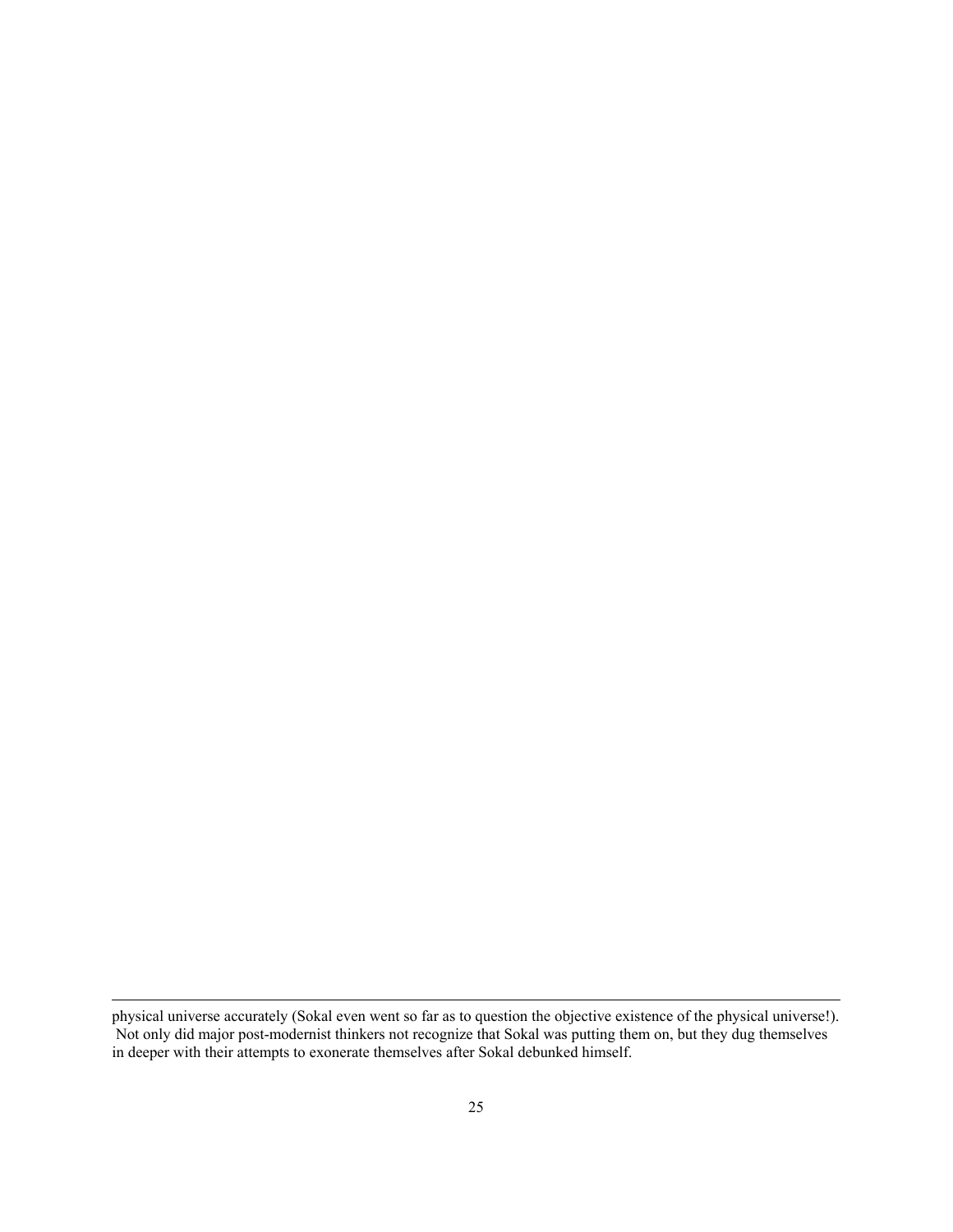physical universe accurately (Sokal even went so far as to question the objective existence of the physical universe!). Not only did major post-modernist thinkers not recognize that Sokal was putting them on, but they dug themselves in deeper with their attempts to exonerate themselves after Sokal debunked himself.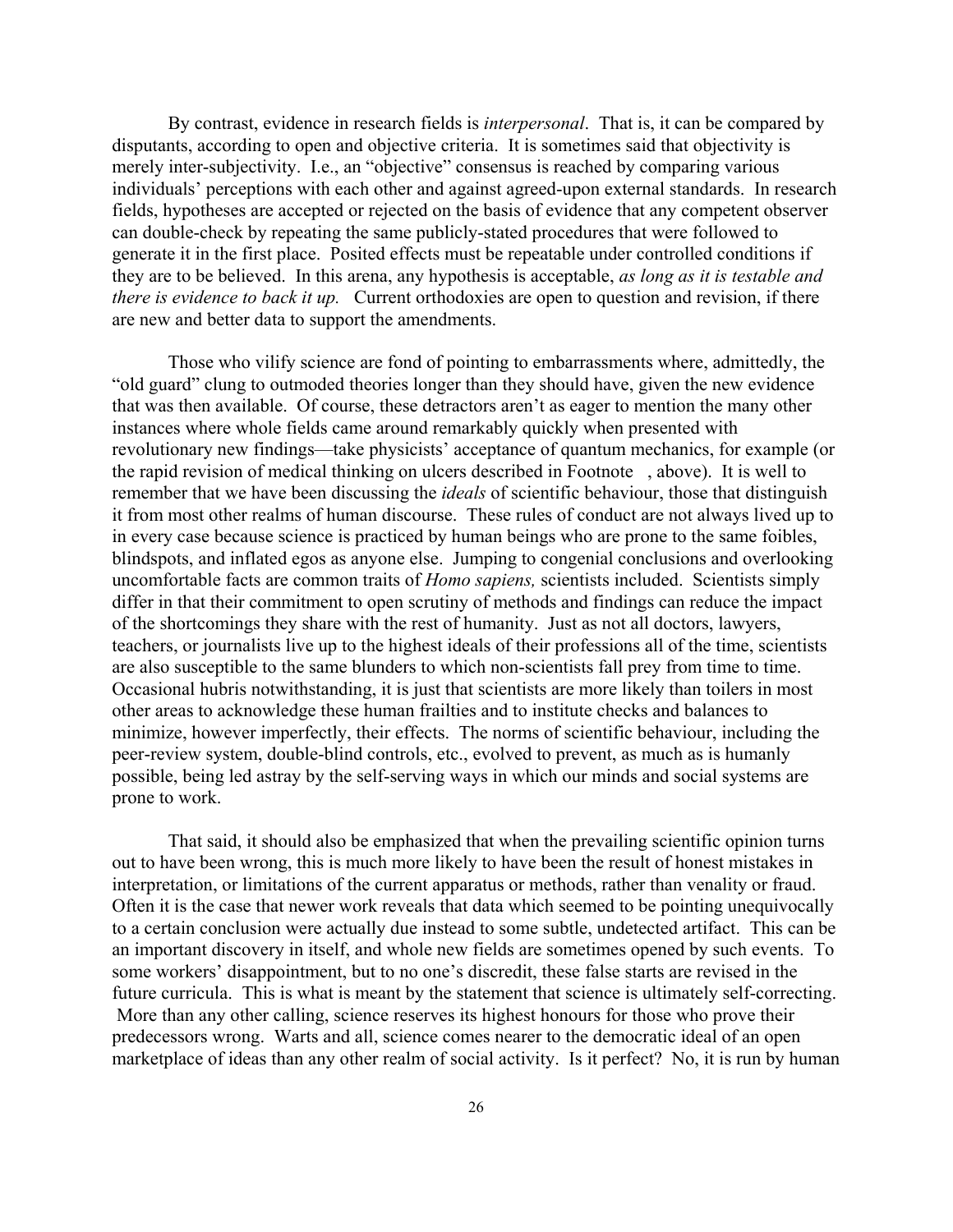By contrast, evidence in research fields is *interpersonal*. That is, it can be compared by disputants, according to open and objective criteria. It is sometimes said that objectivity is merely inter-subjectivity. I.e., an "objective" consensus is reached by comparing various individuals' perceptions with each other and against agreed-upon external standards. In research fields, hypotheses are accepted or rejected on the basis of evidence that any competent observer can double-check by repeating the same publicly-stated procedures that were followed to generate it in the first place. Posited effects must be repeatable under controlled conditions if they are to be believed. In this arena, any hypothesis is acceptable, *as long as it is testable and there is evidence to back it up.* Current orthodoxies are open to question and revision, if there are new and better data to support the amendments.

Those who vilify science are fond of pointing to embarrassments where, admittedly, the "old guard" clung to outmoded theories longer than they should have, given the new evidence that was then available. Of course, these detractors aren't as eager to mention the many other instances where whole fields came around remarkably quickly when presented with revolutionary new findings—take physicists' acceptance of quantum mechanics, for example (or the rapid revision of medical thinking on ulcers described in Footnote , above). It is well to remember that we have been discussing the *ideals* of scientific behaviour, those that distinguish it from most other realms of human discourse. These rules of conduct are not always lived up to in every case because science is practiced by human beings who are prone to the same foibles, blindspots, and inflated egos as anyone else. Jumping to congenial conclusions and overlooking uncomfortable facts are common traits of *Homo sapiens,* scientists included. Scientists simply differ in that their commitment to open scrutiny of methods and findings can reduce the impact of the shortcomings they share with the rest of humanity. Just as not all doctors, lawyers, teachers, or journalists live up to the highest ideals of their professions all of the time, scientists are also susceptible to the same blunders to which non-scientists fall prey from time to time. Occasional hubris notwithstanding, it is just that scientists are more likely than toilers in most other areas to acknowledge these human frailties and to institute checks and balances to minimize, however imperfectly, their effects. The norms of scientific behaviour, including the peer-review system, double-blind controls, etc., evolved to prevent, as much as is humanly possible, being led astray by the self-serving ways in which our minds and social systems are prone to work.

That said, it should also be emphasized that when the prevailing scientific opinion turns out to have been wrong, this is much more likely to have been the result of honest mistakes in interpretation, or limitations of the current apparatus or methods, rather than venality or fraud. Often it is the case that newer work reveals that data which seemed to be pointing unequivocally to a certain conclusion were actually due instead to some subtle, undetected artifact. This can be an important discovery in itself, and whole new fields are sometimes opened by such events. To some workers' disappointment, but to no one's discredit, these false starts are revised in the future curricula. This is what is meant by the statement that science is ultimately self-correcting. More than any other calling, science reserves its highest honours for those who prove their predecessors wrong. Warts and all, science comes nearer to the democratic ideal of an open marketplace of ideas than any other realm of social activity. Is it perfect? No, it is run by human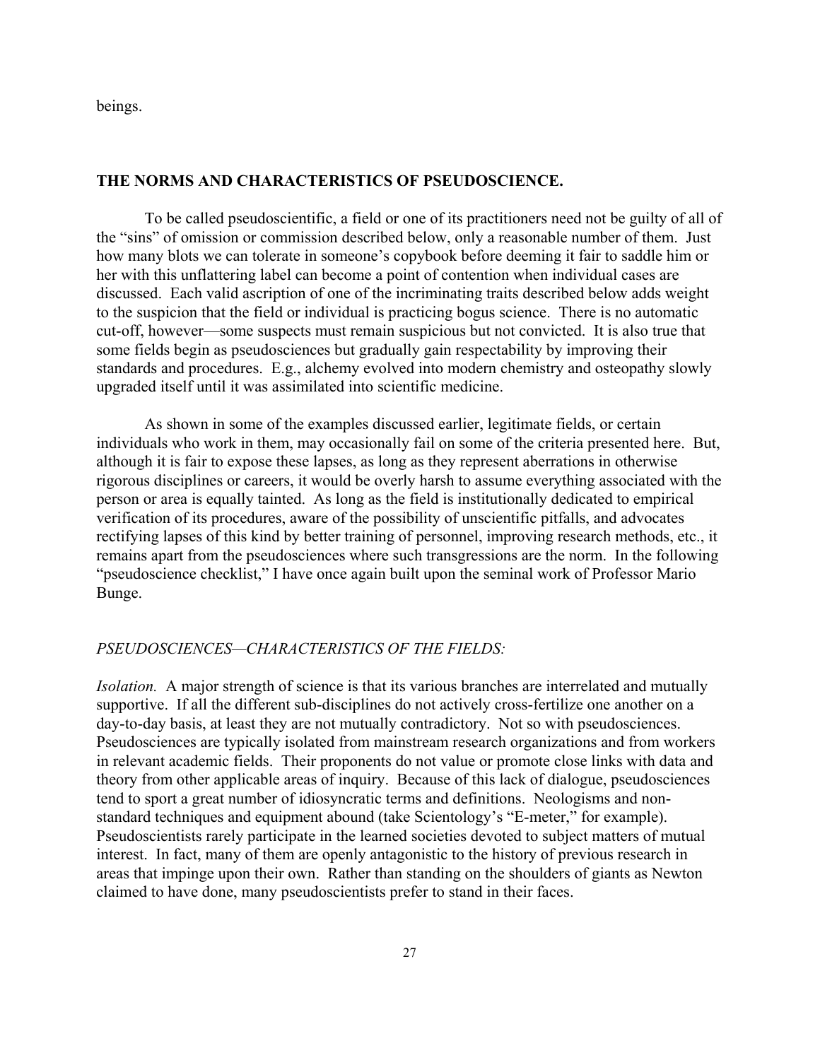beings.

## THE NORMS AND CHARACTERISTICS OF PSEUDOSCIENCE.

To be called pseudoscientific, a field or one of its practitioners need not be guilty of all of the "sins" of omission or commission described below, only a reasonable number of them. Just how many blots we can tolerate in someone's copybook before deeming it fair to saddle him or her with this unflattering label can become a point of contention when individual cases are discussed. Each valid ascription of one of the incriminating traits described below adds weight to the suspicion that the field or individual is practicing bogus science. There is no automatic cut-off, however—some suspects must remain suspicious but not convicted. It is also true that some fields begin as pseudosciences but gradually gain respectability by improving their standards and procedures. E.g., alchemy evolved into modern chemistry and osteopathy slowly upgraded itself until it was assimilated into scientific medicine.

As shown in some of the examples discussed earlier, legitimate fields, or certain individuals who work in them, may occasionally fail on some of the criteria presented here. But, although it is fair to expose these lapses, as long as they represent aberrations in otherwise rigorous disciplines or careers, it would be overly harsh to assume everything associated with the person or area is equally tainted. As long as the field is institutionally dedicated to empirical verification of its procedures, aware of the possibility of unscientific pitfalls, and advocates rectifying lapses of this kind by better training of personnel, improving research methods, etc., it remains apart from the pseudosciences where such transgressions are the norm. In the following "pseudoscience checklist," I have once again built upon the seminal work of Professor Mario Bunge.

### *PSEUDOSCIENCES—CHARACTERISTICS OF THE FIELDS:*

*Isolation.* A major strength of science is that its various branches are interrelated and mutually supportive. If all the different sub-disciplines do not actively cross-fertilize one another on a day-to-day basis, at least they are not mutually contradictory. Not so with pseudosciences. Pseudosciences are typically isolated from mainstream research organizations and from workers in relevant academic fields. Their proponents do not value or promote close links with data and theory from other applicable areas of inquiry. Because of this lack of dialogue, pseudosciences tend to sport a great number of idiosyncratic terms and definitions. Neologisms and non-standard techniques and equipment abound (take Scientology's "E-meter," for example). Pseudoscientists rarely participate in the learned societies devoted to subject matters of mutual interest. In fact, many of them are openly antagonistic to the history of previous research in areas that impinge upon their own. Rather than standing on the shoulders of giants as Newton claimed to have done, many pseudoscientists prefer to stand in their faces.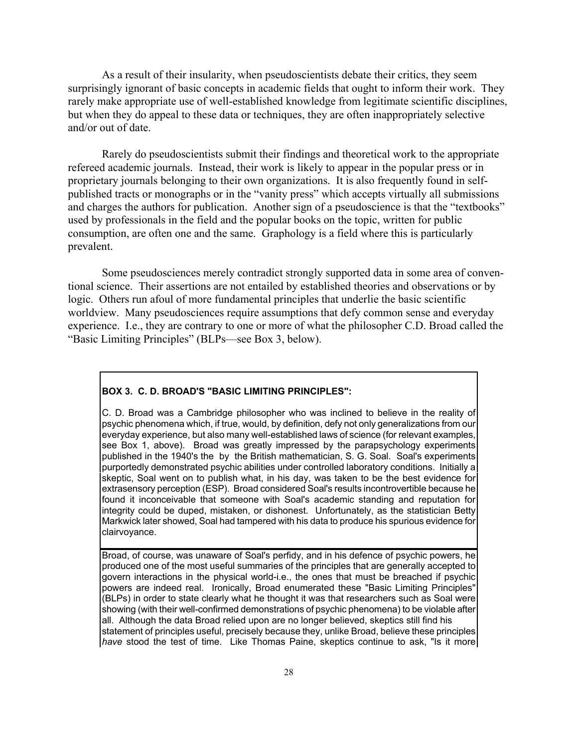As a result of their insularity, when pseudoscientists debate their critics, they seem surprisingly ignorant of basic concepts in academic fields that ought to inform their work. They rarely make appropriate use of well-established knowledge from legitimate scientific disciplines, but when they do appeal to these data or techniques, they are often inappropriately selective and/or out of date.

Rarely do pseudoscientists submit their findings and theoretical work to the appropriate refereed academic journals. Instead, their work is likely to appear in the popular press or in proprietary journals belonging to their own organizations. It is also frequently found in self-published tracts or monographs or in the "vanity press" which accepts virtually all submissions and charges the authors for publication. Another sign of a pseudoscience is that the "textbooks" used by professionals in the field and the popular books on the topic, written for public consumption, are often one and the same. Graphology is a field where this is particularly prevalent.

Some pseudosciences merely contradict strongly supported data in some area of conventional science. Their assertions are not entailed by established theories and observations or by logic. Others run afoul of more fundamental principles that underlie the basic scientific worldview. Many pseudosciences require assumptions that defy common sense and everyday experience. I.e., they are contrary to one or more of what the philosopher C.D. Broad called the "Basic Limiting Principles" (BLPs—see Box 3, below).

**BOX 3. C. D. BROAD'S "BASIC LIMITING PRINCIPLES":**

C. D. Broad was a Cambridge philosopher who was inclined to believe in the reality of psychic phenomena which, if true, would, by definition, defy not only generalizations from our everyday experience, but also many well-established laws of science (for relevant examples, see Box 1, above). Broad was greatly impressed by the parapsychology experiments published in the 1940's the by the British mathematician, S. G. Soal. Soal's experiments purportedly demonstrated psychic abilities under controlled laboratory conditions. Initially a skeptic, Soal went on to publish what, in his day, was taken to be the best evidence for extrasensory perception (ESP). Broad considered Soal's results incontrovertible because he found it inconceivable that someone with Soal's academic standing and reputation for integrity could be duped, mistaken, or dishonest. Unfortunately, as the statistician Betty Markwick later showed, Soal had tampered with his data to produce his spurious evidence for clairvoyance.

Broad, of course, was unaware of Soal's perfidy, and in his defence of psychic powers, he produced one of the most useful summaries of the principles that are generally accepted to govern interactions in the physical world-i.e., the ones that must be breached if psychic powers are indeed real. Ironically, Broad enumerated these "Basic Limiting Principles" (BLPs) in order to state clearly what he thought it was that researchers such as Soal were showing (with their well-confirmed demonstrations of psychic phenomena) to be violable after all. Although the data Broad relied upon are no longer believed, skeptics still find his statement of principles useful, precisely because they, unlike Broad, believe these principles *have* stood the test of time. Like Thomas Paine, skeptics continue to ask, "Is it more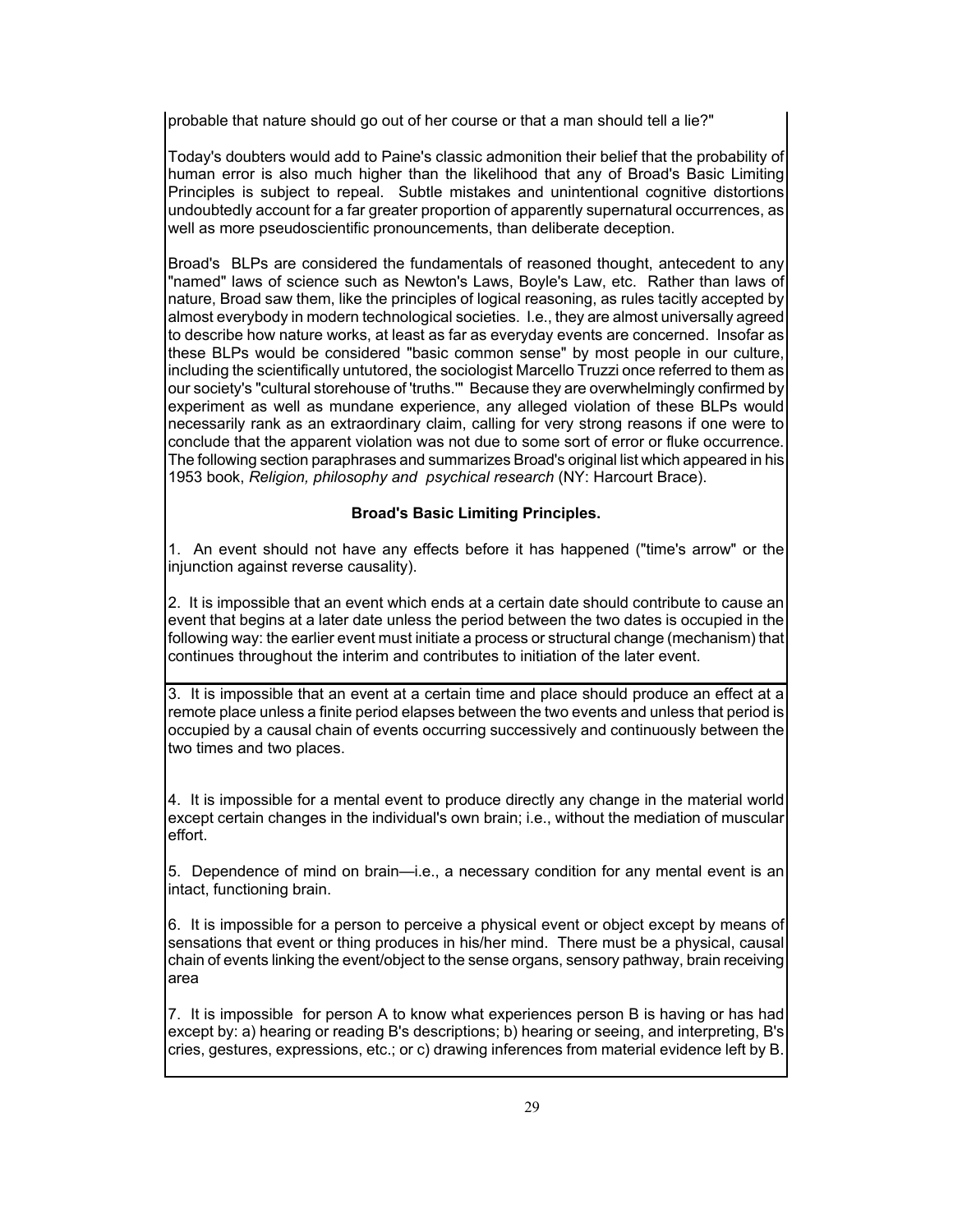probable that nature should go out of her course or that a man should tell a lie?"

Today's doubters would add to Paine's classic admonition their belief that the probability of human error is also much higher than the likelihood that any of Broad's Basic Limiting Principles is subject to repeal. Subtle mistakes and unintentional cognitive distortions undoubtedly account for a far greater proportion of apparently supernatural occurrences, as well as more pseudoscientific pronouncements, than deliberate deception.

Broad's BLPs are considered the fundamentals of reasoned thought, antecedent to any "named" laws of science such as Newton's Laws, Boyle's Law, etc. Rather than laws of nature, Broad saw them, like the principles of logical reasoning, as rules tacitly accepted by almost everybody in modern technological societies. I.e., they are almost universally agreed to describe how nature works, at least as far as everyday events are concerned. Insofar as these BLPs would be considered "basic common sense" by most people in our culture, including the scientifically untutored, the sociologist Marcello Truzzi once referred to them as our society's "cultural storehouse of 'truths.'" Because they are overwhelmingly confirmed by experiment as well as mundane experience, any alleged violation of these BLPs would necessarily rank as an extraordinary claim, calling for very strong reasons if one were to conclude that the apparent violation was not due to some sort of error or fluke occurrence. The following section paraphrases and summarizes Broad's original list which appeared in his 1953 book, *Religion, philosophy and psychical research* (NY: Harcourt Brace).

**Broad's Basic Limiting Principles.**

1. An event should not have any effects before it has happened ("time's arrow" or the injunction against reverse causality).

2. It is impossible that an event which ends at a certain date should contribute to cause an event that begins at a later date unless the period between the two dates is occupied in the following way: the earlier event must initiate a process or structural change (mechanism) that continues throughout the interim and contributes to initiation of the later event.

3. It is impossible that an event at a certain time and place should produce an effect at a remote place unless a finite period elapses between the two events and unless that period is occupied by a causal chain of events occurring successively and continuously between the two times and two places.

4. It is impossible for a mental event to produce directly any change in the material world except certain changes in the individual's own brain; i.e., without the mediation of muscular effort.

5. Dependence of mind on brain—i.e., a necessary condition for any mental event is an intact, functioning brain.

6. It is impossible for a person to perceive a physical event or object except by means of sensations that event or thing produces in his/her mind. There must be a physical, causal chain of events linking the event/object to the sense organs, sensory pathway, brain receiving area

7. It is impossible for person A to know what experiences person B is having or has had except by: a) hearing or reading B's descriptions; b) hearing or seeing, and interpreting, B's cries, gestures, expressions, etc.; or c) drawing inferences from material evidence left by B.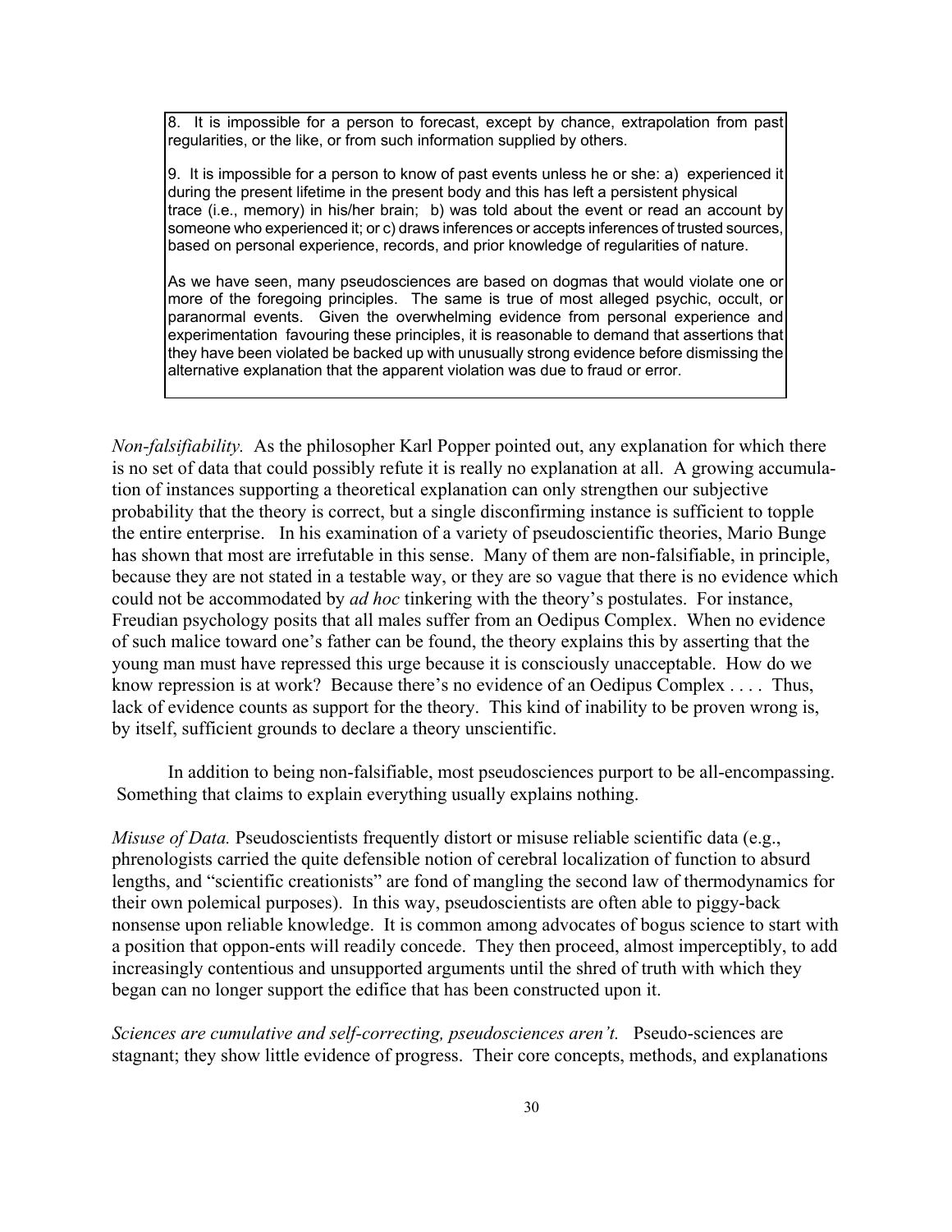> 8. It is impossible for a person to forecast, except by chance, extrapolation from past regularities, or the like, or from such information supplied by others.
>
> 9. It is impossible for a person to know of past events unless he or she: a) experienced it during the present lifetime in the present body and this has left a persistent physical trace (i.e., memory) in his/her brain; b) was told about the event or read an account by someone who experienced it; or c) draws inferences or accepts inferences of trusted sources, based on personal experience, records, and prior knowledge of regularities of nature.
>
> As we have seen, many pseudosciences are based on dogmas that would violate one or more of the foregoing principles. The same is true of most alleged psychic, occult, or paranormal events. Given the overwhelming evidence from personal experience and experimentation favouring these principles, it is reasonable to demand that assertions that they have been violated be backed up with unusually strong evidence before dismissing the alternative explanation that the apparent violation was due to fraud or error.

*Non-falsifiability.* As the philosopher Karl Popper pointed out, any explanation for which there is no set of data that could possibly refute it is really no explanation at all. A growing accumulation of instances supporting a theoretical explanation can only strengthen our subjective probability that the theory is correct, but a single disconfirming instance is sufficient to topple the entire enterprise. In his examination of a variety of pseudoscientific theories, Mario Bunge has shown that most are irrefutable in this sense. Many of them are non-falsifiable, in principle, because they are not stated in a testable way, or they are so vague that there is no evidence which could not be accommodated by *ad hoc* tinkering with the theory's postulates. For instance, Freudian psychology posits that all males suffer from an Oedipus Complex. When no evidence of such malice toward one's father can be found, the theory explains this by asserting that the young man must have repressed this urge because it is consciously unacceptable. How do we know repression is at work? Because there's no evidence of an Oedipus Complex . . . . Thus, lack of evidence counts as support for the theory. This kind of inability to be proven wrong is, by itself, sufficient grounds to declare a theory unscientific.

In addition to being non-falsifiable, most pseudosciences purport to be all-encompassing. Something that claims to explain everything usually explains nothing.

*Misuse of Data.* Pseudoscientists frequently distort or misuse reliable scientific data (e.g., phrenologists carried the quite defensible notion of cerebral localization of function to absurd lengths, and "scientific creationists" are fond of mangling the second law of thermodynamics for their own polemical purposes). In this way, pseudoscientists are often able to piggy-back nonsense upon reliable knowledge. It is common among advocates of bogus science to start with a position that opponents will readily concede. They then proceed, almost imperceptibly, to add increasingly contentious and unsupported arguments until the shred of truth with which they began can no longer support the edifice that has been constructed upon it.

*Sciences are cumulative and self-correcting, pseudosciences aren't.* Pseudo-sciences are stagnant; they show little evidence of progress. Their core concepts, methods, and explanations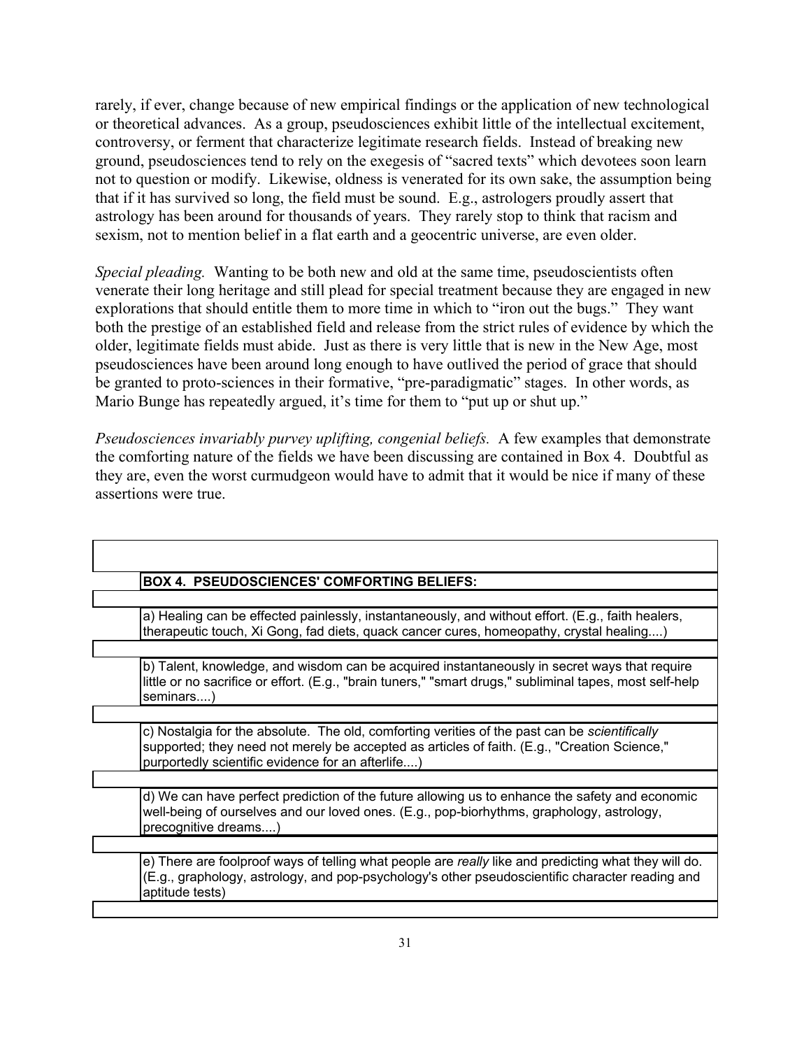rarely, if ever, change because of new empirical findings or the application of new technological or theoretical advances. As a group, pseudosciences exhibit little of the intellectual excitement, controversy, or ferment that characterize legitimate research fields. Instead of breaking new ground, pseudosciences tend to rely on the exegesis of "sacred texts" which devotees soon learn not to question or modify. Likewise, oldness is venerated for its own sake, the assumption being that if it has survived so long, the field must be sound. E.g., astrologers proudly assert that astrology has been around for thousands of years. They rarely stop to think that racism and sexism, not to mention belief in a flat earth and a geocentric universe, are even older.

*Special pleading.* Wanting to be both new and old at the same time, pseudoscientists often venerate their long heritage and still plead for special treatment because they are engaged in new explorations that should entitle them to more time in which to "iron out the bugs." They want both the prestige of an established field and release from the strict rules of evidence by which the older, legitimate fields must abide. Just as there is very little that is new in the New Age, most pseudosciences have been around long enough to have outlived the period of grace that should be granted to proto-sciences in their formative, "pre-paradigmatic" stages. In other words, as Mario Bunge has repeatedly argued, it's time for them to "put up or shut up."

*Pseudosciences invariably purvey uplifting, congenial beliefs.* A few examples that demonstrate the comforting nature of the fields we have been discussing are contained in Box 4. Doubtful as they are, even the worst curmudgeon would have to admit that it would be nice if many of these assertions were true.

| **BOX 4. PSEUDOSCIENCES' COMFORTING BELIEFS:** |
|---|
| a) Healing can be effected painlessly, instantaneously, and without effort. (E.g., faith healers, therapeutic touch, Xi Gong, fad diets, quack cancer cures, homeopathy, crystal healing....) |
| b) Talent, knowledge, and wisdom can be acquired instantaneously in secret ways that require little or no sacrifice or effort. (E.g., "brain tuners," "smart drugs," subliminal tapes, most self-help seminars....) |
| c) Nostalgia for the absolute. The old, comforting verities of the past can be *scientifically* supported; they need not merely be accepted as articles of faith. (E.g., "Creation Science," purportedly scientific evidence for an afterlife....) |
| d) We can have perfect prediction of the future allowing us to enhance the safety and economic well-being of ourselves and our loved ones. (E.g., pop-biorhythms, graphology, astrology, precognitive dreams....) |
| e) There are foolproof ways of telling what people are *really* like and predicting what they will do. (E.g., graphology, astrology, and pop-psychology's other pseudoscientific character reading and aptitude tests) |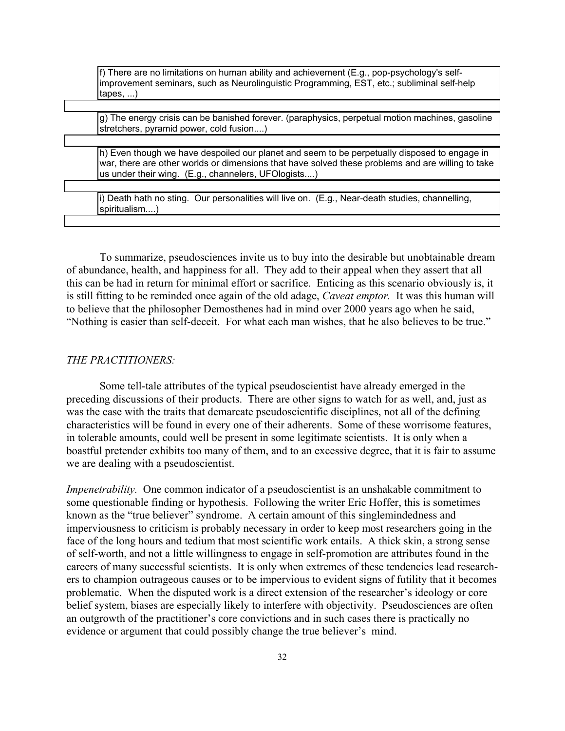f) There are no limitations on human ability and achievement (E.g., pop-psychology's self-improvement seminars, such as Neurolinguistic Programming, EST, etc.; subliminal self-help tapes, ...)

g) The energy crisis can be banished forever. (paraphysics, perpetual motion machines, gasoline stretchers, pyramid power, cold fusion....)

h) Even though we have despoiled our planet and seem to be perpetually disposed to engage in war, there are other worlds or dimensions that have solved these problems and are willing to take us under their wing. (E.g., channelers, UFOlogists....)

i) Death hath no sting. Our personalities will live on. (E.g., Near-death studies, channelling, spiritualism....)

To summarize, pseudosciences invite us to buy into the desirable but unobtainable dream of abundance, health, and happiness for all. They add to their appeal when they assert that all this can be had in return for minimal effort or sacrifice. Enticing as this scenario obviously is, it is still fitting to be reminded once again of the old adage, *Caveat emptor.* It was this human will to believe that the philosopher Demosthenes had in mind over 2000 years ago when he said, “Nothing is easier than self-deceit. For what each man wishes, that he also believes to be true.”

*THE PRACTITIONERS:*

Some tell-tale attributes of the typical pseudoscientist have already emerged in the preceding discussions of their products. There are other signs to watch for as well, and, just as was the case with the traits that demarcate pseudoscientific disciplines, not all of the defining characteristics will be found in every one of their adherents. Some of these worrisome features, in tolerable amounts, could well be present in some legitimate scientists. It is only when a boastful pretender exhibits too many of them, and to an excessive degree, that it is fair to assume we are dealing with a pseudoscientist.

*Impenetrability.* One common indicator of a pseudoscientist is an unshakable commitment to some questionable finding or hypothesis. Following the writer Eric Hoffer, this is sometimes known as the “true believer” syndrome. A certain amount of this singlemindedness and imperviousness to criticism is probably necessary in order to keep most researchers going in the face of the long hours and tedium that most scientific work entails. A thick skin, a strong sense of self-worth, and not a little willingness to engage in self-promotion are attributes found in the careers of many successful scientists. It is only when extremes of these tendencies lead researchers to champion outrageous causes or to be impervious to evident signs of futility that it becomes problematic. When the disputed work is a direct extension of the researcher’s ideology or core belief system, biases are especially likely to interfere with objectivity. Pseudosciences are often an outgrowth of the practitioner’s core convictions and in such cases there is practically no evidence or argument that could possibly change the true believer’s mind.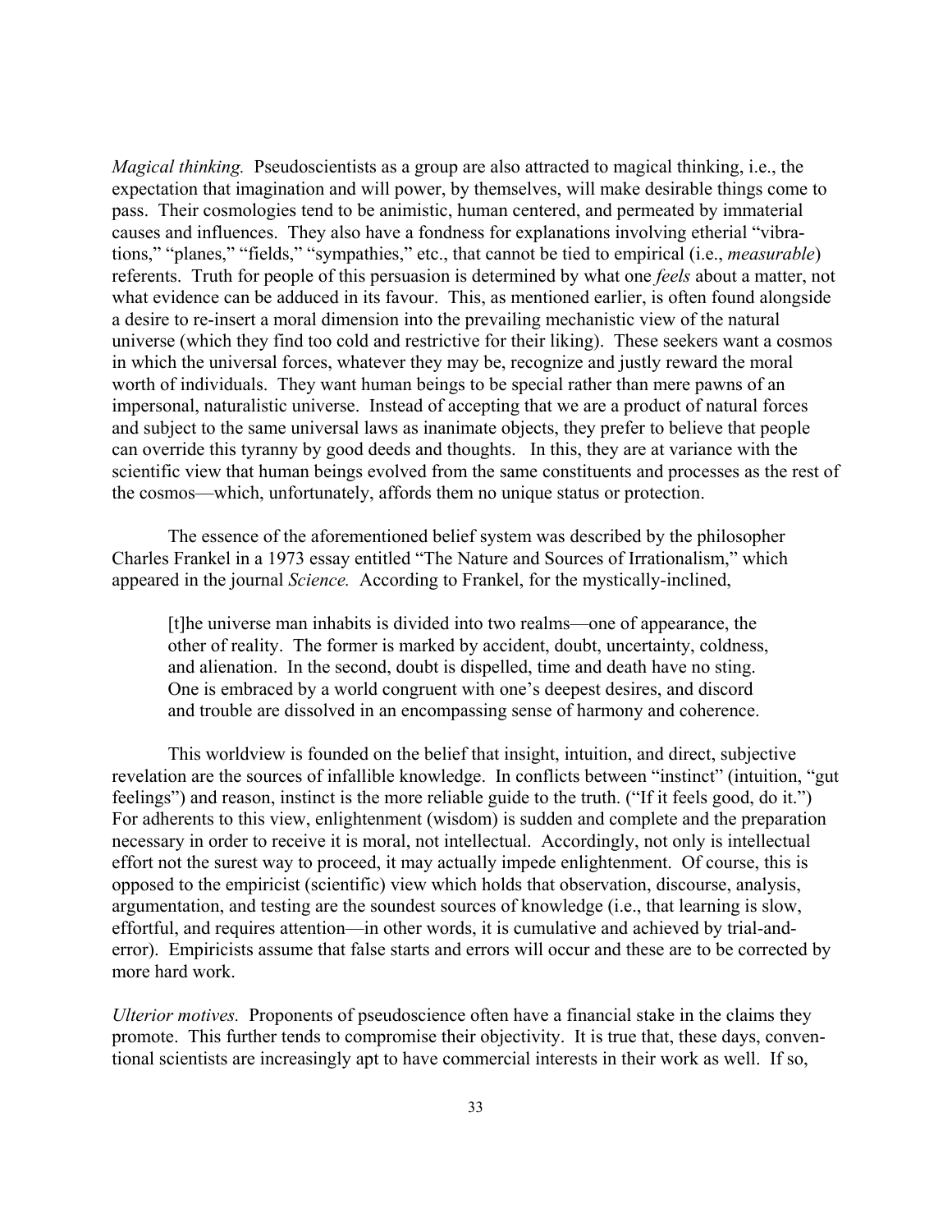*Magical thinking.* Pseudoscientists as a group are also attracted to magical thinking, i.e., the expectation that imagination and will power, by themselves, will make desirable things come to pass. Their cosmologies tend to be animistic, human centered, and permeated by immaterial causes and influences. They also have a fondness for explanations involving etherial "vibrations," "planes," "fields," "sympathies," etc., that cannot be tied to empirical (i.e., *measurable*) referents. Truth for people of this persuasion is determined by what one *feels* about a matter, not what evidence can be adduced in its favour. This, as mentioned earlier, is often found alongside a desire to re-insert a moral dimension into the prevailing mechanistic view of the natural universe (which they find too cold and restrictive for their liking). These seekers want a cosmos in which the universal forces, whatever they may be, recognize and justly reward the moral worth of individuals. They want human beings to be special rather than mere pawns of an impersonal, naturalistic universe. Instead of accepting that we are a product of natural forces and subject to the same universal laws as inanimate objects, they prefer to believe that people can override this tyranny by good deeds and thoughts. In this, they are at variance with the scientific view that human beings evolved from the same constituents and processes as the rest of the cosmos—which, unfortunately, affords them no unique status or protection.

The essence of the aforementioned belief system was described by the philosopher Charles Frankel in a 1973 essay entitled "The Nature and Sources of Irrationalism," which appeared in the journal *Science.* According to Frankel, for the mystically-inclined,

> [t]he universe man inhabits is divided into two realms—one of appearance, the other of reality. The former is marked by accident, doubt, uncertainty, coldness, and alienation. In the second, doubt is dispelled, time and death have no sting. One is embraced by a world congruent with one's deepest desires, and discord and trouble are dissolved in an encompassing sense of harmony and coherence.

This worldview is founded on the belief that insight, intuition, and direct, subjective revelation are the sources of infallible knowledge. In conflicts between "instinct" (intuition, "gut feelings") and reason, instinct is the more reliable guide to the truth. ("If it feels good, do it.") For adherents to this view, enlightenment (wisdom) is sudden and complete and the preparation necessary in order to receive it is moral, not intellectual. Accordingly, not only is intellectual effort not the surest way to proceed, it may actually impede enlightenment. Of course, this is opposed to the empiricist (scientific) view which holds that observation, discourse, analysis, argumentation, and testing are the soundest sources of knowledge (i.e., that learning is slow, effortful, and requires attention—in other words, it is cumulative and achieved by trial-and-error). Empiricists assume that false starts and errors will occur and these are to be corrected by more hard work.

*Ulterior motives.* Proponents of pseudoscience often have a financial stake in the claims they promote. This further tends to compromise their objectivity. It is true that, these days, conventional scientists are increasingly apt to have commercial interests in their work as well. If so,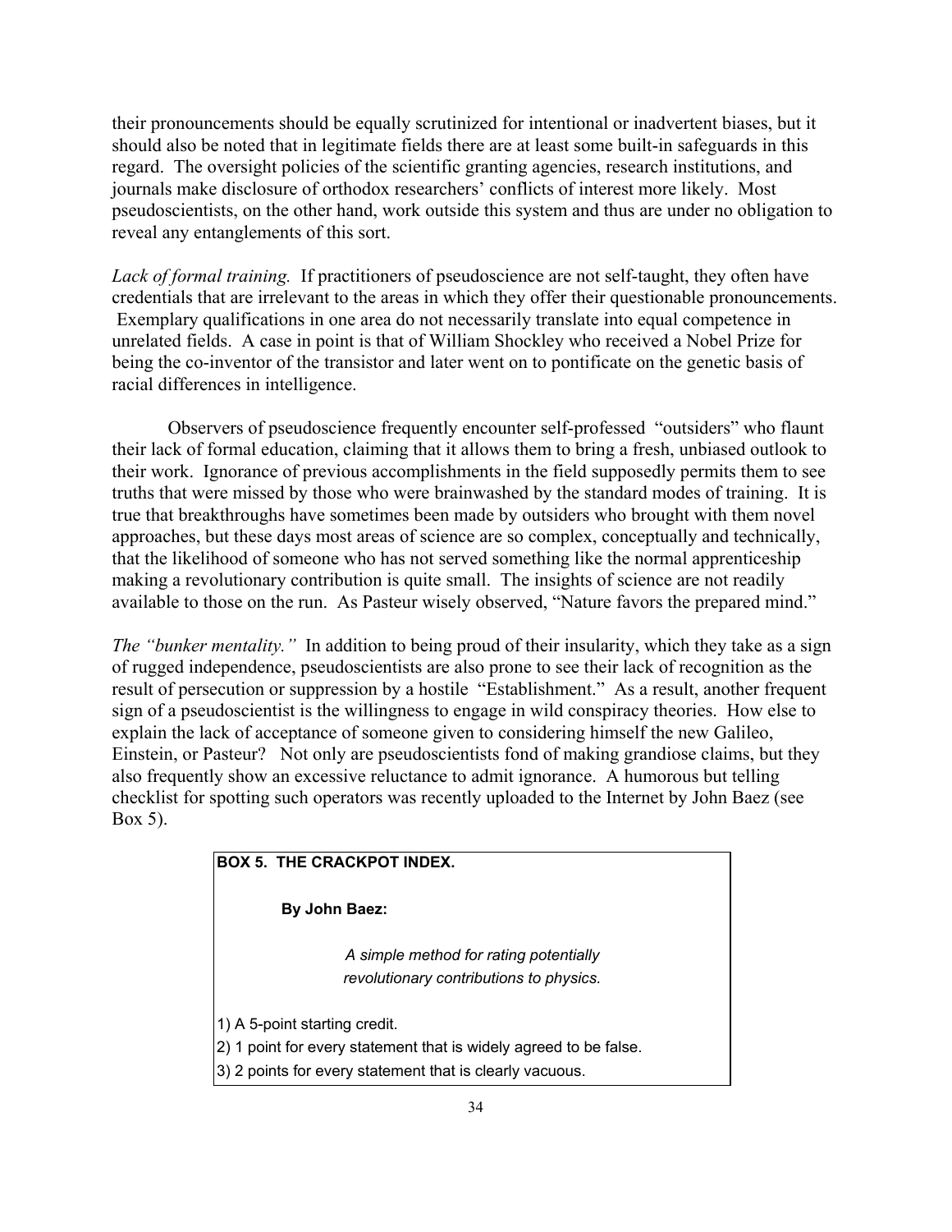their pronouncements should be equally scrutinized for intentional or inadvertent biases, but it should also be noted that in legitimate fields there are at least some built-in safeguards in this regard. The oversight policies of the scientific granting agencies, research institutions, and journals make disclosure of orthodox researchers' conflicts of interest more likely. Most pseudoscientists, on the other hand, work outside this system and thus are under no obligation to reveal any entanglements of this sort.

*Lack of formal training.* If practitioners of pseudoscience are not self-taught, they often have credentials that are irrelevant to the areas in which they offer their questionable pronouncements. Exemplary qualifications in one area do not necessarily translate into equal competence in unrelated fields. A case in point is that of William Shockley who received a Nobel Prize for being the co-inventor of the transistor and later went on to pontificate on the genetic basis of racial differences in intelligence.

Observers of pseudoscience frequently encounter self-professed "outsiders" who flaunt their lack of formal education, claiming that it allows them to bring a fresh, unbiased outlook to their work. Ignorance of previous accomplishments in the field supposedly permits them to see truths that were missed by those who were brainwashed by the standard modes of training. It is true that breakthroughs have sometimes been made by outsiders who brought with them novel approaches, but these days most areas of science are so complex, conceptually and technically, that the likelihood of someone who has not served something like the normal apprenticeship making a revolutionary contribution is quite small. The insights of science are not readily available to those on the run. As Pasteur wisely observed, "Nature favors the prepared mind."

*The "bunker mentality."* In addition to being proud of their insularity, which they take as a sign of rugged independence, pseudoscientists are also prone to see their lack of recognition as the result of persecution or suppression by a hostile "Establishment." As a result, another frequent sign of a pseudoscientist is the willingness to engage in wild conspiracy theories. How else to explain the lack of acceptance of someone given to considering himself the new Galileo, Einstein, or Pasteur? Not only are pseudoscientists fond of making grandiose claims, but they also frequently show an excessive reluctance to admit ignorance. A humorous but telling checklist for spotting such operators was recently uploaded to the Internet by John Baez (see Box 5).

**BOX 5. THE CRACKPOT INDEX.**

**By John Baez:**

*A simple method for rating potentially revolutionary contributions to physics.*

1) A 5-point starting credit.
2) 1 point for every statement that is widely agreed to be false.
3) 2 points for every statement that is clearly vacuous.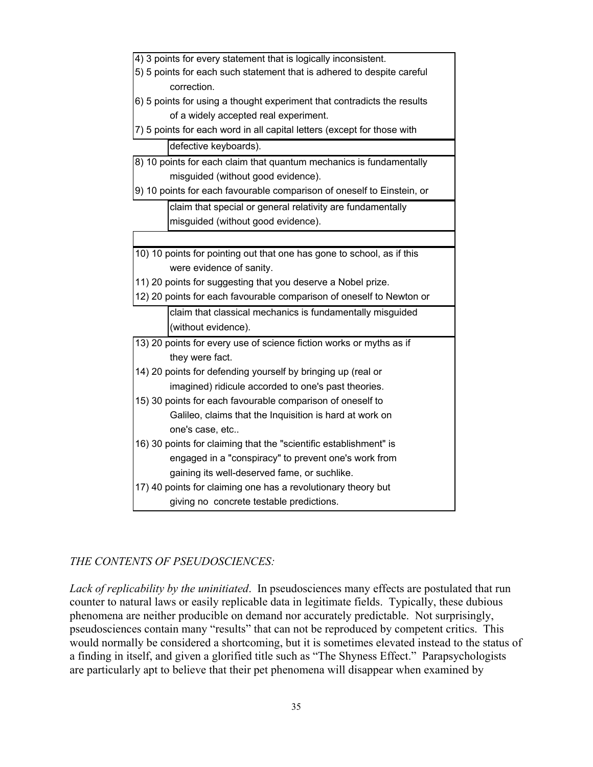4) 3 points for every statement that is logically inconsistent.
5) 5 points for each such statement that is adhered to despite careful correction.
6) 5 points for using a thought experiment that contradicts the results of a widely accepted real experiment.
7) 5 points for each word in all capital letters (except for those with defective keyboards).
8) 10 points for each claim that quantum mechanics is fundamentally misguided (without good evidence).
9) 10 points for each favourable comparison of oneself to Einstein, or claim that special or general relativity are fundamentally misguided (without good evidence).
10) 10 points for pointing out that one has gone to school, as if this were evidence of sanity.
11) 20 points for suggesting that you deserve a Nobel prize.
12) 20 points for each favourable comparison of oneself to Newton or claim that classical mechanics is fundamentally misguided (without evidence).
13) 20 points for every use of science fiction works or myths as if they were fact.
14) 20 points for defending yourself by bringing up (real or imagined) ridicule accorded to one's past theories.
15) 30 points for each favourable comparison of oneself to Galileo, claims that the Inquisition is hard at work on one's case, etc..
16) 30 points for claiming that the "scientific establishment" is engaged in a "conspiracy" to prevent one's work from gaining its well-deserved fame, or suchlike.
17) 40 points for claiming one has a revolutionary theory but giving no concrete testable predictions.

*THE CONTENTS OF PSEUDOSCIENCES:*

*Lack of replicability by the uninitiated*. In pseudosciences many effects are postulated that run counter to natural laws or easily replicable data in legitimate fields. Typically, these dubious phenomena are neither producible on demand nor accurately predictable. Not surprisingly, pseudosciences contain many "results" that can not be reproduced by competent critics. This would normally be considered a shortcoming, but it is sometimes elevated instead to the status of a finding in itself, and given a glorified title such as "The Shyness Effect." Parapsychologists are particularly apt to believe that their pet phenomena will disappear when examined by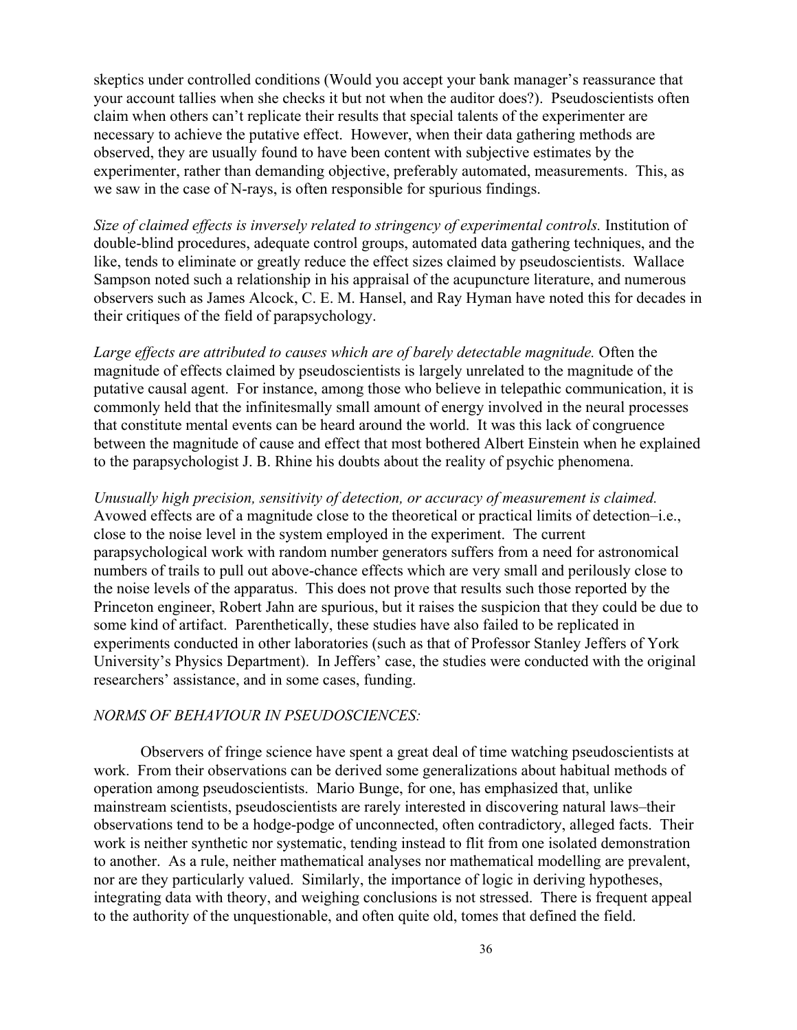skeptics under controlled conditions (Would you accept your bank manager's reassurance that your account tallies when she checks it but not when the auditor does?). Pseudoscientists often claim when others can't replicate their results that special talents of the experimenter are necessary to achieve the putative effect. However, when their data gathering methods are observed, they are usually found to have been content with subjective estimates by the experimenter, rather than demanding objective, preferably automated, measurements. This, as we saw in the case of N-rays, is often responsible for spurious findings.

*Size of claimed effects is inversely related to stringency of experimental controls.* Institution of double-blind procedures, adequate control groups, automated data gathering techniques, and the like, tends to eliminate or greatly reduce the effect sizes claimed by pseudoscientists. Wallace Sampson noted such a relationship in his appraisal of the acupuncture literature, and numerous observers such as James Alcock, C. E. M. Hansel, and Ray Hyman have noted this for decades in their critiques of the field of parapsychology.

*Large effects are attributed to causes which are of barely detectable magnitude.* Often the magnitude of effects claimed by pseudoscientists is largely unrelated to the magnitude of the putative causal agent. For instance, among those who believe in telepathic communication, it is commonly held that the infinitesmally small amount of energy involved in the neural processes that constitute mental events can be heard around the world. It was this lack of congruence between the magnitude of cause and effect that most bothered Albert Einstein when he explained to the parapsychologist J. B. Rhine his doubts about the reality of psychic phenomena.

*Unusually high precision, sensitivity of detection, or accuracy of measurement is claimed.* Avowed effects are of a magnitude close to the theoretical or practical limits of detection–i.e., close to the noise level in the system employed in the experiment. The current parapsychological work with random number generators suffers from a need for astronomical numbers of trails to pull out above-chance effects which are very small and perilously close to the noise levels of the apparatus. This does not prove that results such those reported by the Princeton engineer, Robert Jahn are spurious, but it raises the suspicion that they could be due to some kind of artifact. Parenthetically, these studies have also failed to be replicated in experiments conducted in other laboratories (such as that of Professor Stanley Jeffers of York University's Physics Department). In Jeffers' case, the studies were conducted with the original researchers' assistance, and in some cases, funding.

*NORMS OF BEHAVIOUR IN PSEUDOSCIENCES:*

Observers of fringe science have spent a great deal of time watching pseudoscientists at work. From their observations can be derived some generalizations about habitual methods of operation among pseudoscientists. Mario Bunge, for one, has emphasized that, unlike mainstream scientists, pseudoscientists are rarely interested in discovering natural laws–their observations tend to be a hodge-podge of unconnected, often contradictory, alleged facts. Their work is neither synthetic nor systematic, tending instead to flit from one isolated demonstration to another. As a rule, neither mathematical analyses nor mathematical modelling are prevalent, nor are they particularly valued. Similarly, the importance of logic in deriving hypotheses, integrating data with theory, and weighing conclusions is not stressed. There is frequent appeal to the authority of the unquestionable, and often quite old, tomes that defined the field.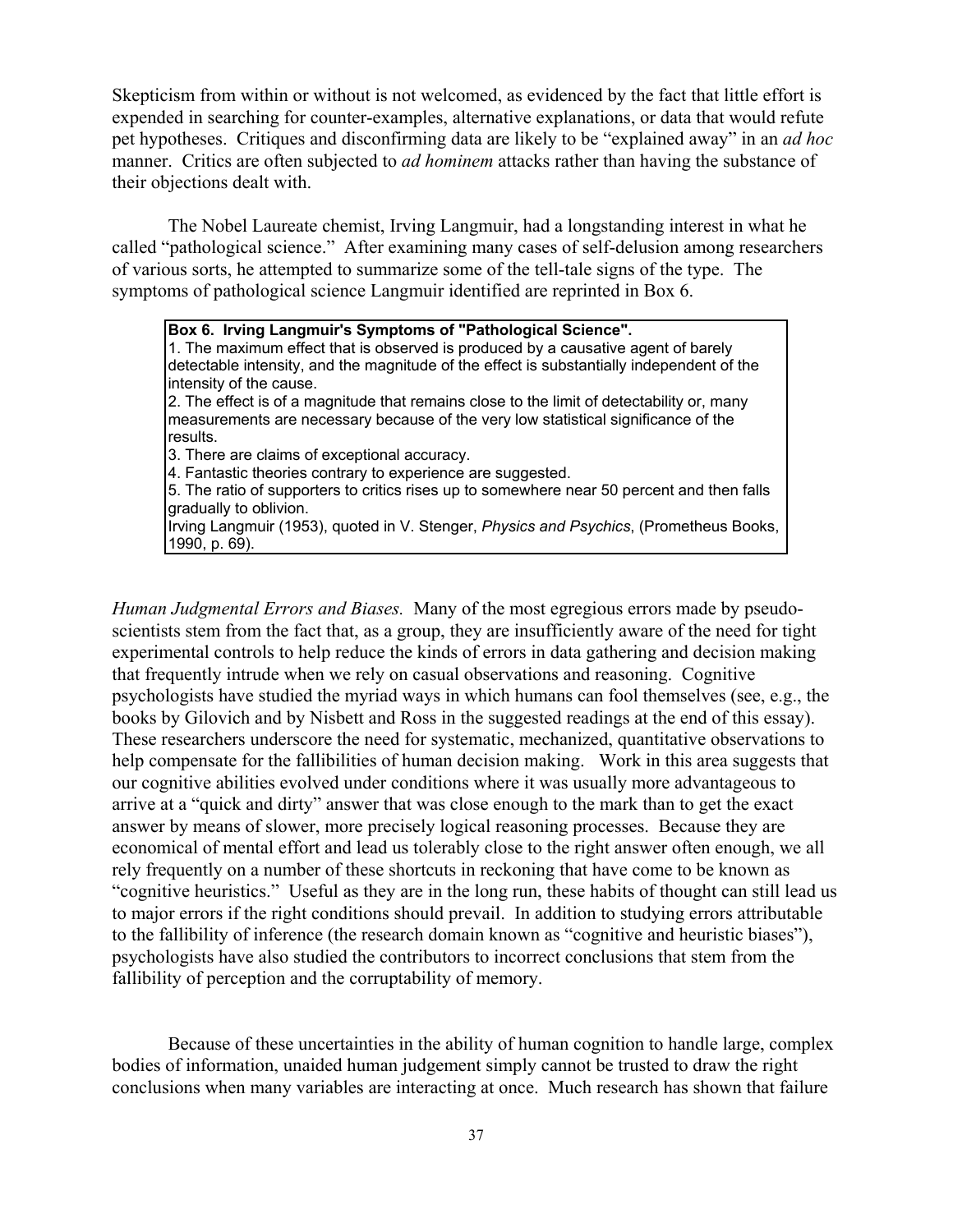Skepticism from within or without is not welcomed, as evidenced by the fact that little effort is expended in searching for counter-examples, alternative explanations, or data that would refute pet hypotheses. Critiques and disconfirming data are likely to be "explained away" in an *ad hoc* manner. Critics are often subjected to *ad hominem* attacks rather than having the substance of their objections dealt with.

The Nobel Laureate chemist, Irving Langmuir, had a longstanding interest in what he called "pathological science." After examining many cases of self-delusion among researchers of various sorts, he attempted to summarize some of the tell-tale signs of the type. The symptoms of pathological science Langmuir identified are reprinted in Box 6.

> **Box 6. Irving Langmuir's Symptoms of "Pathological Science".**
> 1. The maximum effect that is observed is produced by a causative agent of barely detectable intensity, and the magnitude of the effect is substantially independent of the intensity of the cause.
> 2. The effect is of a magnitude that remains close to the limit of detectability or, many measurements are necessary because of the very low statistical significance of the results.
> 3. There are claims of exceptional accuracy.
> 4. Fantastic theories contrary to experience are suggested.
> 5. The ratio of supporters to critics rises up to somewhere near 50 percent and then falls gradually to oblivion.
>
> Irving Langmuir (1953), quoted in V. Stenger, *Physics and Psychics*, (Prometheus Books, 1990, p. 69).

*Human Judgmental Errors and Biases.* Many of the most egregious errors made by pseudo-scientists stem from the fact that, as a group, they are insufficiently aware of the need for tight experimental controls to help reduce the kinds of errors in data gathering and decision making that frequently intrude when we rely on casual observations and reasoning. Cognitive psychologists have studied the myriad ways in which humans can fool themselves (see, e.g., the books by Gilovich and by Nisbett and Ross in the suggested readings at the end of this essay). These researchers underscore the need for systematic, mechanized, quantitative observations to help compensate for the fallibilities of human decision making. Work in this area suggests that our cognitive abilities evolved under conditions where it was usually more advantageous to arrive at a "quick and dirty" answer that was close enough to the mark than to get the exact answer by means of slower, more precisely logical reasoning processes. Because they are economical of mental effort and lead us tolerably close to the right answer often enough, we all rely frequently on a number of these shortcuts in reckoning that have come to be known as "cognitive heuristics." Useful as they are in the long run, these habits of thought can still lead us to major errors if the right conditions should prevail. In addition to studying errors attributable to the fallibility of inference (the research domain known as "cognitive and heuristic biases"), psychologists have also studied the contributors to incorrect conclusions that stem from the fallibility of perception and the corruptability of memory.

Because of these uncertainties in the ability of human cognition to handle large, complex bodies of information, unaided human judgement simply cannot be trusted to draw the right conclusions when many variables are interacting at once. Much research has shown that failure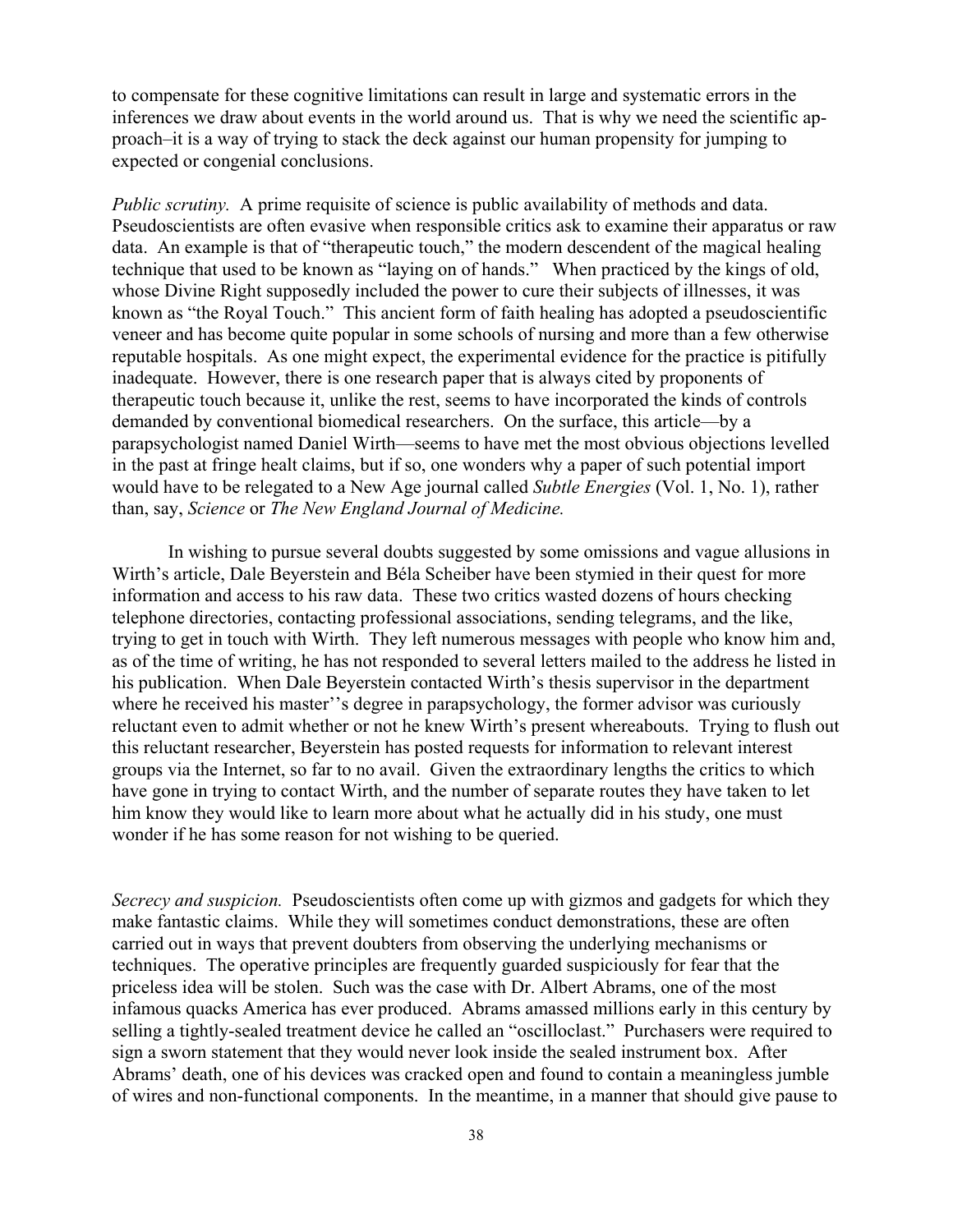to compensate for these cognitive limitations can result in large and systematic errors in the inferences we draw about events in the world around us. That is why we need the scientific approach–it is a way of trying to stack the deck against our human propensity for jumping to expected or congenial conclusions.

*Public scrutiny.* A prime requisite of science is public availability of methods and data. Pseudoscientists are often evasive when responsible critics ask to examine their apparatus or raw data. An example is that of "therapeutic touch," the modern descendent of the magical healing technique that used to be known as "laying on of hands." When practiced by the kings of old, whose Divine Right supposedly included the power to cure their subjects of illnesses, it was known as "the Royal Touch." This ancient form of faith healing has adopted a pseudoscientific veneer and has become quite popular in some schools of nursing and more than a few otherwise reputable hospitals. As one might expect, the experimental evidence for the practice is pitifully inadequate. However, there is one research paper that is always cited by proponents of therapeutic touch because it, unlike the rest, seems to have incorporated the kinds of controls demanded by conventional biomedical researchers. On the surface, this article—by a parapsychologist named Daniel Wirth—seems to have met the most obvious objections levelled in the past at fringe healt claims, but if so, one wonders why a paper of such potential import would have to be relegated to a New Age journal called *Subtle Energies* (Vol. 1, No. 1), rather than, say, *Science* or *The New England Journal of Medicine.*

In wishing to pursue several doubts suggested by some omissions and vague allusions in Wirth's article, Dale Beyerstein and Béla Scheiber have been stymied in their quest for more information and access to his raw data. These two critics wasted dozens of hours checking telephone directories, contacting professional associations, sending telegrams, and the like, trying to get in touch with Wirth. They left numerous messages with people who know him and, as of the time of writing, he has not responded to several letters mailed to the address he listed in his publication. When Dale Beyerstein contacted Wirth's thesis supervisor in the department where he received his master''s degree in parapsychology, the former advisor was curiously reluctant even to admit whether or not he knew Wirth's present whereabouts. Trying to flush out this reluctant researcher, Beyerstein has posted requests for information to relevant interest groups via the Internet, so far to no avail. Given the extraordinary lengths the critics to which have gone in trying to contact Wirth, and the number of separate routes they have taken to let him know they would like to learn more about what he actually did in his study, one must wonder if he has some reason for not wishing to be queried.

*Secrecy and suspicion.* Pseudoscientists often come up with gizmos and gadgets for which they make fantastic claims. While they will sometimes conduct demonstrations, these are often carried out in ways that prevent doubters from observing the underlying mechanisms or techniques. The operative principles are frequently guarded suspiciously for fear that the priceless idea will be stolen. Such was the case with Dr. Albert Abrams, one of the most infamous quacks America has ever produced. Abrams amassed millions early in this century by selling a tightly-sealed treatment device he called an "oscilloclast." Purchasers were required to sign a sworn statement that they would never look inside the sealed instrument box. After Abrams' death, one of his devices was cracked open and found to contain a meaningless jumble of wires and non-functional components. In the meantime, in a manner that should give pause to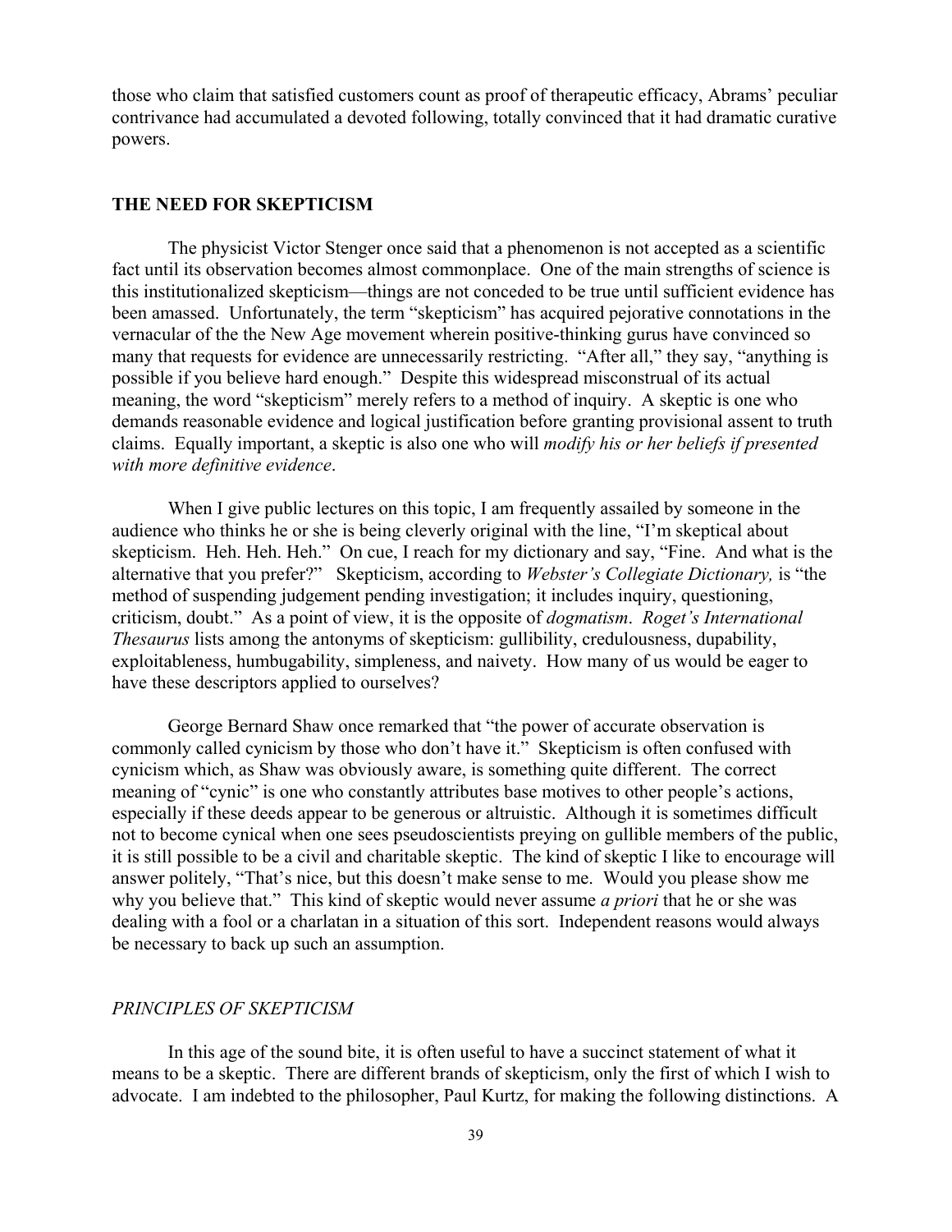those who claim that satisfied customers count as proof of therapeutic efficacy, Abrams' peculiar contrivance had accumulated a devoted following, totally convinced that it had dramatic curative powers.

## THE NEED FOR SKEPTICISM

The physicist Victor Stenger once said that a phenomenon is not accepted as a scientific fact until its observation becomes almost commonplace. One of the main strengths of science is this institutionalized skepticism—things are not conceded to be true until sufficient evidence has been amassed. Unfortunately, the term "skepticism" has acquired pejorative connotations in the vernacular of the the New Age movement wherein positive-thinking gurus have convinced so many that requests for evidence are unnecessarily restricting. "After all," they say, "anything is possible if you believe hard enough." Despite this widespread misconstrual of its actual meaning, the word "skepticism" merely refers to a method of inquiry. A skeptic is one who demands reasonable evidence and logical justification before granting provisional assent to truth claims. Equally important, a skeptic is also one who will *modify his or her beliefs if presented with more definitive evidence*.

When I give public lectures on this topic, I am frequently assailed by someone in the audience who thinks he or she is being cleverly original with the line, "I'm skeptical about skepticism. Heh. Heh. Heh." On cue, I reach for my dictionary and say, "Fine. And what is the alternative that you prefer?" Skepticism, according to *Webster's Collegiate Dictionary,* is "the method of suspending judgement pending investigation; it includes inquiry, questioning, criticism, doubt." As a point of view, it is the opposite of *dogmatism*. *Roget's International Thesaurus* lists among the antonyms of skepticism: gullibility, credulousness, dupability, exploitableness, humbugability, simpleness, and naivety. How many of us would be eager to have these descriptors applied to ourselves?

George Bernard Shaw once remarked that "the power of accurate observation is commonly called cynicism by those who don't have it." Skepticism is often confused with cynicism which, as Shaw was obviously aware, is something quite different. The correct meaning of "cynic" is one who constantly attributes base motives to other people's actions, especially if these deeds appear to be generous or altruistic. Although it is sometimes difficult not to become cynical when one sees pseudoscientists preying on gullible members of the public, it is still possible to be a civil and charitable skeptic. The kind of skeptic I like to encourage will answer politely, "That's nice, but this doesn't make sense to me. Would you please show me why you believe that." This kind of skeptic would never assume *a priori* that he or she was dealing with a fool or a charlatan in a situation of this sort. Independent reasons would always be necessary to back up such an assumption.

### *PRINCIPLES OF SKEPTICISM*

In this age of the sound bite, it is often useful to have a succinct statement of what it means to be a skeptic. There are different brands of skepticism, only the first of which I wish to advocate. I am indebted to the philosopher, Paul Kurtz, for making the following distinctions. A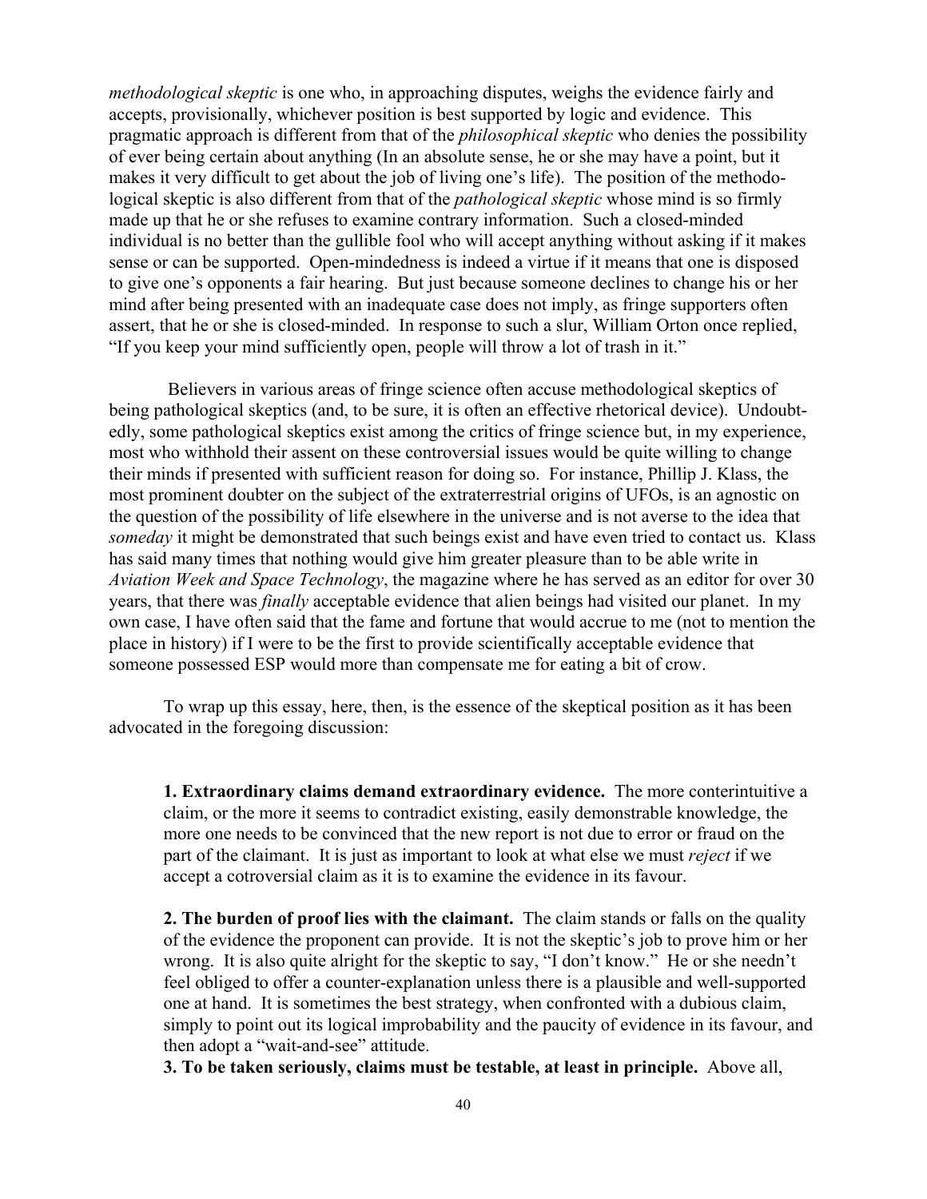*methodological skeptic* is one who, in approaching disputes, weighs the evidence fairly and accepts, provisionally, whichever position is best supported by logic and evidence. This pragmatic approach is different from that of the *philosophical skeptic* who denies the possibility of ever being certain about anything (In an absolute sense, he or she may have a point, but it makes it very difficult to get about the job of living one's life). The position of the methodological skeptic is also different from that of the *pathological skeptic* whose mind is so firmly made up that he or she refuses to examine contrary information. Such a closed-minded individual is no better than the gullible fool who will accept anything without asking if it makes sense or can be supported. Open-mindedness is indeed a virtue if it means that one is disposed to give one's opponents a fair hearing. But just because someone declines to change his or her mind after being presented with an inadequate case does not imply, as fringe supporters often assert, that he or she is closed-minded. In response to such a slur, William Orton once replied, "If you keep your mind sufficiently open, people will throw a lot of trash in it."

Believers in various areas of fringe science often accuse methodological skeptics of being pathological skeptics (and, to be sure, it is often an effective rhetorical device). Undoubtedly, some pathological skeptics exist among the critics of fringe science but, in my experience, most who withhold their assent on these controversial issues would be quite willing to change their minds if presented with sufficient reason for doing so. For instance, Phillip J. Klass, the most prominent doubter on the subject of the extraterrestrial origins of UFOs, is an agnostic on the question of the possibility of life elsewhere in the universe and is not averse to the idea that *someday* it might be demonstrated that such beings exist and have even tried to contact us. Klass has said many times that nothing would give him greater pleasure than to be able write in *Aviation Week and Space Technology*, the magazine where he has served as an editor for over 30 years, that there was *finally* acceptable evidence that alien beings had visited our planet. In my own case, I have often said that the fame and fortune that would accrue to me (not to mention the place in history) if I were to be the first to provide scientifically acceptable evidence that someone possessed ESP would more than compensate me for eating a bit of crow.

To wrap up this essay, here, then, is the essence of the skeptical position as it has been advocated in the foregoing discussion:

**1. Extraordinary claims demand extraordinary evidence.** The more conterintuitive a claim, or the more it seems to contradict existing, easily demonstrable knowledge, the more one needs to be convinced that the new report is not due to error or fraud on the part of the claimant. It is just as important to look at what else we must *reject* if we accept a cotroversial claim as it is to examine the evidence in its favour.

**2. The burden of proof lies with the claimant.** The claim stands or falls on the quality of the evidence the proponent can provide. It is not the skeptic's job to prove him or her wrong. It is also quite alright for the skeptic to say, "I don't know." He or she needn't feel obliged to offer a counter-explanation unless there is a plausible and well-supported one at hand. It is sometimes the best strategy, when confronted with a dubious claim, simply to point out its logical improbability and the paucity of evidence in its favour, and then adopt a "wait-and-see" attitude.

**3. To be taken seriously, claims must be testable, at least in principle.** Above all,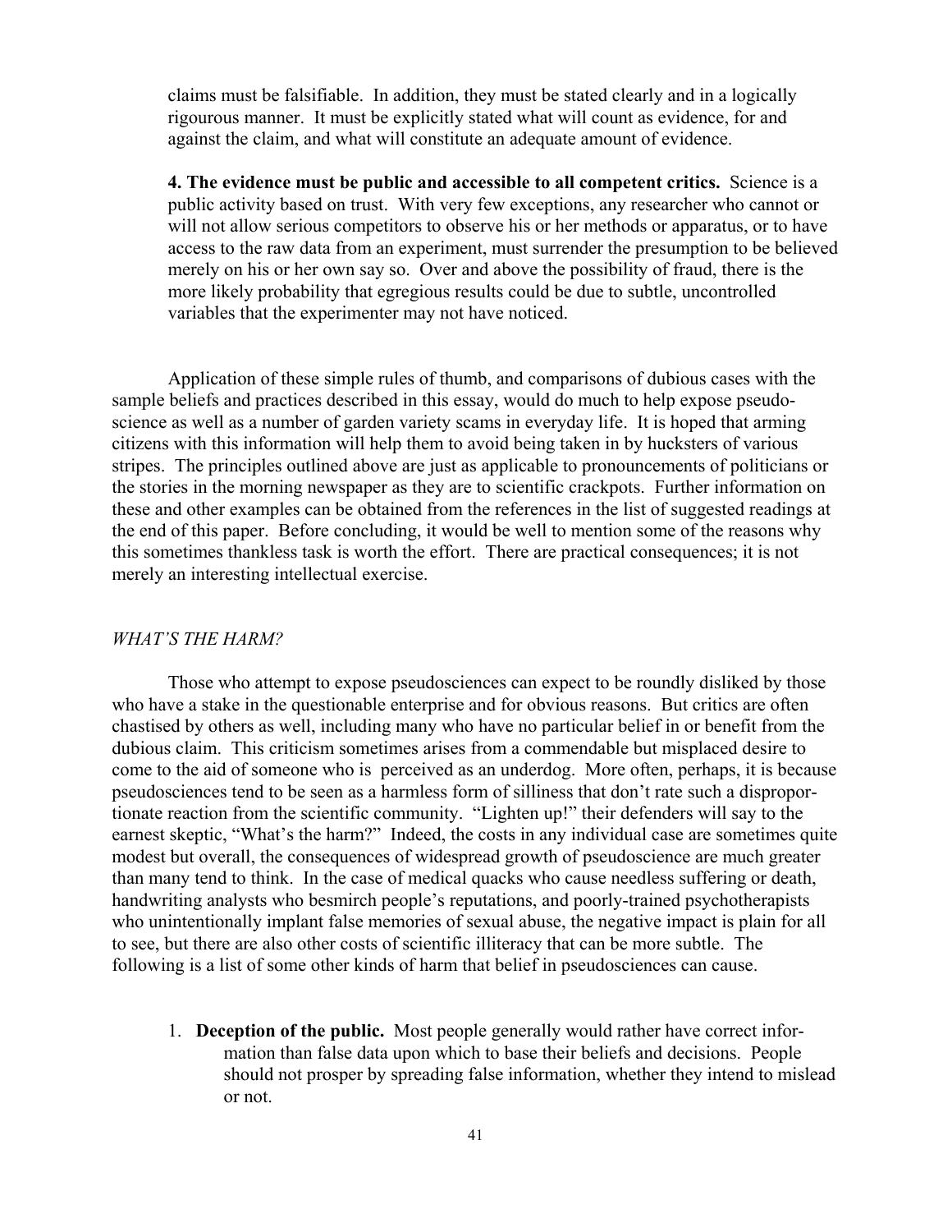claims must be falsifiable. In addition, they must be stated clearly and in a logically rigourous manner. It must be explicitly stated what will count as evidence, for and against the claim, and what will constitute an adequate amount of evidence.

**4. The evidence must be public and accessible to all competent critics.** Science is a public activity based on trust. With very few exceptions, any researcher who cannot or will not allow serious competitors to observe his or her methods or apparatus, or to have access to the raw data from an experiment, must surrender the presumption to be believed merely on his or her own say so. Over and above the possibility of fraud, there is the more likely probability that egregious results could be due to subtle, uncontrolled variables that the experimenter may not have noticed.

Application of these simple rules of thumb, and comparisons of dubious cases with the sample beliefs and practices described in this essay, would do much to help expose pseudoscience as well as a number of garden variety scams in everyday life. It is hoped that arming citizens with this information will help them to avoid being taken in by hucksters of various stripes. The principles outlined above are just as applicable to pronouncements of politicians or the stories in the morning newspaper as they are to scientific crackpots. Further information on these and other examples can be obtained from the references in the list of suggested readings at the end of this paper. Before concluding, it would be well to mention some of the reasons why this sometimes thankless task is worth the effort. There are practical consequences; it is not merely an interesting intellectual exercise.

*WHAT'S THE HARM?*

Those who attempt to expose pseudosciences can expect to be roundly disliked by those who have a stake in the questionable enterprise and for obvious reasons. But critics are often chastised by others as well, including many who have no particular belief in or benefit from the dubious claim. This criticism sometimes arises from a commendable but misplaced desire to come to the aid of someone who is perceived as an underdog. More often, perhaps, it is because pseudosciences tend to be seen as a harmless form of silliness that don't rate such a disproportionate reaction from the scientific community. "Lighten up!" their defenders will say to the earnest skeptic, "What's the harm?" Indeed, the costs in any individual case are sometimes quite modest but overall, the consequences of widespread growth of pseudoscience are much greater than many tend to think. In the case of medical quacks who cause needless suffering or death, handwriting analysts who besmirch people's reputations, and poorly-trained psychotherapists who unintentionally implant false memories of sexual abuse, the negative impact is plain for all to see, but there are also other costs of scientific illiteracy that can be more subtle. The following is a list of some other kinds of harm that belief in pseudosciences can cause.

1. **Deception of the public.** Most people generally would rather have correct information than false data upon which to base their beliefs and decisions. People should not prosper by spreading false information, whether they intend to mislead or not.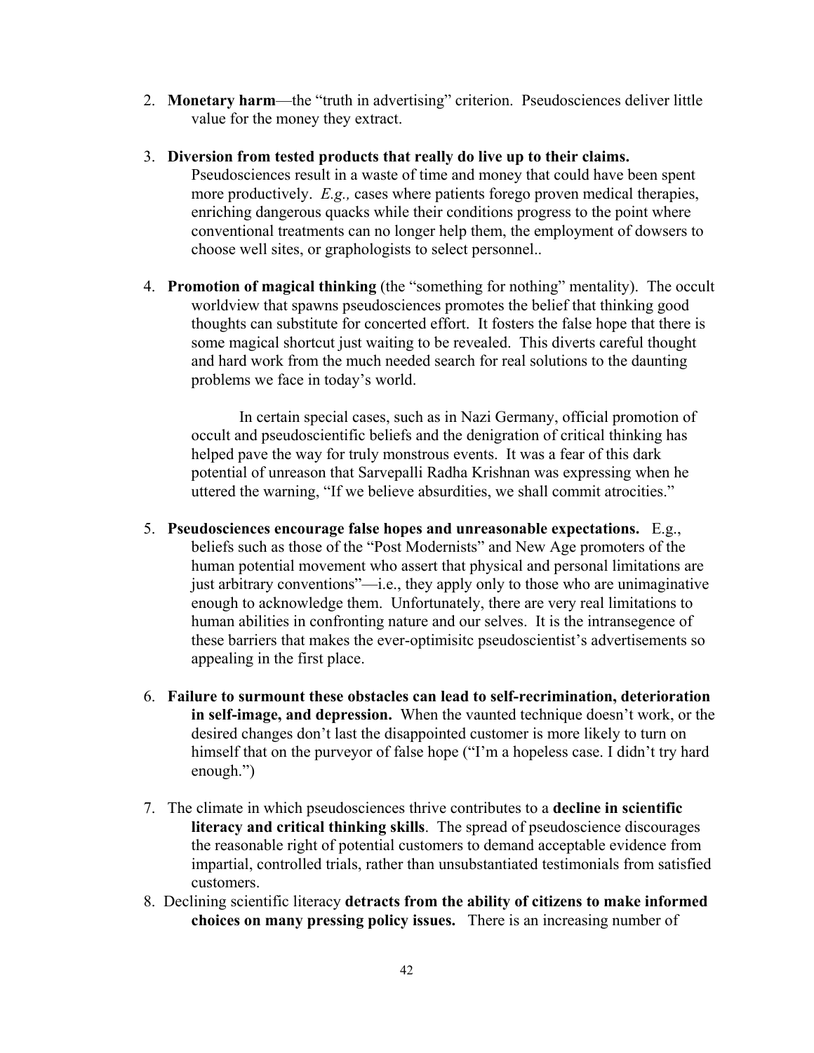2. **Monetary harm**—the "truth in advertising" criterion. Pseudosciences deliver little value for the money they extract.

3. **Diversion from tested products that really do live up to their claims.** Pseudosciences result in a waste of time and money that could have been spent more productively. *E.g.,* cases where patients forego proven medical therapies, enriching dangerous quacks while their conditions progress to the point where conventional treatments can no longer help them, the employment of dowsers to choose well sites, or graphologists to select personnel..

4. **Promotion of magical thinking** (the "something for nothing" mentality). The occult worldview that spawns pseudosciences promotes the belief that thinking good thoughts can substitute for concerted effort. It fosters the false hope that there is some magical shortcut just waiting to be revealed. This diverts careful thought and hard work from the much needed search for real solutions to the daunting problems we face in today's world.

   In certain special cases, such as in Nazi Germany, official promotion of occult and pseudoscientific beliefs and the denigration of critical thinking has helped pave the way for truly monstrous events. It was a fear of this dark potential of unreason that Sarvepalli Radha Krishnan was expressing when he uttered the warning, "If we believe absurdities, we shall commit atrocities."

5. **Pseudosciences encourage false hopes and unreasonable expectations.** E.g., beliefs such as those of the "Post Modernists" and New Age promoters of the human potential movement who assert that physical and personal limitations are just arbitrary conventions"—i.e., they apply only to those who are unimaginative enough to acknowledge them. Unfortunately, there are very real limitations to human abilities in confronting nature and our selves. It is the intransegence of these barriers that makes the ever-optimisitc pseudoscientist's advertisements so appealing in the first place.

6. **Failure to surmount these obstacles can lead to self-recrimination, deterioration in self-image, and depression.** When the vaunted technique doesn't work, or the desired changes don't last the disappointed customer is more likely to turn on himself that on the purveyor of false hope ("I'm a hopeless case. I didn't try hard enough.")

7. The climate in which pseudosciences thrive contributes to a **decline in scientific literacy and critical thinking skills**. The spread of pseudoscience discourages the reasonable right of potential customers to demand acceptable evidence from impartial, controlled trials, rather than unsubstantiated testimonials from satisfied customers.

8. Declining scientific literacy **detracts from the ability of citizens to make informed choices on many pressing policy issues.** There is an increasing number of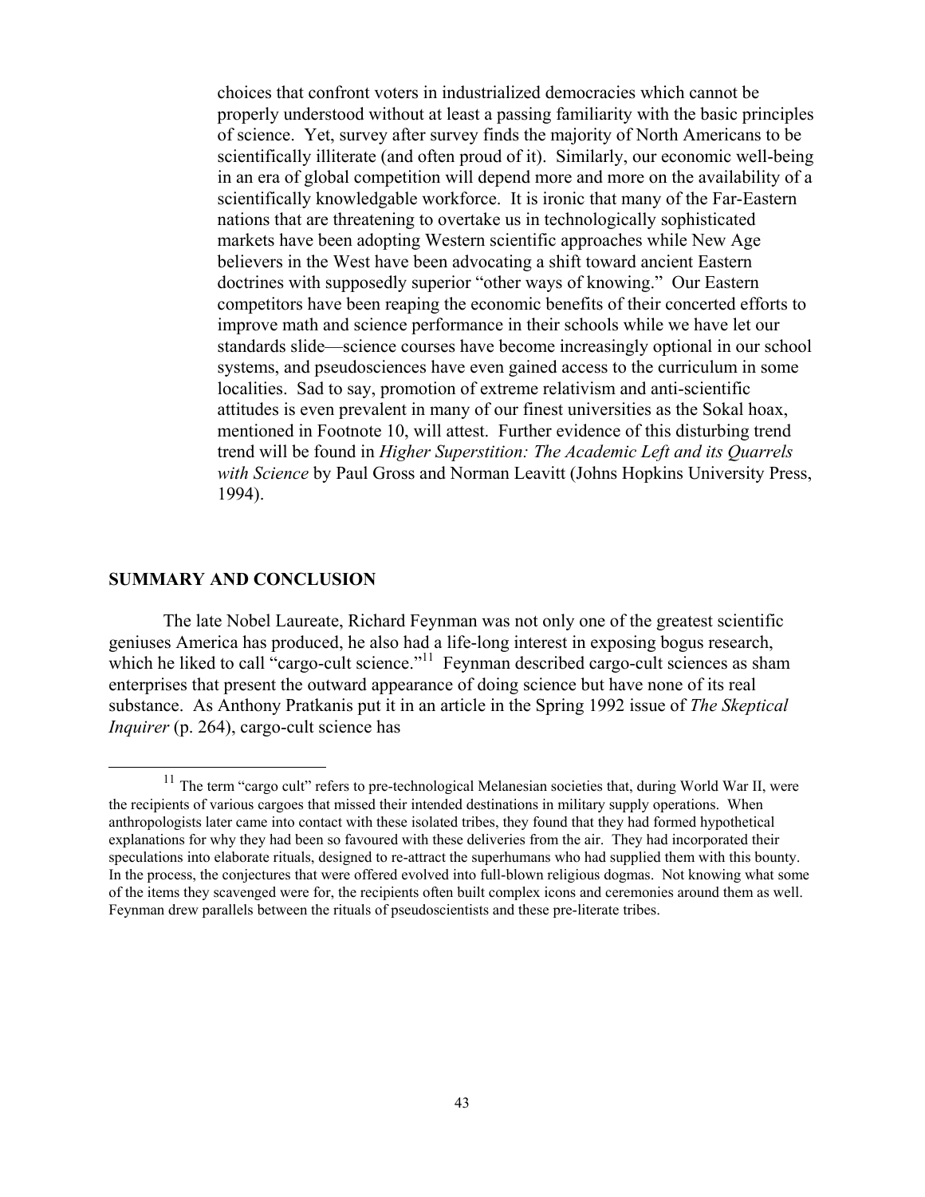choices that confront voters in industrialized democracies which cannot be properly understood without at least a passing familiarity with the basic principles of science. Yet, survey after survey finds the majority of North Americans to be scientifically illiterate (and often proud of it). Similarly, our economic well-being in an era of global competition will depend more and more on the availability of a scientifically knowledgable workforce. It is ironic that many of the Far-Eastern nations that are threatening to overtake us in technologically sophisticated markets have been adopting Western scientific approaches while New Age believers in the West have been advocating a shift toward ancient Eastern doctrines with supposedly superior "other ways of knowing." Our Eastern competitors have been reaping the economic benefits of their concerted efforts to improve math and science performance in their schools while we have let our standards slide—science courses have become increasingly optional in our school systems, and pseudosciences have even gained access to the curriculum in some localities. Sad to say, promotion of extreme relativism and anti-scientific attitudes is even prevalent in many of our finest universities as the Sokal hoax, mentioned in Footnote 10, will attest. Further evidence of this disturbing trend trend will be found in *Higher Superstition: The Academic Left and its Quarrels with Science* by Paul Gross and Norman Leavitt (Johns Hopkins University Press, 1994).

## SUMMARY AND CONCLUSION

The late Nobel Laureate, Richard Feynman was not only one of the greatest scientific geniuses America has produced, he also had a life-long interest in exposing bogus research, which he liked to call "cargo-cult science."[11] Feynman described cargo-cult sciences as sham enterprises that present the outward appearance of doing science but have none of its real substance. As Anthony Pratkanis put it in an article in the Spring 1992 issue of *The Skeptical Inquirer* (p. 264), cargo-cult science has

---

[11] The term "cargo cult" refers to pre-technological Melanesian societies that, during World War II, were the recipients of various cargoes that missed their intended destinations in military supply operations. When anthropologists later came into contact with these isolated tribes, they found that they had formed hypothetical explanations for why they had been so favoured with these deliveries from the air. They had incorporated their speculations into elaborate rituals, designed to re-attract the superhumans who had supplied them with this bounty. In the process, the conjectures that were offered evolved into full-blown religious dogmas. Not knowing what some of the items they scavenged were for, the recipients often built complex icons and ceremonies around them as well. Feynman drew parallels between the rituals of pseudoscientists and these pre-literate tribes.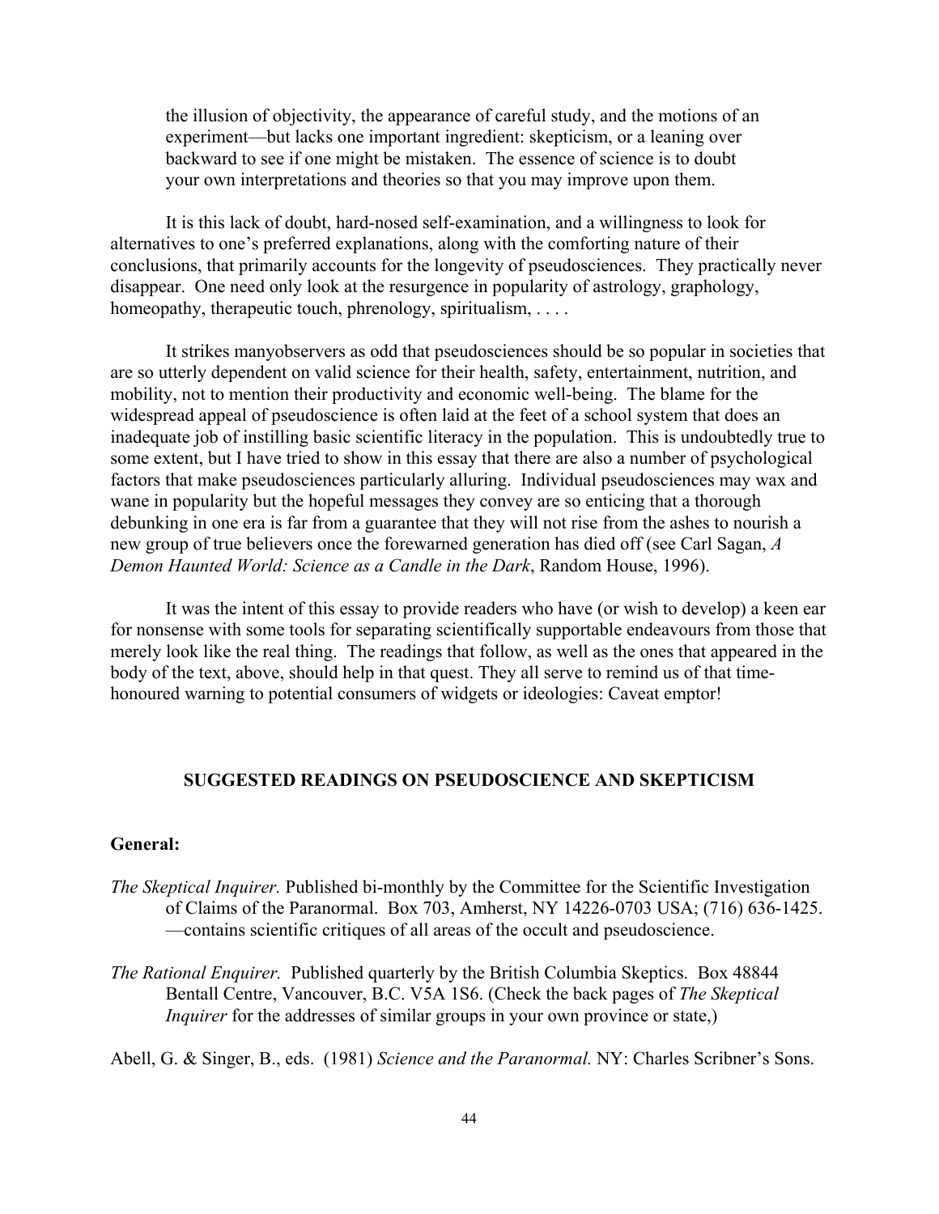the illusion of objectivity, the appearance of careful study, and the motions of an experiment—but lacks one important ingredient: skepticism, or a leaning over backward to see if one might be mistaken. The essence of science is to doubt your own interpretations and theories so that you may improve upon them.

It is this lack of doubt, hard-nosed self-examination, and a willingness to look for alternatives to one's preferred explanations, along with the comforting nature of their conclusions, that primarily accounts for the longevity of pseudosciences. They practically never disappear. One need only look at the resurgence in popularity of astrology, graphology, homeopathy, therapeutic touch, phrenology, spiritualism, . . . .

It strikes manyobservers as odd that pseudosciences should be so popular in societies that are so utterly dependent on valid science for their health, safety, entertainment, nutrition, and mobility, not to mention their productivity and economic well-being. The blame for the widespread appeal of pseudoscience is often laid at the feet of a school system that does an inadequate job of instilling basic scientific literacy in the population. This is undoubtedly true to some extent, but I have tried to show in this essay that there are also a number of psychological factors that make pseudosciences particularly alluring. Individual pseudosciences may wax and wane in popularity but the hopeful messages they convey are so enticing that a thorough debunking in one era is far from a guarantee that they will not rise from the ashes to nourish a new group of true believers once the forewarned generation has died off (see Carl Sagan, *A Demon Haunted World: Science as a Candle in the Dark*, Random House, 1996).

It was the intent of this essay to provide readers who have (or wish to develop) a keen ear for nonsense with some tools for separating scientifically supportable endeavours from those that merely look like the real thing. The readings that follow, as well as the ones that appeared in the body of the text, above, should help in that quest. They all serve to remind us of that time-honoured warning to potential consumers of widgets or ideologies: Caveat emptor!

## SUGGESTED READINGS ON PSEUDOSCIENCE AND SKEPTICISM

### General:

*The Skeptical Inquirer.* Published bi-monthly by the Committee for the Scientific Investigation of Claims of the Paranormal. Box 703, Amherst, NY 14226-0703 USA; (716) 636-1425. —contains scientific critiques of all areas of the occult and pseudoscience.

*The Rational Enquirer.* Published quarterly by the British Columbia Skeptics. Box 48844 Bentall Centre, Vancouver, B.C. V5A 1S6. (Check the back pages of *The Skeptical Inquirer* for the addresses of similar groups in your own province or state,)

Abell, G. & Singer, B., eds. (1981) *Science and the Paranormal.* NY: Charles Scribner's Sons.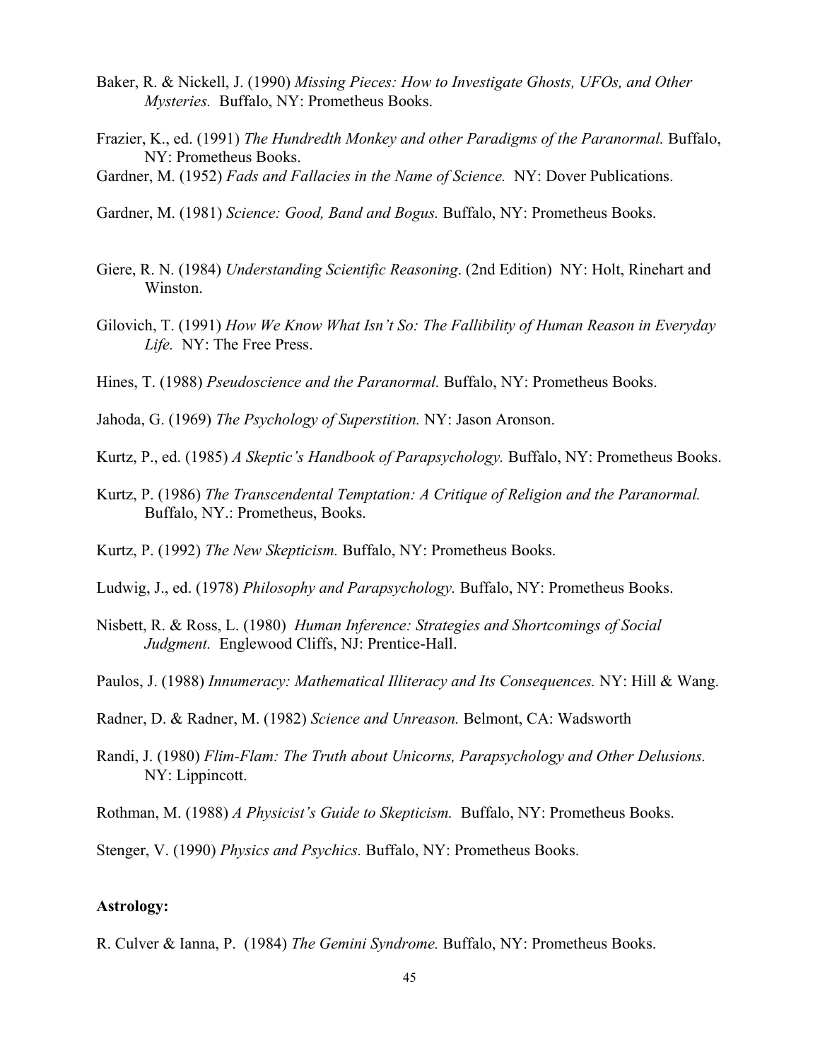Baker, R. & Nickell, J. (1990) *Missing Pieces: How to Investigate Ghosts, UFOs, and Other Mysteries.* Buffalo, NY: Prometheus Books.

Frazier, K., ed. (1991) *The Hundredth Monkey and other Paradigms of the Paranormal.* Buffalo, NY: Prometheus Books.

Gardner, M. (1952) *Fads and Fallacies in the Name of Science.* NY: Dover Publications.

Gardner, M. (1981) *Science: Good, Band and Bogus.* Buffalo, NY: Prometheus Books.

Giere, R. N. (1984) *Understanding Scientific Reasoning*. (2nd Edition) NY: Holt, Rinehart and Winston.

Gilovich, T. (1991) *How We Know What Isn't So: The Fallibility of Human Reason in Everyday Life.* NY: The Free Press.

Hines, T. (1988) *Pseudoscience and the Paranormal.* Buffalo, NY: Prometheus Books.

Jahoda, G. (1969) *The Psychology of Superstition.* NY: Jason Aronson.

Kurtz, P., ed. (1985) *A Skeptic's Handbook of Parapsychology.* Buffalo, NY: Prometheus Books.

Kurtz, P. (1986) *The Transcendental Temptation: A Critique of Religion and the Paranormal.* Buffalo, NY.: Prometheus, Books.

Kurtz, P. (1992) *The New Skepticism.* Buffalo, NY: Prometheus Books.

Ludwig, J., ed. (1978) *Philosophy and Parapsychology.* Buffalo, NY: Prometheus Books.

Nisbett, R. & Ross, L. (1980) *Human Inference: Strategies and Shortcomings of Social Judgment.* Englewood Cliffs, NJ: Prentice-Hall.

Paulos, J. (1988) *Innumeracy: Mathematical Illiteracy and Its Consequences.* NY: Hill & Wang.

Radner, D. & Radner, M. (1982) *Science and Unreason.* Belmont, CA: Wadsworth

Randi, J. (1980) *Flim-Flam: The Truth about Unicorns, Parapsychology and Other Delusions.* NY: Lippincott.

Rothman, M. (1988) *A Physicist's Guide to Skepticism.* Buffalo, NY: Prometheus Books.

Stenger, V. (1990) *Physics and Psychics.* Buffalo, NY: Prometheus Books.

**Astrology:**

R. Culver & Ianna, P. (1984) *The Gemini Syndrome.* Buffalo, NY: Prometheus Books.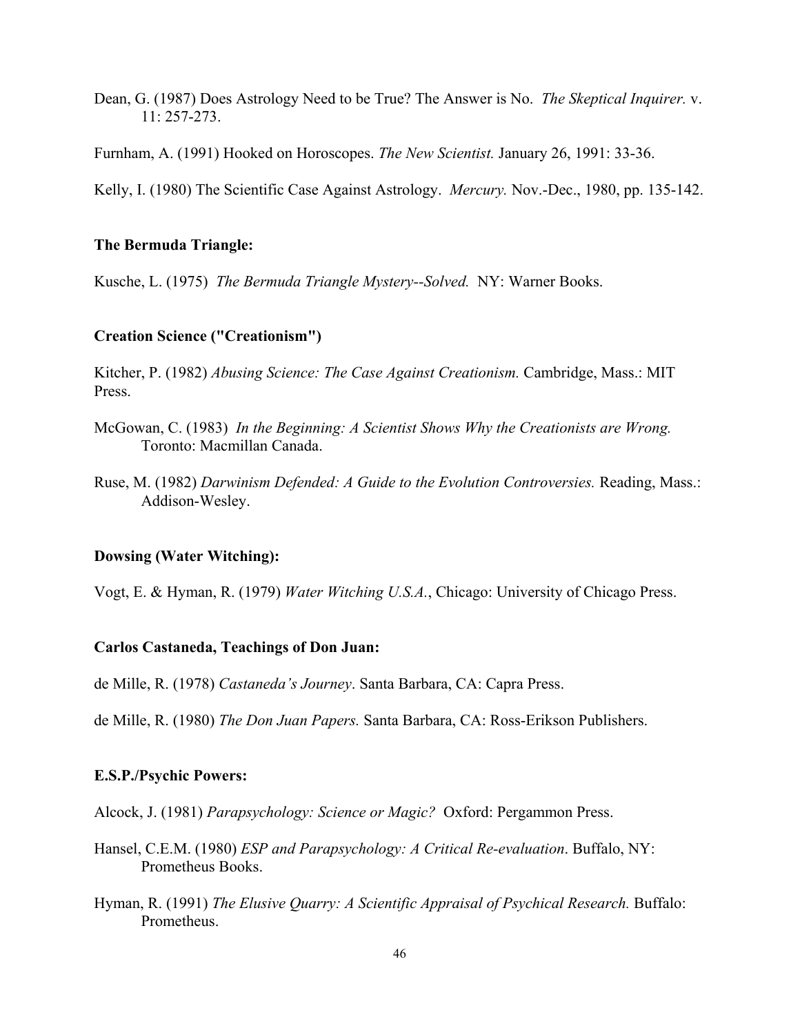Dean, G. (1987) Does Astrology Need to be True? The Answer is No. *The Skeptical Inquirer.* v. 11: 257-273.

Furnham, A. (1991) Hooked on Horoscopes. *The New Scientist.* January 26, 1991: 33-36.

Kelly, I. (1980) The Scientific Case Against Astrology. *Mercury.* Nov.-Dec., 1980, pp. 135-142.

**The Bermuda Triangle:**

Kusche, L. (1975) *The Bermuda Triangle Mystery--Solved.* NY: Warner Books.

**Creation Science ("Creationism")**

Kitcher, P. (1982) *Abusing Science: The Case Against Creationism.* Cambridge, Mass.: MIT Press.

McGowan, C. (1983) *In the Beginning: A Scientist Shows Why the Creationists are Wrong.* Toronto: Macmillan Canada.

Ruse, M. (1982) *Darwinism Defended: A Guide to the Evolution Controversies.* Reading, Mass.: Addison-Wesley.

**Dowsing (Water Witching):**

Vogt, E. & Hyman, R. (1979) *Water Witching U.S.A.*, Chicago: University of Chicago Press.

**Carlos Castaneda, Teachings of Don Juan:**

de Mille, R. (1978) *Castaneda's Journey*. Santa Barbara, CA: Capra Press.

de Mille, R. (1980) *The Don Juan Papers.* Santa Barbara, CA: Ross-Erikson Publishers.

**E.S.P./Psychic Powers:**

Alcock, J. (1981) *Parapsychology: Science or Magic?* Oxford: Pergammon Press.

Hansel, C.E.M. (1980) *ESP and Parapsychology: A Critical Re-evaluation*. Buffalo, NY: Prometheus Books.

Hyman, R. (1991) *The Elusive Quarry: A Scientific Appraisal of Psychical Research.* Buffalo: Prometheus.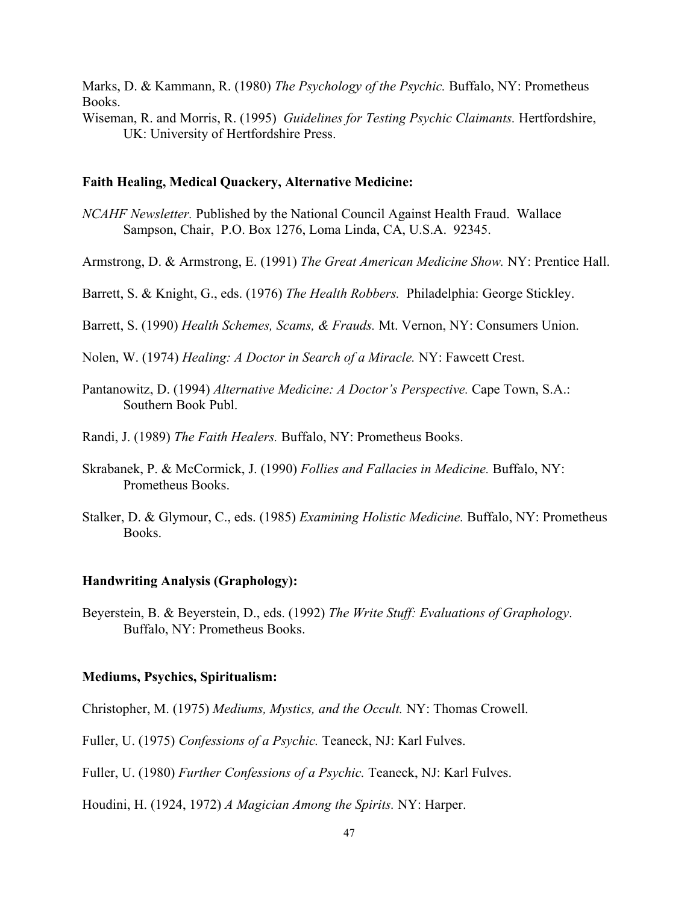Marks, D. & Kammann, R. (1980) *The Psychology of the Psychic.* Buffalo, NY: Prometheus Books.

Wiseman, R. and Morris, R. (1995) *Guidelines for Testing Psychic Claimants.* Hertfordshire, UK: University of Hertfordshire Press.

**Faith Healing, Medical Quackery, Alternative Medicine:**

*NCAHF Newsletter.* Published by the National Council Against Health Fraud. Wallace Sampson, Chair, P.O. Box 1276, Loma Linda, CA, U.S.A. 92345.

Armstrong, D. & Armstrong, E. (1991) *The Great American Medicine Show.* NY: Prentice Hall.

Barrett, S. & Knight, G., eds. (1976) *The Health Robbers.* Philadelphia: George Stickley.

Barrett, S. (1990) *Health Schemes, Scams, & Frauds.* Mt. Vernon, NY: Consumers Union.

Nolen, W. (1974) *Healing: A Doctor in Search of a Miracle.* NY: Fawcett Crest.

Pantanowitz, D. (1994) *Alternative Medicine: A Doctor's Perspective.* Cape Town, S.A.: Southern Book Publ.

Randi, J. (1989) *The Faith Healers.* Buffalo, NY: Prometheus Books.

Skrabanek, P. & McCormick, J. (1990) *Follies and Fallacies in Medicine.* Buffalo, NY: Prometheus Books.

Stalker, D. & Glymour, C., eds. (1985) *Examining Holistic Medicine.* Buffalo, NY: Prometheus Books.

**Handwriting Analysis (Graphology):**

Beyerstein, B. & Beyerstein, D., eds. (1992) *The Write Stuff: Evaluations of Graphology*. Buffalo, NY: Prometheus Books.

**Mediums, Psychics, Spiritualism:**

Christopher, M. (1975) *Mediums, Mystics, and the Occult.* NY: Thomas Crowell.

Fuller, U. (1975) *Confessions of a Psychic.* Teaneck, NJ: Karl Fulves.

Fuller, U. (1980) *Further Confessions of a Psychic.* Teaneck, NJ: Karl Fulves.

Houdini, H. (1924, 1972) *A Magician Among the Spirits.* NY: Harper.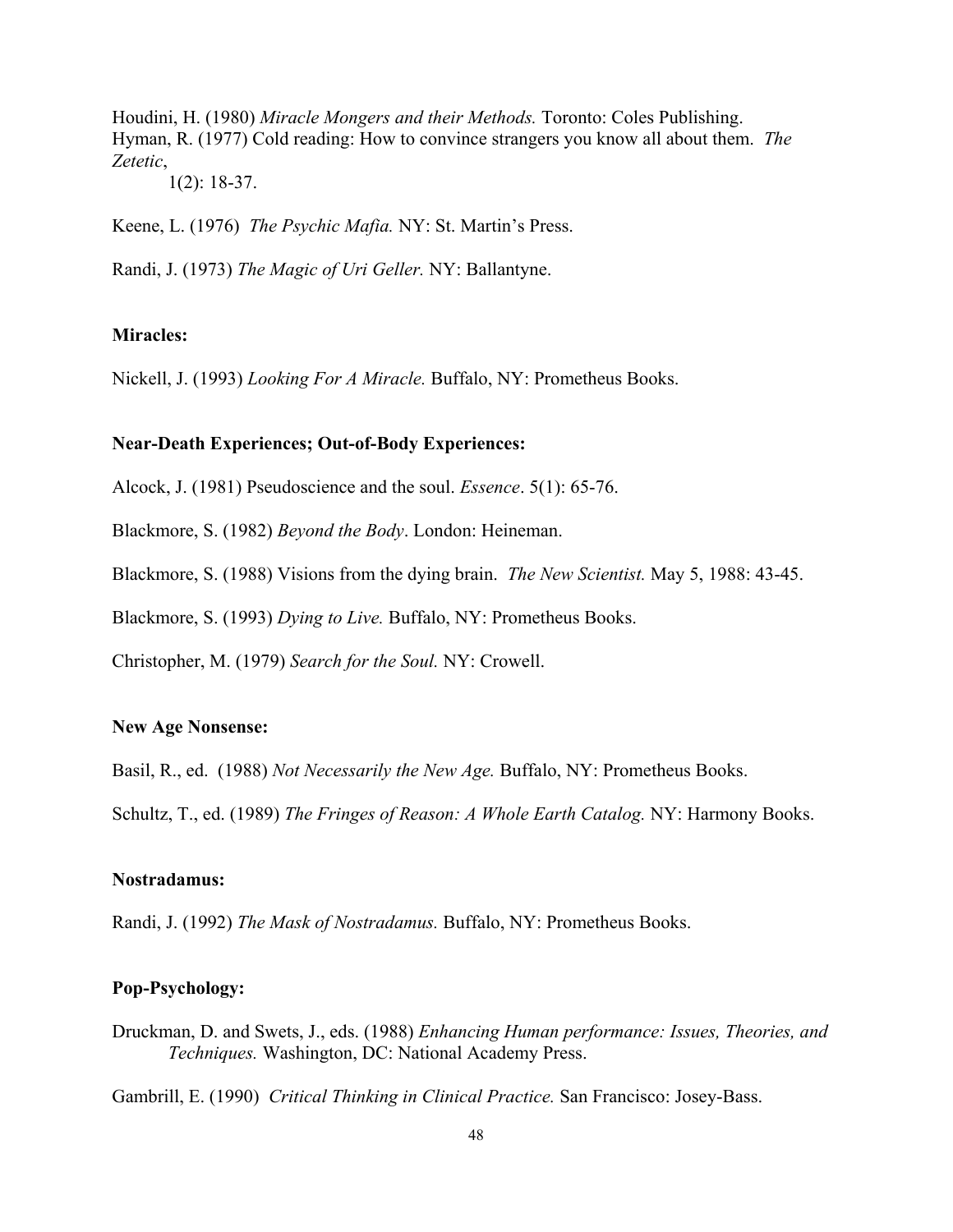Houdini, H. (1980) *Miracle Mongers and their Methods.* Toronto: Coles Publishing.
Hyman, R. (1977) Cold reading: How to convince strangers you know all about them. *The Zetetic*, 1(2): 18-37.

Keene, L. (1976) *The Psychic Mafia.* NY: St. Martin's Press.

Randi, J. (1973) *The Magic of Uri Geller.* NY: Ballantyne.

**Miracles:**

Nickell, J. (1993) *Looking For A Miracle.* Buffalo, NY: Prometheus Books.

**Near-Death Experiences; Out-of-Body Experiences:**

Alcock, J. (1981) Pseudoscience and the soul. *Essence*. 5(1): 65-76.

Blackmore, S. (1982) *Beyond the Body*. London: Heineman.

Blackmore, S. (1988) Visions from the dying brain. *The New Scientist.* May 5, 1988: 43-45.

Blackmore, S. (1993) *Dying to Live.* Buffalo, NY: Prometheus Books.

Christopher, M. (1979) *Search for the Soul.* NY: Crowell.

**New Age Nonsense:**

Basil, R., ed. (1988) *Not Necessarily the New Age.* Buffalo, NY: Prometheus Books.

Schultz, T., ed. (1989) *The Fringes of Reason: A Whole Earth Catalog.* NY: Harmony Books.

**Nostradamus:**

Randi, J. (1992) *The Mask of Nostradamus.* Buffalo, NY: Prometheus Books.

**Pop-Psychology:**

Druckman, D. and Swets, J., eds. (1988) *Enhancing Human performance: Issues, Theories, and Techniques.* Washington, DC: National Academy Press.

Gambrill, E. (1990) *Critical Thinking in Clinical Practice.* San Francisco: Josey-Bass.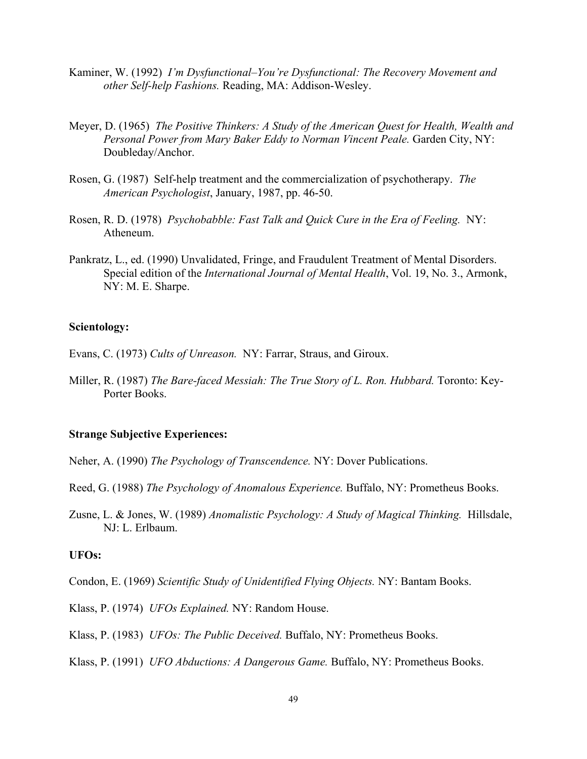Kaminer, W. (1992) *I'm Dysfunctional–You're Dysfunctional: The Recovery Movement and other Self-help Fashions.* Reading, MA: Addison-Wesley.

Meyer, D. (1965) *The Positive Thinkers: A Study of the American Quest for Health, Wealth and Personal Power from Mary Baker Eddy to Norman Vincent Peale.* Garden City, NY: Doubleday/Anchor.

Rosen, G. (1987) Self-help treatment and the commercialization of psychotherapy. *The American Psychologist*, January, 1987, pp. 46-50.

Rosen, R. D. (1978) *Psychobabble: Fast Talk and Quick Cure in the Era of Feeling.* NY: Atheneum.

Pankratz, L., ed. (1990) Unvalidated, Fringe, and Fraudulent Treatment of Mental Disorders. Special edition of the *International Journal of Mental Health*, Vol. 19, No. 3., Armonk, NY: M. E. Sharpe.

**Scientology:**

Evans, C. (1973) *Cults of Unreason.* NY: Farrar, Straus, and Giroux.

Miller, R. (1987) *The Bare-faced Messiah: The True Story of L. Ron. Hubbard.* Toronto: Key-Porter Books.

**Strange Subjective Experiences:**

Neher, A. (1990) *The Psychology of Transcendence.* NY: Dover Publications.

Reed, G. (1988) *The Psychology of Anomalous Experience.* Buffalo, NY: Prometheus Books.

Zusne, L. & Jones, W. (1989) *Anomalistic Psychology: A Study of Magical Thinking.* Hillsdale, NJ: L. Erlbaum.

**UFOs:**

Condon, E. (1969) *Scientific Study of Unidentified Flying Objects.* NY: Bantam Books.

Klass, P. (1974) *UFOs Explained.* NY: Random House.

Klass, P. (1983) *UFOs: The Public Deceived.* Buffalo, NY: Prometheus Books.

Klass, P. (1991) *UFO Abductions: A Dangerous Game.* Buffalo, NY: Prometheus Books.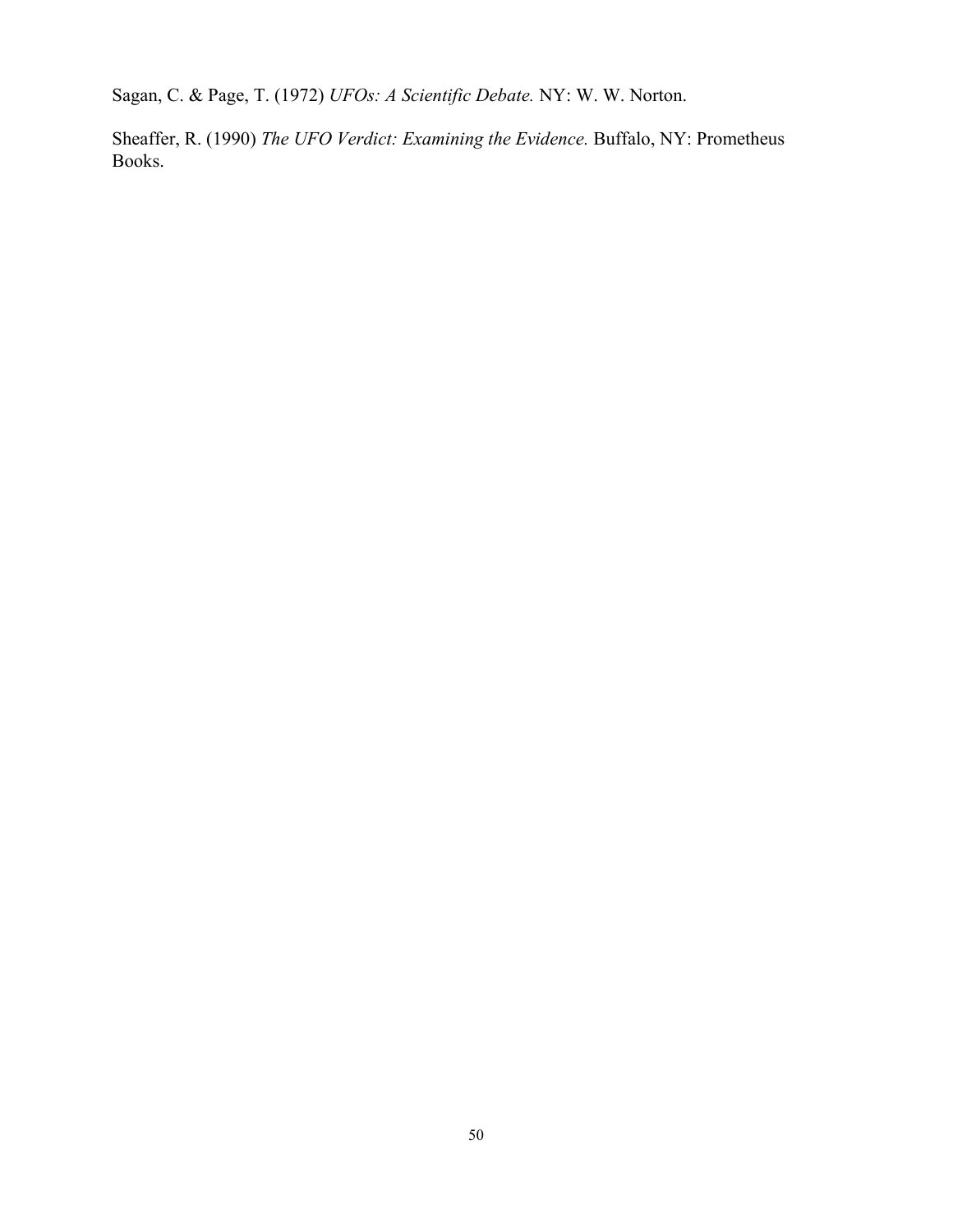Sagan, C. & Page, T. (1972) *UFOs: A Scientific Debate.* NY: W. W. Norton.

Sheaffer, R. (1990) *The UFO Verdict: Examining the Evidence.* Buffalo, NY: Prometheus Books.